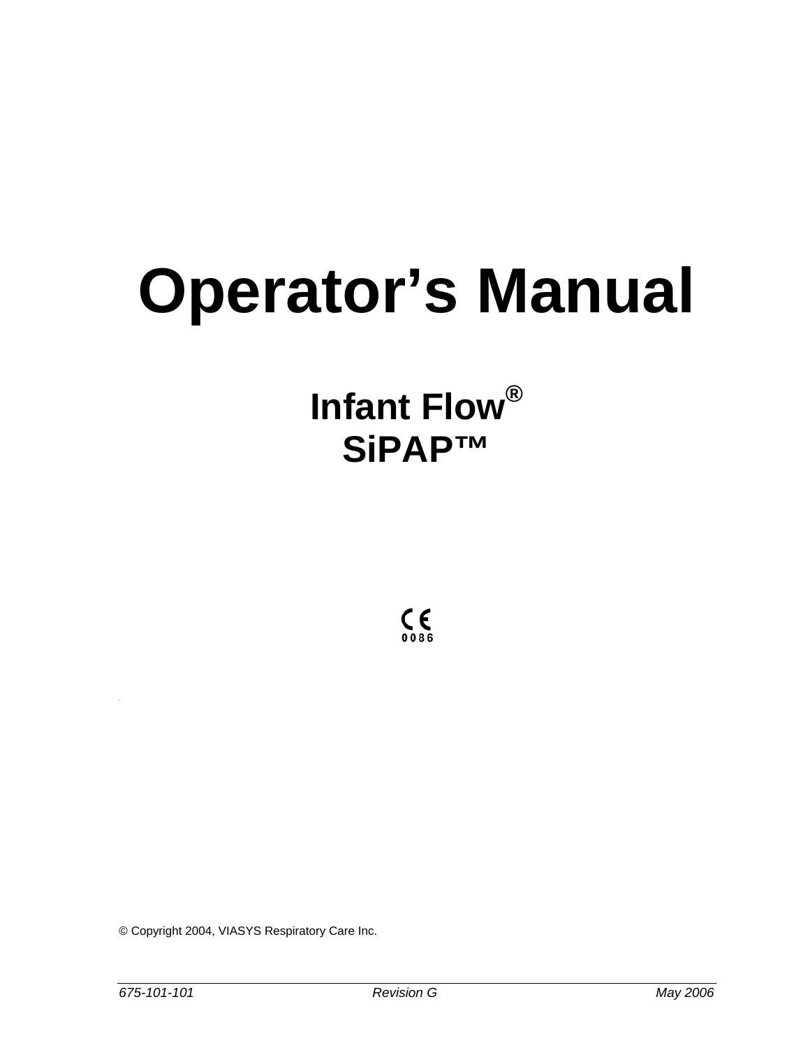# Operator's Manual

## Infant Flow®
## SiPAP™

CE 0086

© Copyright 2004, VIASYS Respiratory Care Inc.

*675-101-101* *Revision G* *May 2006*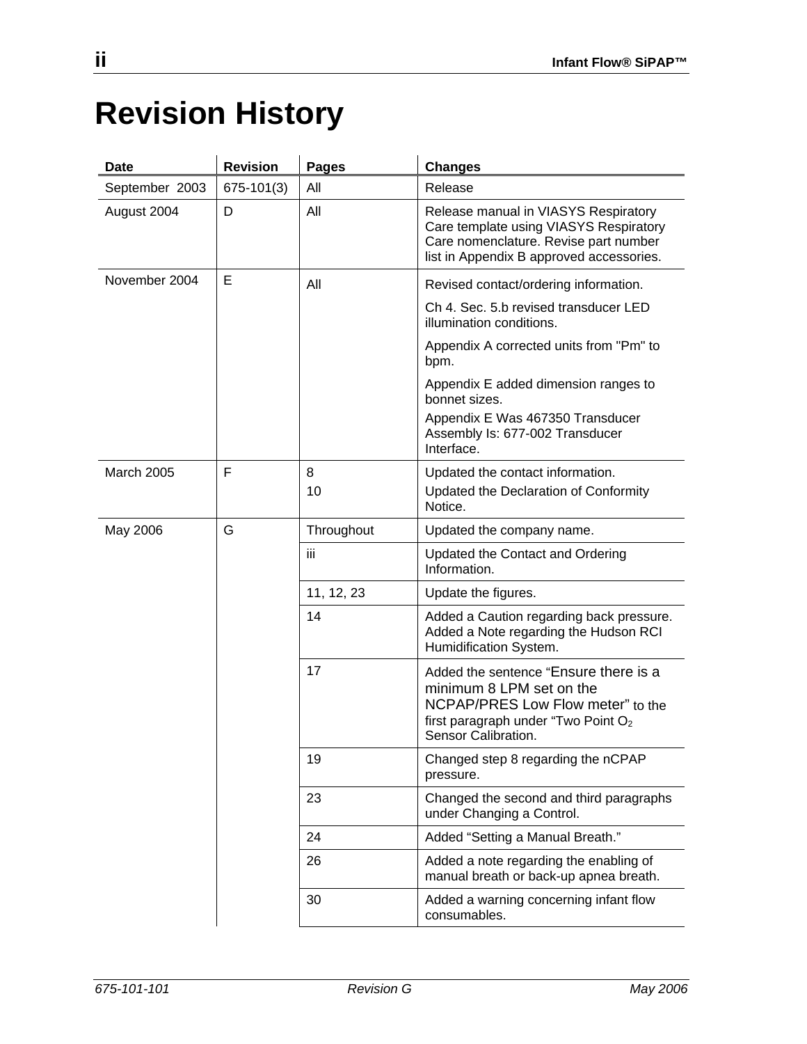# Revision History

| Date | Revision | Pages | Changes |
|---|---|---|---|
| September 2003 | 675-101(3) | All | Release |
| August 2004 | D | All | Release manual in VIASYS Respiratory Care template using VIASYS Respiratory Care nomenclature. Revise part number list in Appendix B approved accessories. |
| November 2004 | E | All | Revised contact/ordering information.<br>Ch 4. Sec. 5.b revised transducer LED illumination conditions.<br>Appendix A corrected units from "Pm" to bpm.<br>Appendix E added dimension ranges to bonnet sizes.<br>Appendix E Was 467350 Transducer Assembly Is: 677-002 Transducer Interface. |
| March 2005 | F | 8<br>10 | Updated the contact information.<br>Updated the Declaration of Conformity Notice. |
| May 2006 | G | Throughout | Updated the company name. |
| | | iii | Updated the Contact and Ordering Information. |
| | | 11, 12, 23 | Update the figures. |
| | | 14 | Added a Caution regarding back pressure. Added a Note regarding the Hudson RCI Humidification System. |
| | | 17 | Added the sentence "Ensure there is a minimum 8 LPM set on the NCPAP/PRES Low Flow meter" to the first paragraph under "Two Point $O_2$ Sensor Calibration. |
| | | 19 | Changed step 8 regarding the nCPAP pressure. |
| | | 23 | Changed the second and third paragraphs under Changing a Control. |
| | | 24 | Added "Setting a Manual Breath." |
| | | 26 | Added a note regarding the enabling of manual breath or back-up apnea breath. |
| | | 30 | Added a warning concerning infant flow consumables. |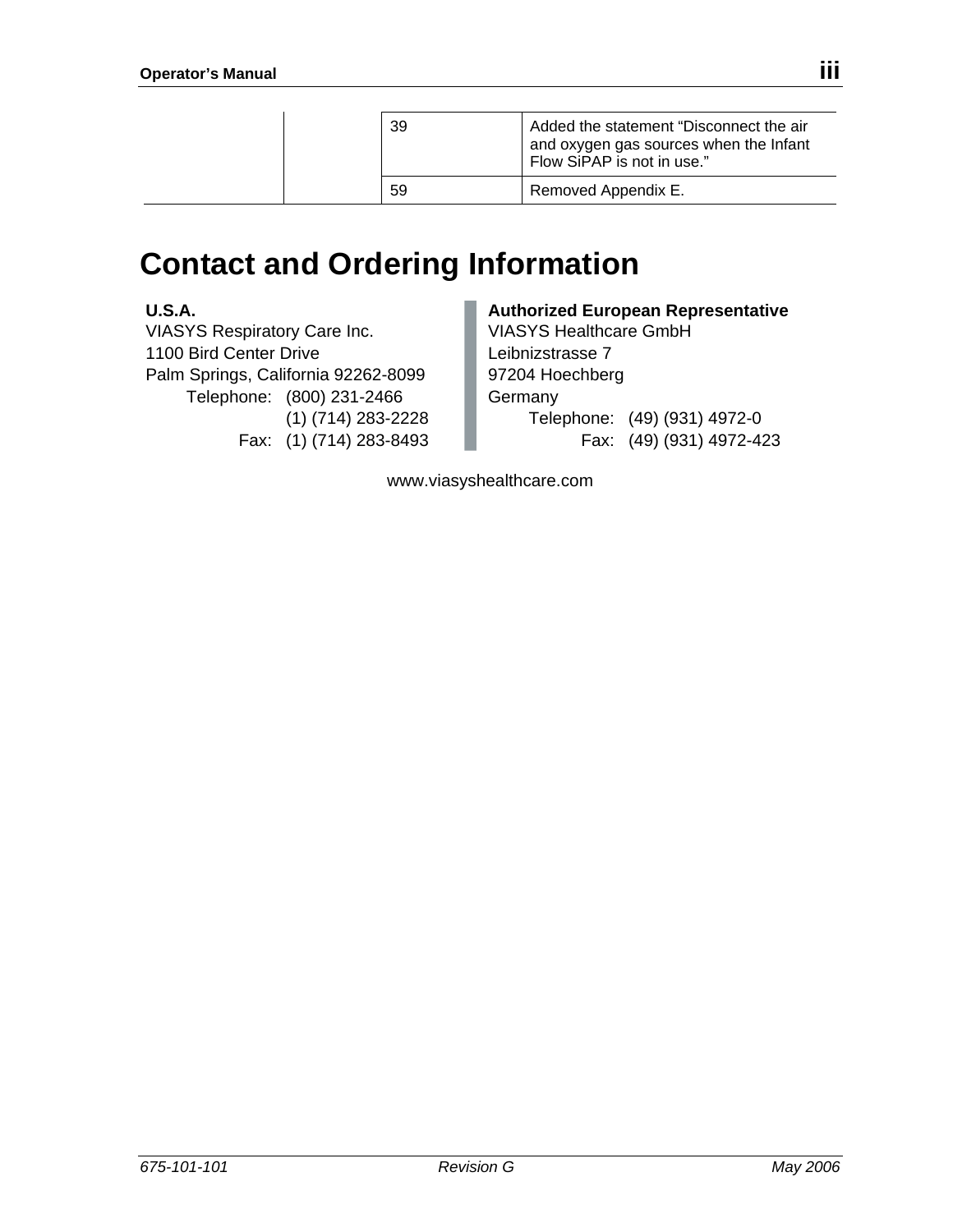| | | | |
|---|---|---|---|
| | | 39 | Added the statement "Disconnect the air and oxygen gas sources when the Infant Flow SiPAP is not in use." |
| | | 59 | Removed Appendix E. |

# Contact and Ordering Information

**U.S.A.**
VIASYS Respiratory Care Inc.
1100 Bird Center Drive
Palm Springs, California 92262-8099
Telephone: (800) 231-2466
(1) (714) 283-2228
Fax: (1) (714) 283-8493

**Authorized European Representative**
VIASYS Healthcare GmbH
Leibnizstrasse 7
97204 Hoechberg
Germany
Telephone: (49) (931) 4972-0
Fax: (49) (931) 4972-423

www.viasyshealthcare.com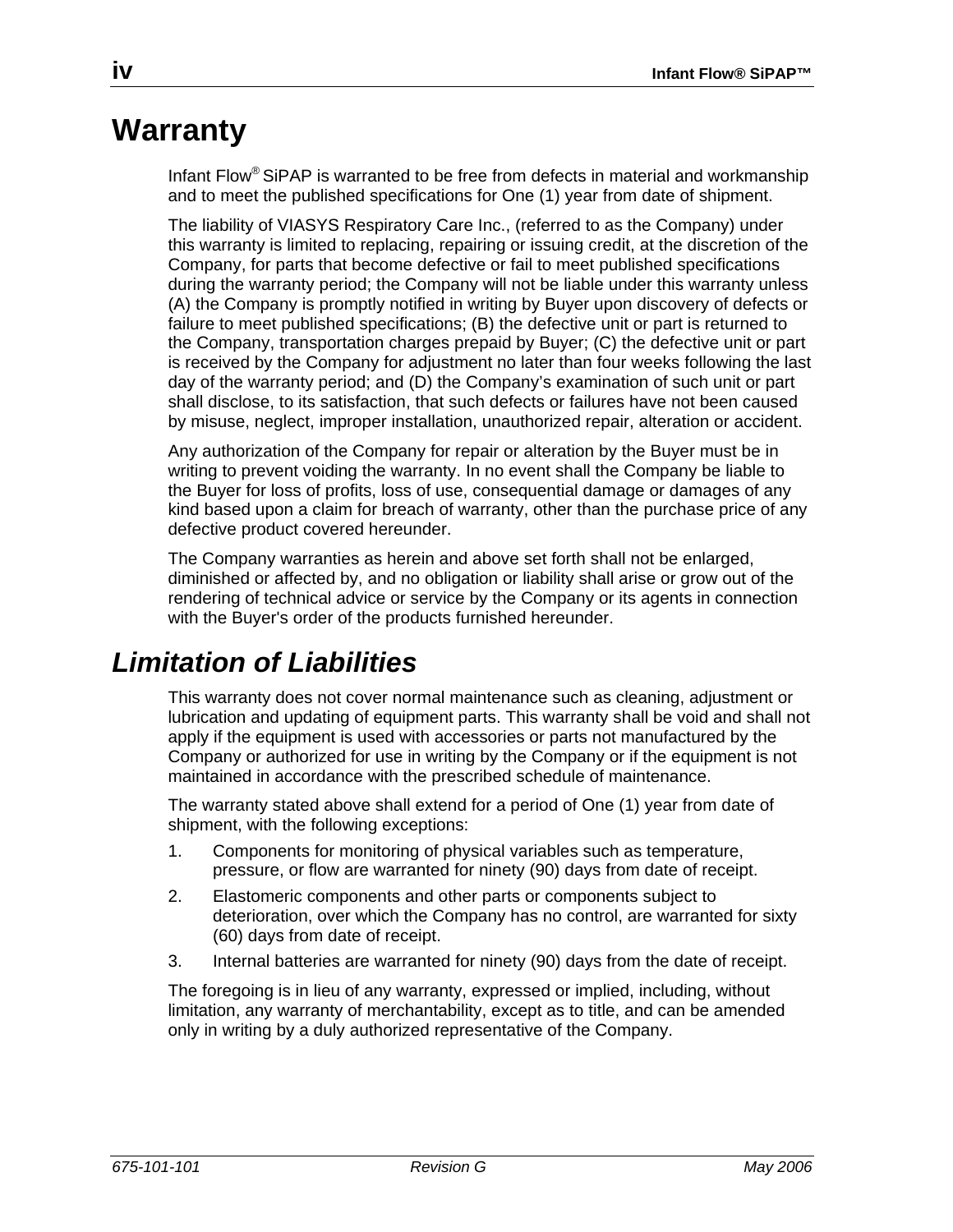# Warranty

Infant Flow® SiPAP is warranted to be free from defects in material and workmanship and to meet the published specifications for One (1) year from date of shipment.

The liability of VIASYS Respiratory Care Inc., (referred to as the Company) under this warranty is limited to replacing, repairing or issuing credit, at the discretion of the Company, for parts that become defective or fail to meet published specifications during the warranty period; the Company will not be liable under this warranty unless (A) the Company is promptly notified in writing by Buyer upon discovery of defects or failure to meet published specifications; (B) the defective unit or part is returned to the Company, transportation charges prepaid by Buyer; (C) the defective unit or part is received by the Company for adjustment no later than four weeks following the last day of the warranty period; and (D) the Company's examination of such unit or part shall disclose, to its satisfaction, that such defects or failures have not been caused by misuse, neglect, improper installation, unauthorized repair, alteration or accident.

Any authorization of the Company for repair or alteration by the Buyer must be in writing to prevent voiding the warranty. In no event shall the Company be liable to the Buyer for loss of profits, loss of use, consequential damage or damages of any kind based upon a claim for breach of warranty, other than the purchase price of any defective product covered hereunder.

The Company warranties as herein and above set forth shall not be enlarged, diminished or affected by, and no obligation or liability shall arise or grow out of the rendering of technical advice or service by the Company or its agents in connection with the Buyer's order of the products furnished hereunder.

## *Limitation of Liabilities*

This warranty does not cover normal maintenance such as cleaning, adjustment or lubrication and updating of equipment parts. This warranty shall be void and shall not apply if the equipment is used with accessories or parts not manufactured by the Company or authorized for use in writing by the Company or if the equipment is not maintained in accordance with the prescribed schedule of maintenance.

The warranty stated above shall extend for a period of One (1) year from date of shipment, with the following exceptions:

1. Components for monitoring of physical variables such as temperature, pressure, or flow are warranted for ninety (90) days from date of receipt.
2. Elastomeric components and other parts or components subject to deterioration, over which the Company has no control, are warranted for sixty (60) days from date of receipt.
3. Internal batteries are warranted for ninety (90) days from the date of receipt.

The foregoing is in lieu of any warranty, expressed or implied, including, without limitation, any warranty of merchantability, except as to title, and can be amended only in writing by a duly authorized representative of the Company.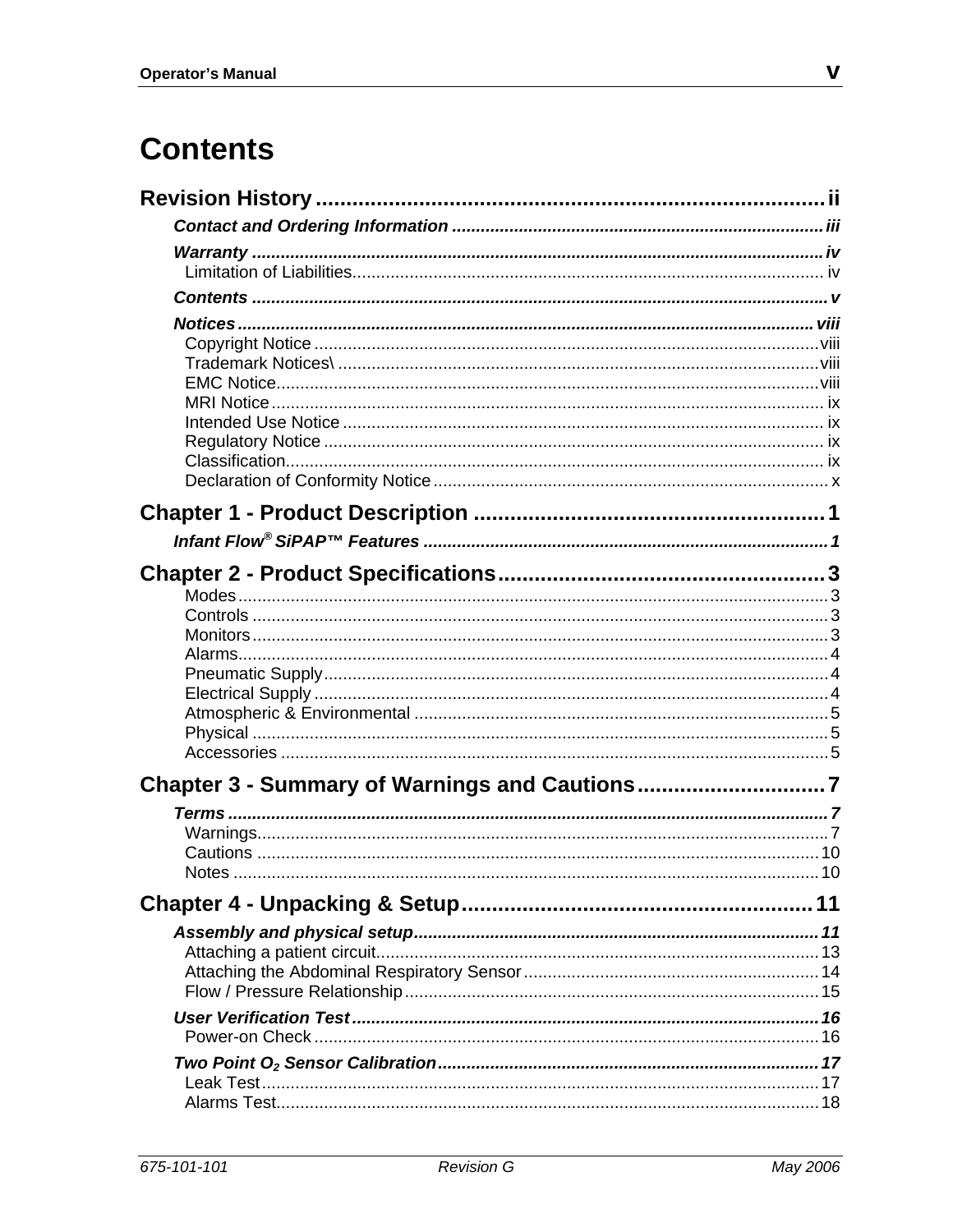# Contents

## Revision History ii

***Contact and Ordering Information*** iii

***Warranty*** iv

- Limitation of Liabilities iv

***Contents*** v

***Notices*** viii

- Copyright Notice viii
- Trademark Notices\ viii
- EMC Notice viii
- MRI Notice ix
- Intended Use Notice ix
- Regulatory Notice ix
- Classification ix
- Declaration of Conformity Notice x

## Chapter 1 - Product Description 1

***Infant Flow® SiPAP™ Features*** 1

## Chapter 2 - Product Specifications 3

- Modes 3
- Controls 3
- Monitors 3
- Alarms 4
- Pneumatic Supply 4
- Electrical Supply 4
- Atmospheric & Environmental 5
- Physical 5
- Accessories 5

## Chapter 3 - Summary of Warnings and Cautions 7

***Terms*** 7

- Warnings 7
- Cautions 10
- Notes 10

## Chapter 4 - Unpacking & Setup 11

***Assembly and physical setup*** 11

- Attaching a patient circuit 13
- Attaching the Abdominal Respiratory Sensor 14
- Flow / Pressure Relationship 15

***User Verification Test*** 16

- Power-on Check 16

***Two Point $O_2$ Sensor Calibration*** 17

- Leak Test 17
- Alarms Test 18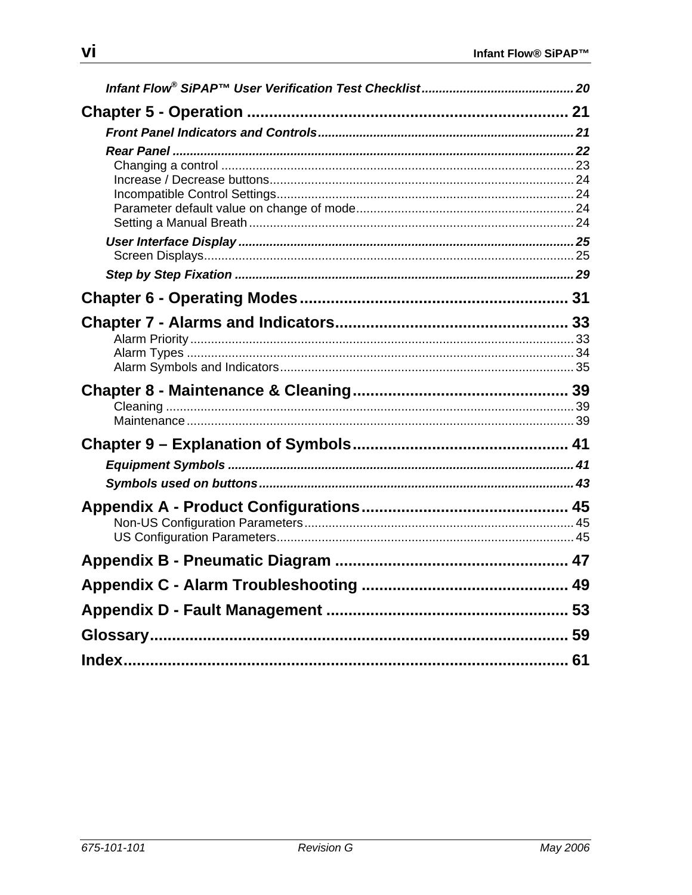*Infant Flow® SiPAP™ User Verification Test Checklist* ........................................... 20

**Chapter 5 - Operation** .......................................................................... 21

*Front Panel Indicators and Controls* ......................................................................... 21

*Rear Panel* ................................................................................................................. 22

Changing a control ..................................................................................................... 23

Increase / Decrease buttons ....................................................................................... 24

Incompatible Control Settings ..................................................................................... 24

Parameter default value on change of mode .............................................................. 24

Setting a Manual Breath ............................................................................................. 24

*User Interface Display* ............................................................................................... 25

Screen Displays .......................................................................................................... 25

*Step by Step Fixation* ................................................................................................ 29

**Chapter 6 - Operating Modes** ............................................................ 31

**Chapter 7 - Alarms and Indicators** .................................................... 33

Alarm Priority .............................................................................................................. 33

Alarm Types ............................................................................................................... 34

Alarm Symbols and Indicators .................................................................................... 35

**Chapter 8 - Maintenance & Cleaning** ................................................ 39

Cleaning ..................................................................................................................... 39

Maintenance ............................................................................................................... 39

**Chapter 9 – Explanation of Symbols** ................................................ 41

*Equipment Symbols* .................................................................................................. 41

*Symbols used on buttons* .......................................................................................... 43

**Appendix A - Product Configurations** .............................................. 45

Non-US Configuration Parameters ............................................................................. 45

US Configuration Parameters ..................................................................................... 45

**Appendix B - Pneumatic Diagram** .................................................... 47

**Appendix C - Alarm Troubleshooting** .............................................. 49

**Appendix D - Fault Management** ...................................................... 53

**Glossary** ............................................................................................... 59

**Index** ...................................................................................................... 61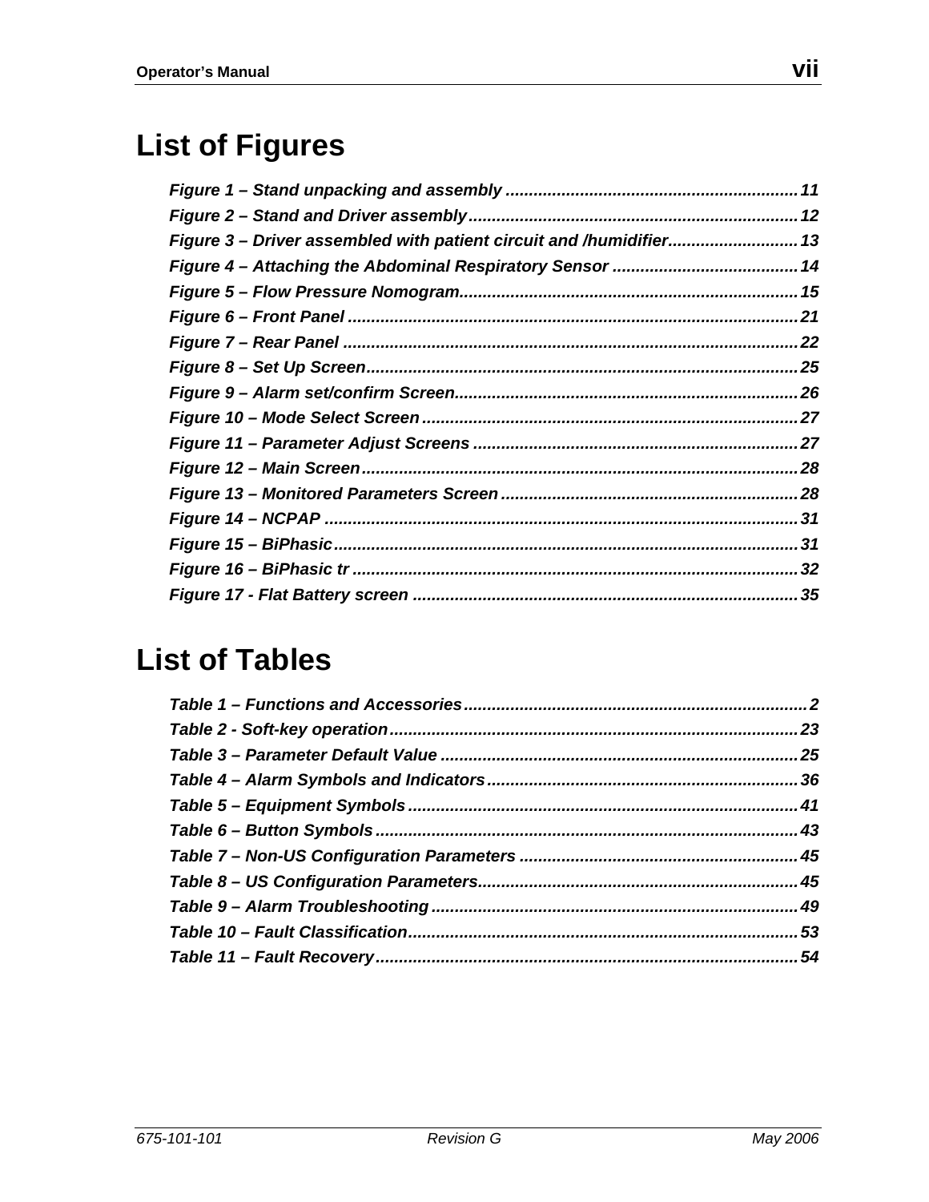# List of Figures

*Figure 1 – Stand unpacking and assembly ............................................................ 11*
*Figure 2 – Stand and Driver assembly..................................................................... 12*
*Figure 3 – Driver assembled with patient circuit and /humidifier........................... 13*
*Figure 4 – Attaching the Abdominal Respiratory Sensor ....................................... 14*
*Figure 5 – Flow Pressure Nomogram...................................................................... 15*
*Figure 6 – Front Panel ............................................................................................. 21*
*Figure 7 – Rear Panel .............................................................................................. 22*
*Figure 8 – Set Up Screen.......................................................................................... 25*
*Figure 9 – Alarm set/confirm Screen....................................................................... 26*
*Figure 10 – Mode Select Screen .............................................................................. 27*
*Figure 11 – Parameter Adjust Screens .................................................................... 27*
*Figure 12 – Main Screen........................................................................................... 28*
*Figure 13 – Monitored Parameters Screen .............................................................. 28*
*Figure 14 – NCPAP .................................................................................................. 31*
*Figure 15 – BiPhasic................................................................................................. 31*
*Figure 16 – BiPhasic tr ............................................................................................ 32*
*Figure 17 - Flat Battery screen ................................................................................ 35*

# List of Tables

*Table 1 – Functions and Accessories......................................................................... 2*
*Table 2 - Soft-key operation...................................................................................... 23*
*Table 3 – Parameter Default Value ........................................................................... 25*
*Table 4 – Alarm Symbols and Indicators.................................................................. 36*
*Table 5 – Equipment Symbols .................................................................................. 41*
*Table 6 – Button Symbols ......................................................................................... 43*
*Table 7 – Non-US Configuration Parameters ........................................................... 45*
*Table 8 – US Configuration Parameters.................................................................... 45*
*Table 9 – Alarm Troubleshooting ............................................................................. 49*
*Table 10 – Fault Classification.................................................................................. 53*
*Table 11 – Fault Recovery......................................................................................... 54*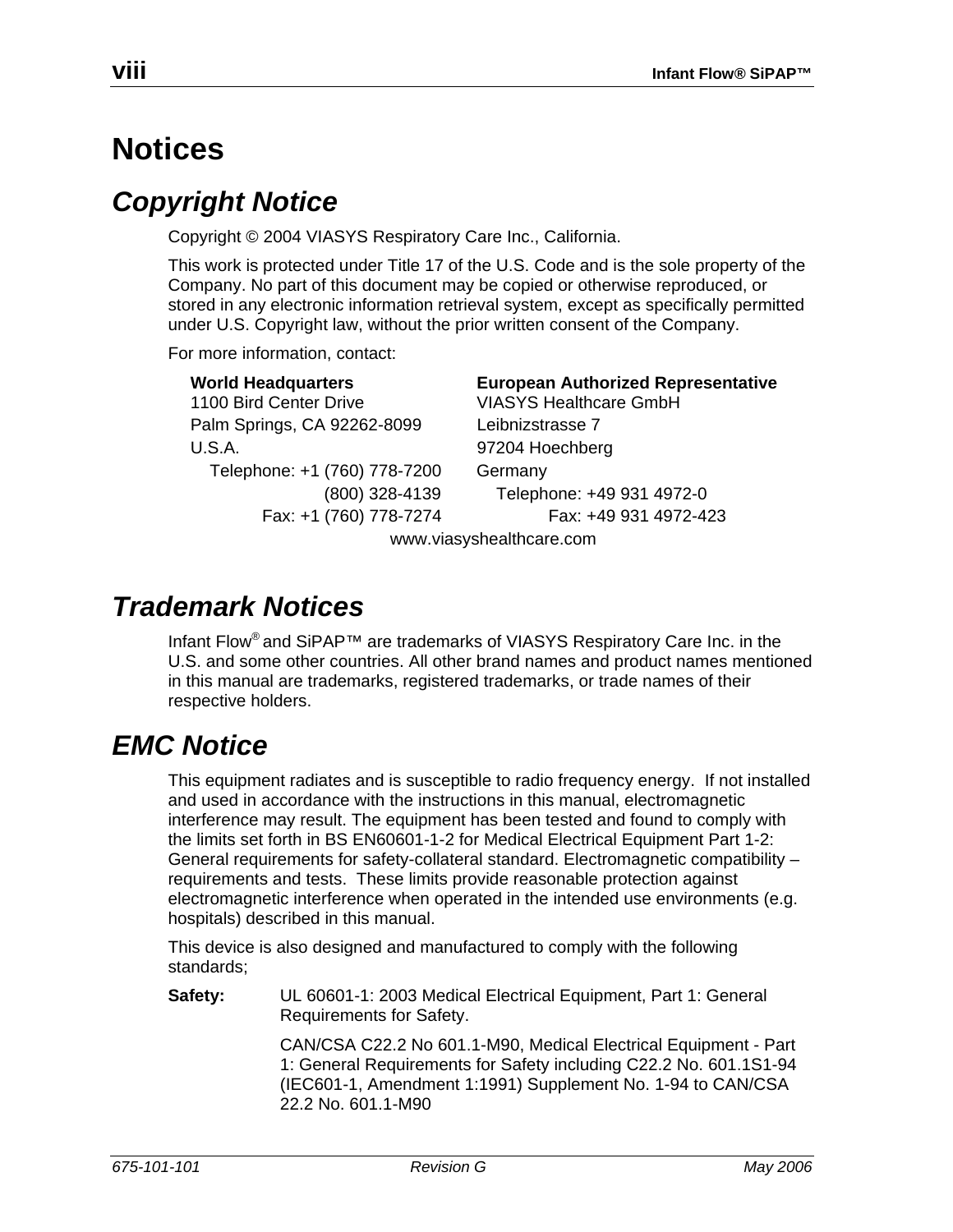# Notices

## Copyright Notice

Copyright © 2004 VIASYS Respiratory Care Inc., California.

This work is protected under Title 17 of the U.S. Code and is the sole property of the Company. No part of this document may be copied or otherwise reproduced, or stored in any electronic information retrieval system, except as specifically permitted under U.S. Copyright law, without the prior written consent of the Company.

For more information, contact:

**World Headquarters**
1100 Bird Center Drive
Palm Springs, CA 92262-8099
U.S.A.
Telephone: +1 (760) 778-7200
(800) 328-4139
Fax: +1 (760) 778-7274

**European Authorized Representative**
VIASYS Healthcare GmbH
Leibnizstrasse 7
97204 Hoechberg
Germany
Telephone: +49 931 4972-0
Fax: +49 931 4972-423

www.viasyshealthcare.com

## Trademark Notices

Infant Flow® and SiPAP™ are trademarks of VIASYS Respiratory Care Inc. in the U.S. and some other countries. All other brand names and product names mentioned in this manual are trademarks, registered trademarks, or trade names of their respective holders.

## EMC Notice

This equipment radiates and is susceptible to radio frequency energy. If not installed and used in accordance with the instructions in this manual, electromagnetic interference may result. The equipment has been tested and found to comply with the limits set forth in BS EN60601-1-2 for Medical Electrical Equipment Part 1-2: General requirements for safety-collateral standard. Electromagnetic compatibility – requirements and tests. These limits provide reasonable protection against electromagnetic interference when operated in the intended use environments (e.g. hospitals) described in this manual.

This device is also designed and manufactured to comply with the following standards;

**Safety:** UL 60601-1: 2003 Medical Electrical Equipment, Part 1: General Requirements for Safety.

CAN/CSA C22.2 No 601.1-M90, Medical Electrical Equipment - Part 1: General Requirements for Safety including C22.2 No. 601.1S1-94 (IEC601-1, Amendment 1:1991) Supplement No. 1-94 to CAN/CSA 22.2 No. 601.1-M90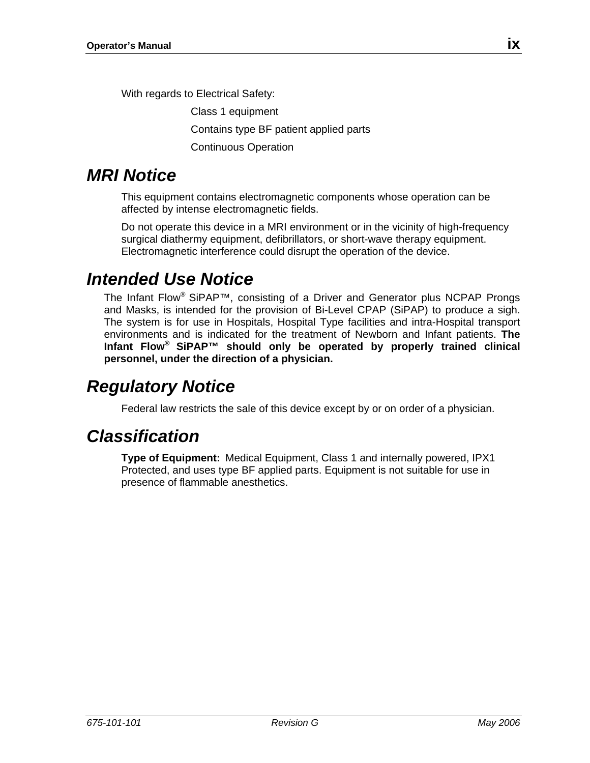With regards to Electrical Safety:

Class 1 equipment

Contains type BF patient applied parts

Continuous Operation

# MRI Notice

This equipment contains electromagnetic components whose operation can be affected by intense electromagnetic fields.

Do not operate this device in a MRI environment or in the vicinity of high-frequency surgical diathermy equipment, defibrillators, or short-wave therapy equipment. Electromagnetic interference could disrupt the operation of the device.

# Intended Use Notice

The Infant Flow® SiPAP™, consisting of a Driver and Generator plus NCPAP Prongs and Masks, is intended for the provision of Bi-Level CPAP (SiPAP) to produce a sigh. The system is for use in Hospitals, Hospital Type facilities and intra-Hospital transport environments and is indicated for the treatment of Newborn and Infant patients. **The Infant Flow® SiPAP™ should only be operated by properly trained clinical personnel, under the direction of a physician.**

# Regulatory Notice

Federal law restricts the sale of this device except by or on order of a physician.

# Classification

**Type of Equipment:** Medical Equipment, Class 1 and internally powered, IPX1 Protected, and uses type BF applied parts. Equipment is not suitable for use in presence of flammable anesthetics.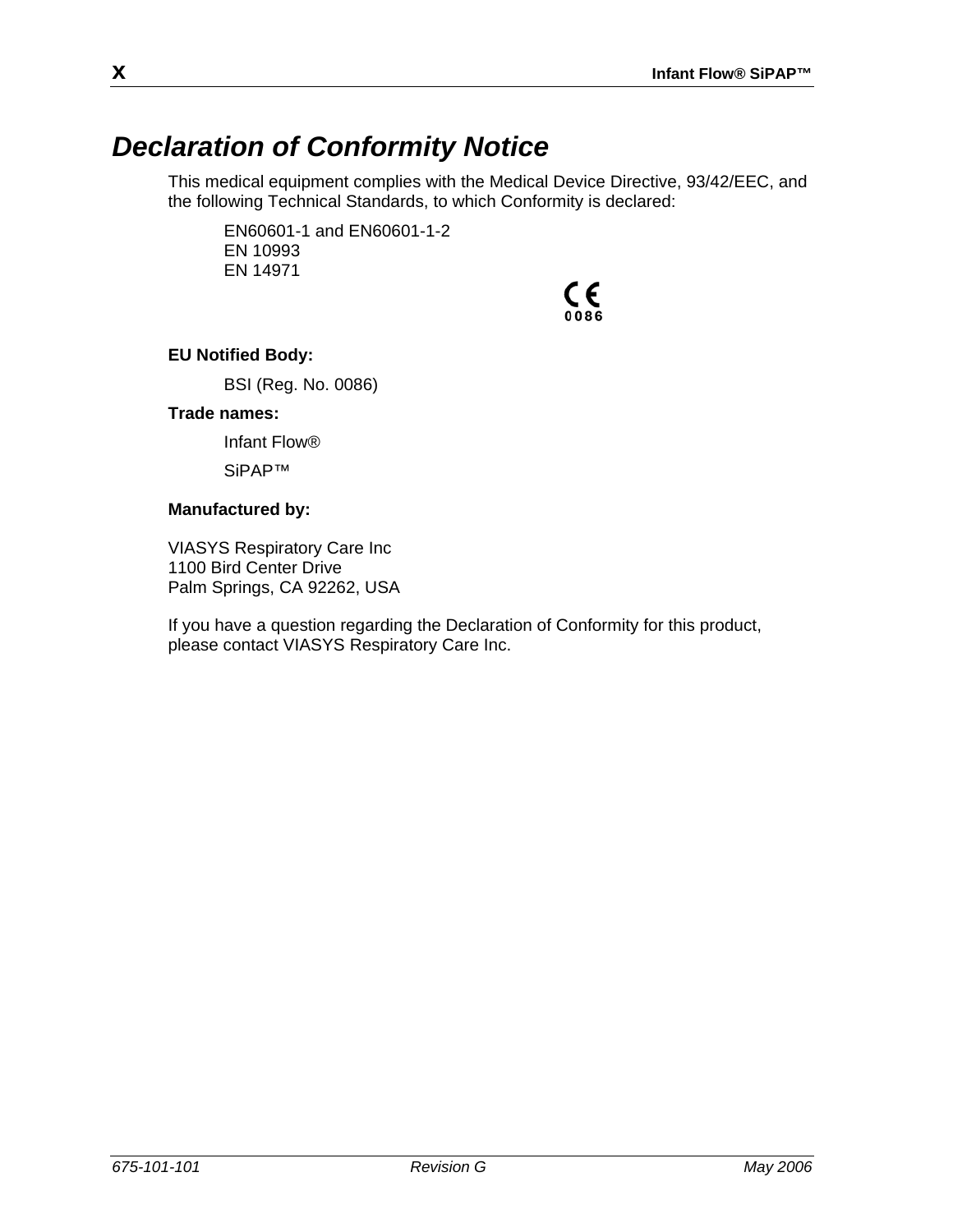# *Declaration of Conformity Notice*

This medical equipment complies with the Medical Device Directive, 93/42/EEC, and the following Technical Standards, to which Conformity is declared:

EN60601-1 and EN60601-1-2
EN 10993
EN 14971

CE 0086

**EU Notified Body:**

BSI (Reg. No. 0086)

**Trade names:**

Infant Flow®

SiPAP™

**Manufactured by:**

VIASYS Respiratory Care Inc
1100 Bird Center Drive
Palm Springs, CA 92262, USA

If you have a question regarding the Declaration of Conformity for this product, please contact VIASYS Respiratory Care Inc.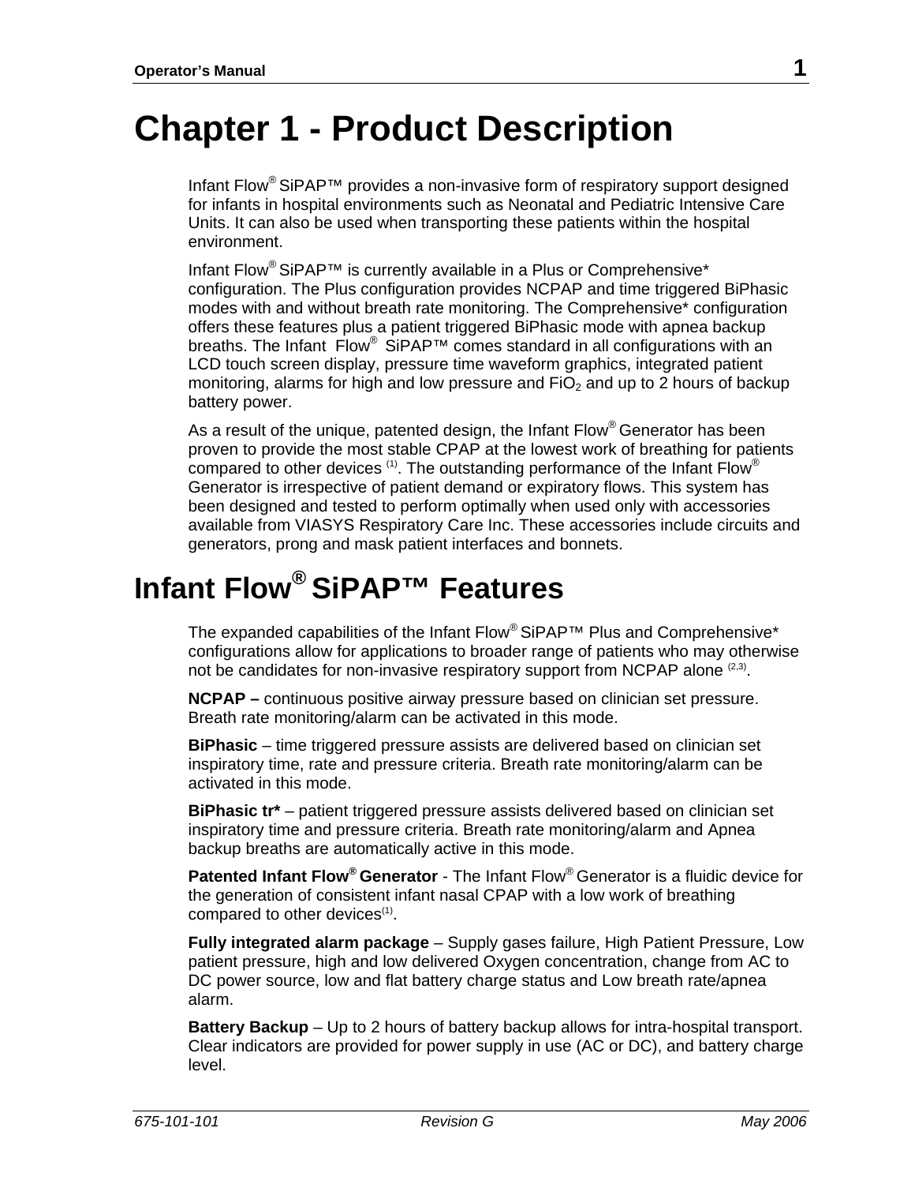# Chapter 1 - Product Description

Infant Flow® SiPAP™ provides a non-invasive form of respiratory support designed for infants in hospital environments such as Neonatal and Pediatric Intensive Care Units. It can also be used when transporting these patients within the hospital environment.

Infant Flow® SiPAP™ is currently available in a Plus or Comprehensive* configuration. The Plus configuration provides NCPAP and time triggered BiPhasic modes with and without breath rate monitoring. The Comprehensive* configuration offers these features plus a patient triggered BiPhasic mode with apnea backup breaths. The Infant Flow® SiPAP™ comes standard in all configurations with an LCD touch screen display, pressure time waveform graphics, integrated patient monitoring, alarms for high and low pressure and $FiO_2$ and up to 2 hours of backup battery power.

As a result of the unique, patented design, the Infant Flow® Generator has been proven to provide the most stable CPAP at the lowest work of breathing for patients compared to other devices [1]. The outstanding performance of the Infant Flow® Generator is irrespective of patient demand or expiratory flows. This system has been designed and tested to perform optimally when used only with accessories available from VIASYS Respiratory Care Inc. These accessories include circuits and generators, prong and mask patient interfaces and bonnets.

# Infant Flow® SiPAP™ Features

The expanded capabilities of the Infant Flow® SiPAP™ Plus and Comprehensive* configurations allow for applications to broader range of patients who may otherwise not be candidates for non-invasive respiratory support from NCPAP alone [2,3].

**NCPAP –** continuous positive airway pressure based on clinician set pressure. Breath rate monitoring/alarm can be activated in this mode.

**BiPhasic** – time triggered pressure assists are delivered based on clinician set inspiratory time, rate and pressure criteria. Breath rate monitoring/alarm can be activated in this mode.

**BiPhasic tr*** – patient triggered pressure assists delivered based on clinician set inspiratory time and pressure criteria. Breath rate monitoring/alarm and Apnea backup breaths are automatically active in this mode.

**Patented Infant Flow® Generator** - The Infant Flow® Generator is a fluidic device for the generation of consistent infant nasal CPAP with a low work of breathing compared to other devices[1].

**Fully integrated alarm package** – Supply gases failure, High Patient Pressure, Low patient pressure, high and low delivered Oxygen concentration, change from AC to DC power source, low and flat battery charge status and Low breath rate/apnea alarm.

**Battery Backup** – Up to 2 hours of battery backup allows for intra-hospital transport. Clear indicators are provided for power supply in use (AC or DC), and battery charge level.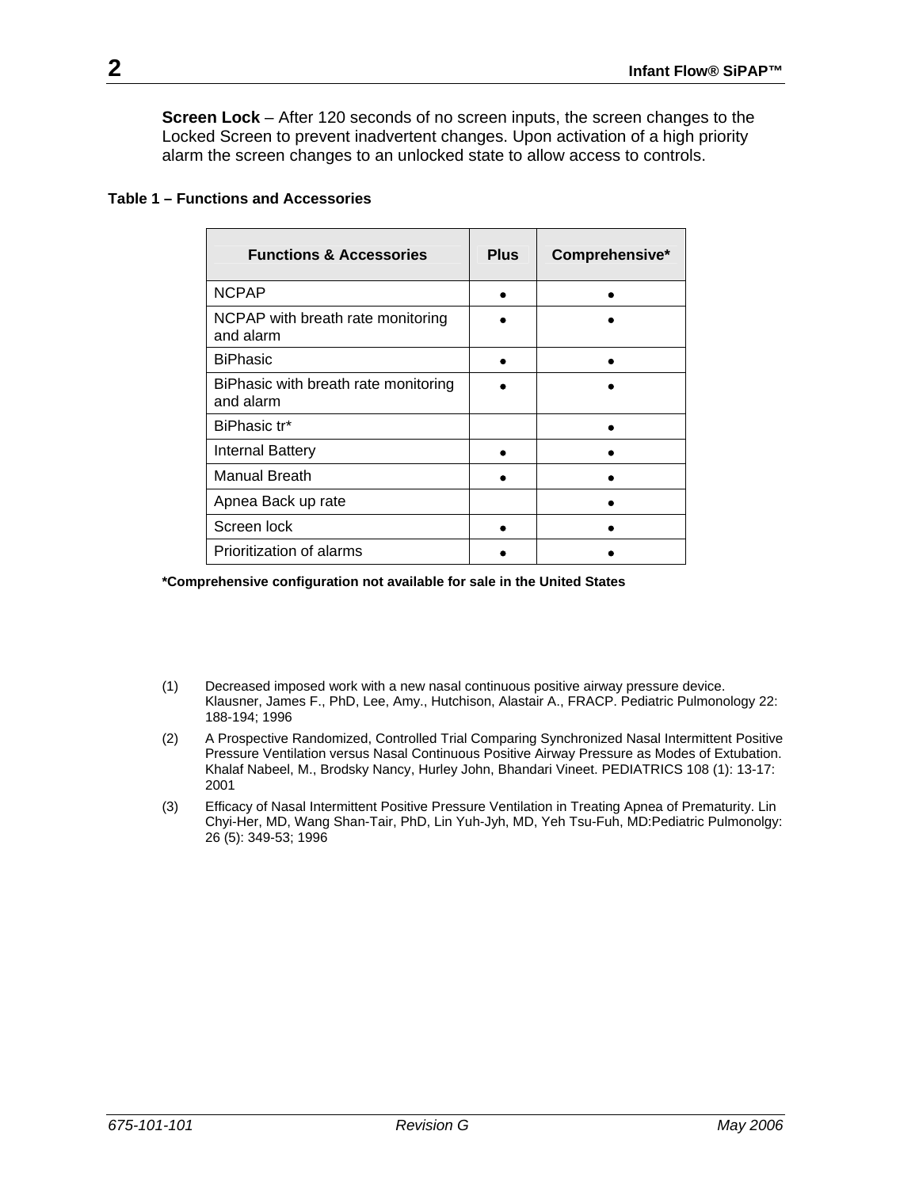**Screen Lock** – After 120 seconds of no screen inputs, the screen changes to the Locked Screen to prevent inadvertent changes. Upon activation of a high priority alarm the screen changes to an unlocked state to allow access to controls.

**Table 1 – Functions and Accessories**

| Functions & Accessories | Plus | Comprehensive* |
|---|---|---|
| NCPAP | • | • |
| NCPAP with breath rate monitoring and alarm | • | • |
| BiPhasic | • | • |
| BiPhasic with breath rate monitoring and alarm | • | • |
| BiPhasic tr* | | • |
| Internal Battery | • | • |
| Manual Breath | • | • |
| Apnea Back up rate | | • |
| Screen lock | • | • |
| Prioritization of alarms | • | • |

**\*Comprehensive configuration not available for sale in the United States**

(1) Decreased imposed work with a new nasal continuous positive airway pressure device. Klausner, James F., PhD, Lee, Amy., Hutchison, Alastair A., FRACP. Pediatric Pulmonology 22: 188-194; 1996

(2) A Prospective Randomized, Controlled Trial Comparing Synchronized Nasal Intermittent Positive Pressure Ventilation versus Nasal Continuous Positive Airway Pressure as Modes of Extubation. Khalaf Nabeel, M., Brodsky Nancy, Hurley John, Bhandari Vineet. PEDIATRICS 108 (1): 13-17: 2001

(3) Efficacy of Nasal Intermittent Positive Pressure Ventilation in Treating Apnea of Prematurity. Lin Chyi-Her, MD, Wang Shan-Tair, PhD, Lin Yuh-Jyh, MD, Yeh Tsu-Fuh, MD:Pediatric Pulmonolgy: 26 (5): 349-53; 1996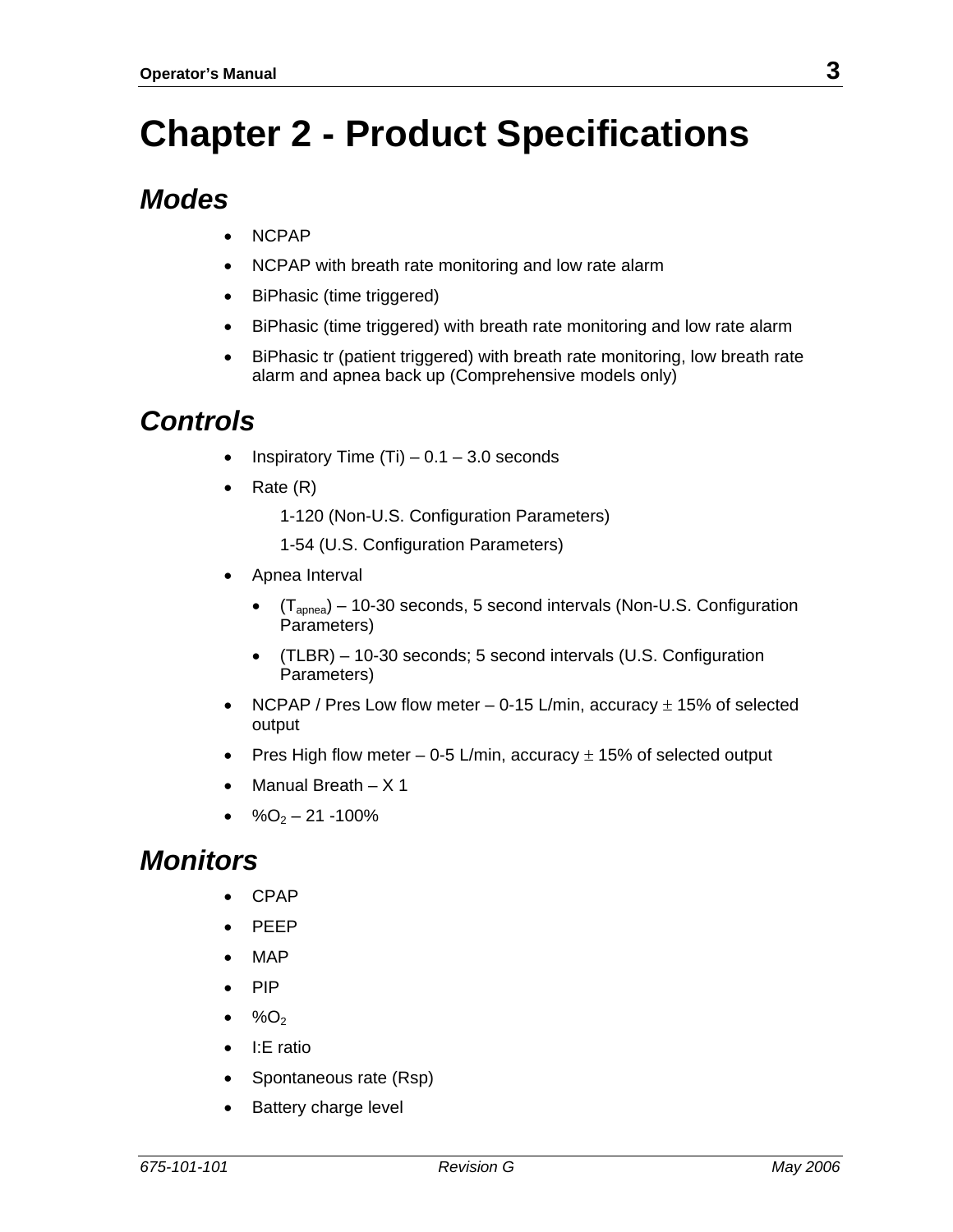# Chapter 2 - Product Specifications

## Modes

- NCPAP
- NCPAP with breath rate monitoring and low rate alarm
- BiPhasic (time triggered)
- BiPhasic (time triggered) with breath rate monitoring and low rate alarm
- BiPhasic tr (patient triggered) with breath rate monitoring, low breath rate alarm and apnea back up (Comprehensive models only)

## Controls

- Inspiratory Time (Ti) – 0.1 – 3.0 seconds
- Rate (R)

  1-120 (Non-U.S. Configuration Parameters)

  1-54 (U.S. Configuration Parameters)
- Apnea Interval
  - ($T_{apnea}$) – 10-30 seconds, 5 second intervals (Non-U.S. Configuration Parameters)
  - (TLBR) – 10-30 seconds; 5 second intervals (U.S. Configuration Parameters)
- NCPAP / Pres Low flow meter – 0-15 L/min, accuracy ± 15% of selected output
- Pres High flow meter – 0-5 L/min, accuracy ± 15% of selected output
- Manual Breath – X 1
- $\%O_2$ – 21 -100%

## Monitors

- CPAP
- PEEP
- MAP
- PIP
- $\%O_2$
- I:E ratio
- Spontaneous rate (Rsp)
- Battery charge level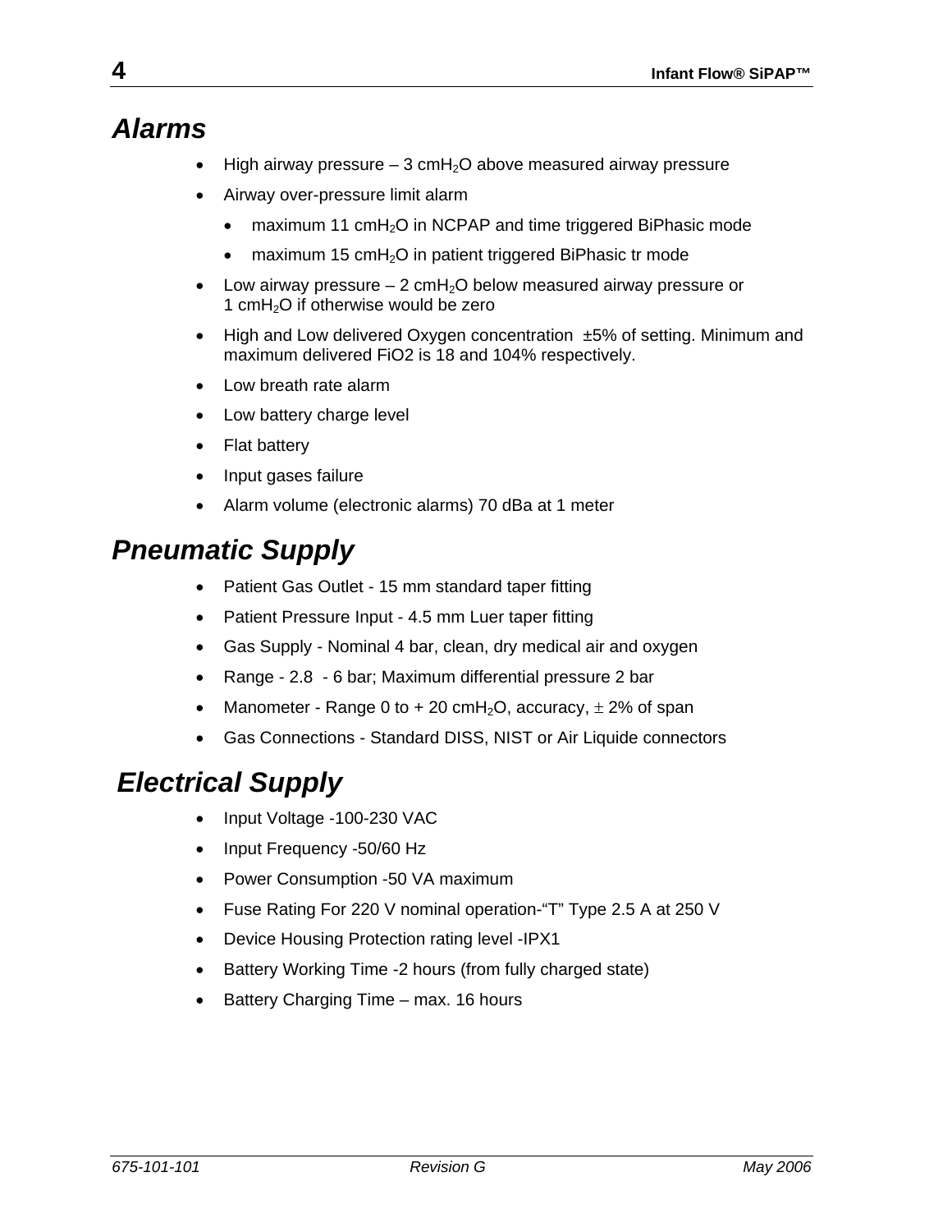## Alarms

- High airway pressure – 3 $cmH_2O$ above measured airway pressure
- Airway over-pressure limit alarm
  - maximum 11 $cmH_2O$ in NCPAP and time triggered BiPhasic mode
  - maximum 15 $cmH_2O$ in patient triggered BiPhasic tr mode
- Low airway pressure – 2 $cmH_2O$ below measured airway pressure or 1 $cmH_2O$ if otherwise would be zero
- High and Low delivered Oxygen concentration ±5% of setting. Minimum and maximum delivered FiO2 is 18 and 104% respectively.
- Low breath rate alarm
- Low battery charge level
- Flat battery
- Input gases failure
- Alarm volume (electronic alarms) 70 dBa at 1 meter

## Pneumatic Supply

- Patient Gas Outlet - 15 mm standard taper fitting
- Patient Pressure Input - 4.5 mm Luer taper fitting
- Gas Supply - Nominal 4 bar, clean, dry medical air and oxygen
- Range - 2.8 - 6 bar; Maximum differential pressure 2 bar
- Manometer - Range 0 to + 20 $cmH_2O$, accuracy, ± 2% of span
- Gas Connections - Standard DISS, NIST or Air Liquide connectors

## Electrical Supply

- Input Voltage -100-230 VAC
- Input Frequency -50/60 Hz
- Power Consumption -50 VA maximum
- Fuse Rating For 220 V nominal operation-"T" Type 2.5 A at 250 V
- Device Housing Protection rating level -IPX1
- Battery Working Time -2 hours (from fully charged state)
- Battery Charging Time – max. 16 hours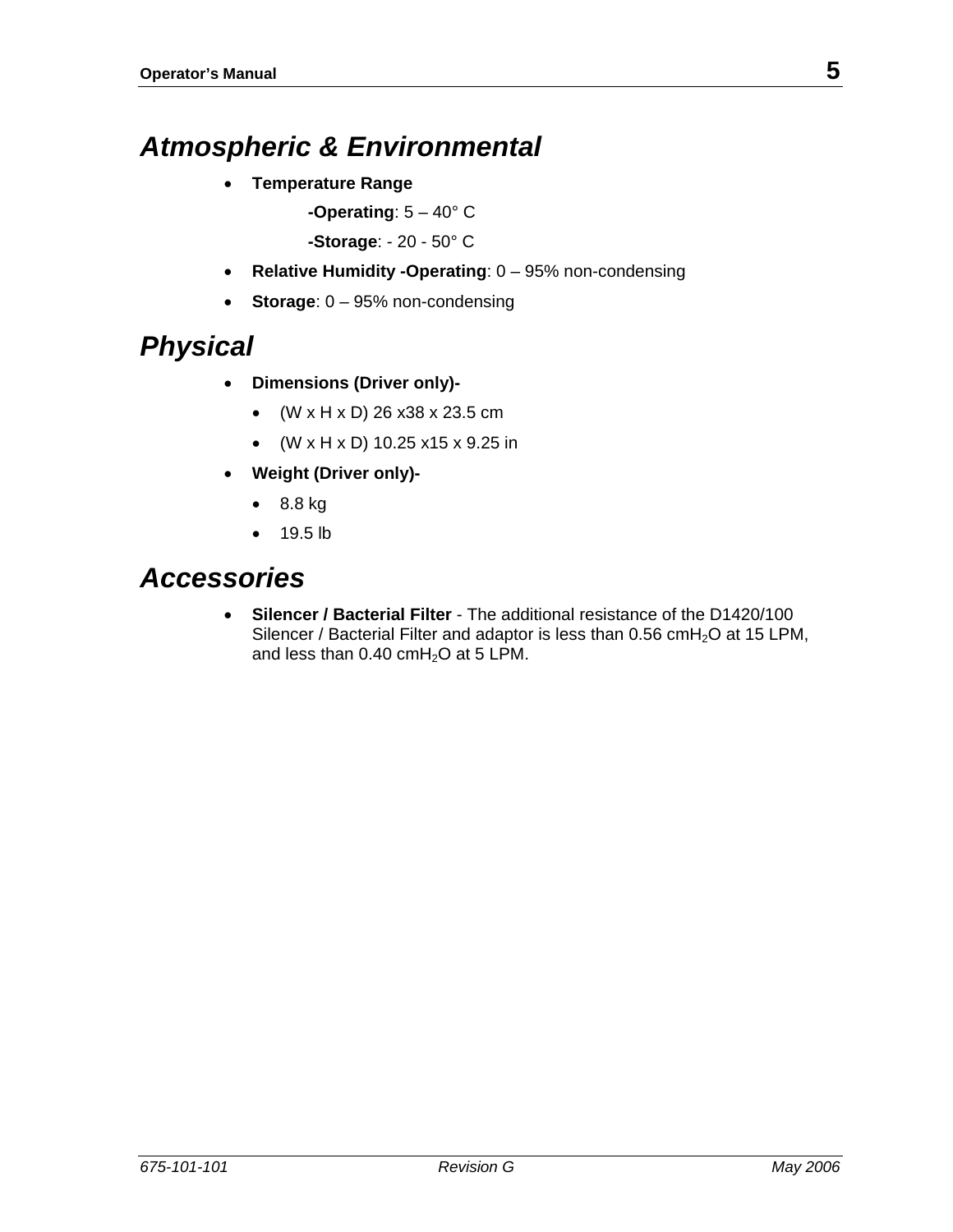## *Atmospheric & Environmental*

- **Temperature Range**

  **-Operating**: 5 – 40° C

  **-Storage**: - 20 - 50° C

- **Relative Humidity -Operating**: 0 – 95% non-condensing
- **Storage**: 0 – 95% non-condensing

## *Physical*

- **Dimensions (Driver only)-**
  - (W x H x D) 26 x38 x 23.5 cm
  - (W x H x D) 10.25 x15 x 9.25 in
- **Weight (Driver only)-**
  - 8.8 kg
  - 19.5 lb

## *Accessories*

- **Silencer / Bacterial Filter** - The additional resistance of the D1420/100 Silencer / Bacterial Filter and adaptor is less than 0.56 cm$H_2O$ at 15 LPM, and less than 0.40 cm$H_2O$ at 5 LPM.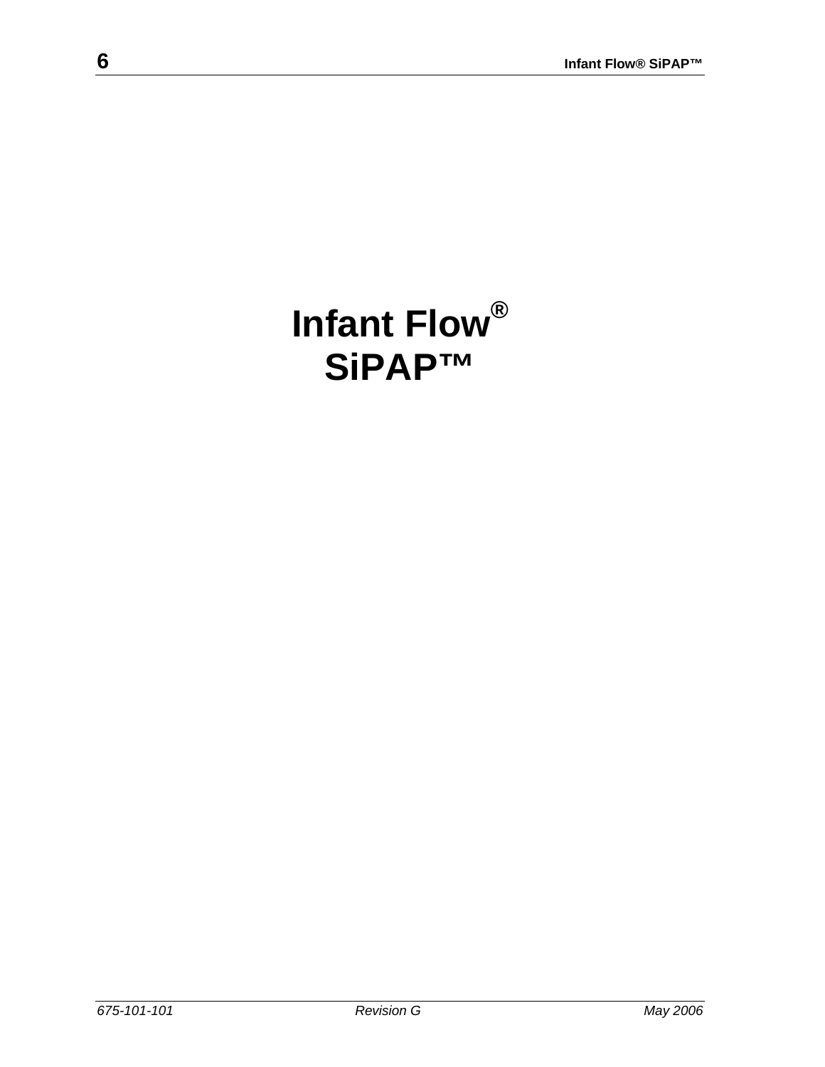# Infant Flow® SiPAP™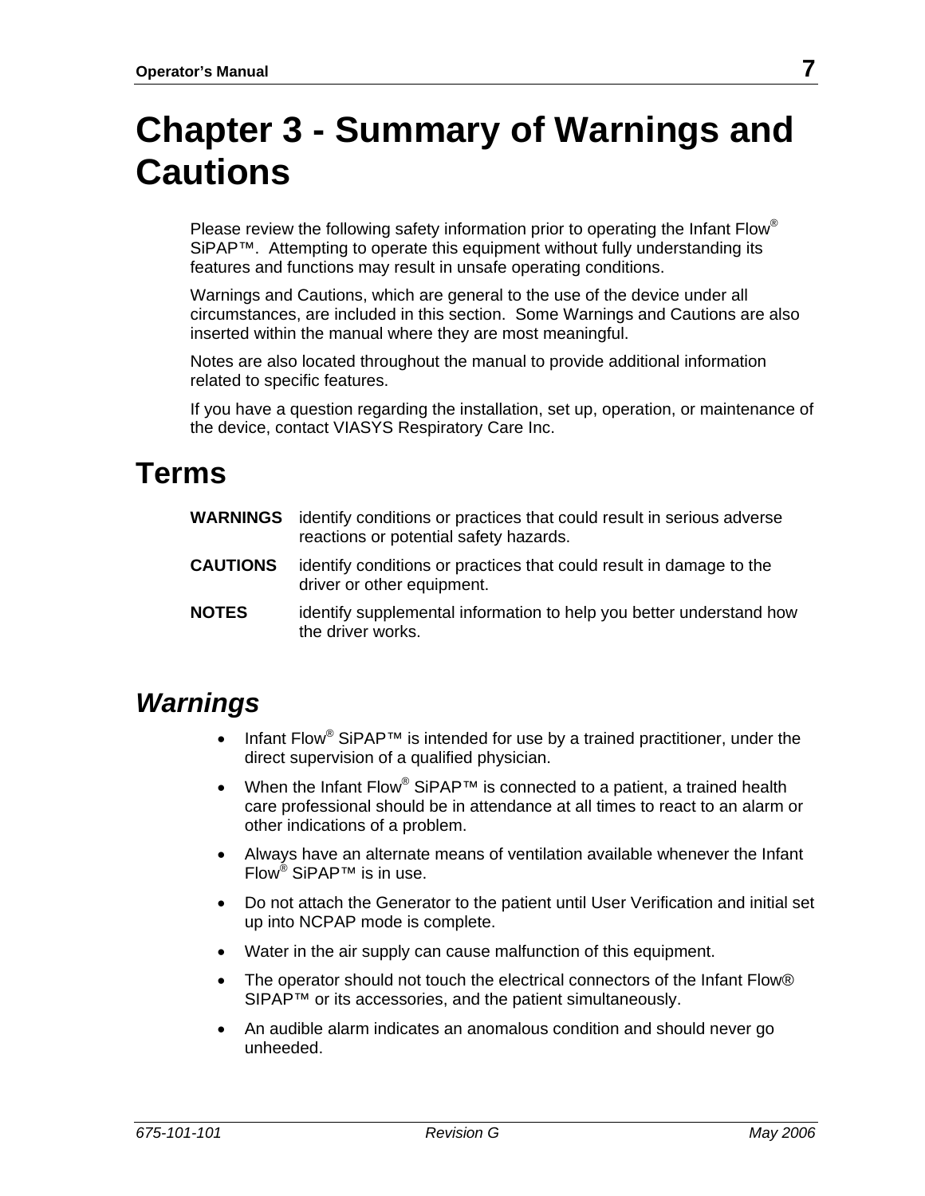# Chapter 3 - Summary of Warnings and Cautions

Please review the following safety information prior to operating the Infant Flow® SiPAP™. Attempting to operate this equipment without fully understanding its features and functions may result in unsafe operating conditions.

Warnings and Cautions, which are general to the use of the device under all circumstances, are included in this section. Some Warnings and Cautions are also inserted within the manual where they are most meaningful.

Notes are also located throughout the manual to provide additional information related to specific features.

If you have a question regarding the installation, set up, operation, or maintenance of the device, contact VIASYS Respiratory Care Inc.

## Terms

**WARNINGS** identify conditions or practices that could result in serious adverse reactions or potential safety hazards.

**CAUTIONS** identify conditions or practices that could result in damage to the driver or other equipment.

**NOTES** identify supplemental information to help you better understand how the driver works.

### *Warnings*

- Infant Flow® SiPAP™ is intended for use by a trained practitioner, under the direct supervision of a qualified physician.
- When the Infant Flow® SiPAP™ is connected to a patient, a trained health care professional should be in attendance at all times to react to an alarm or other indications of a problem.
- Always have an alternate means of ventilation available whenever the Infant Flow® SiPAP™ is in use.
- Do not attach the Generator to the patient until User Verification and initial set up into NCPAP mode is complete.
- Water in the air supply can cause malfunction of this equipment.
- The operator should not touch the electrical connectors of the Infant Flow® SIPAP™ or its accessories, and the patient simultaneously.
- An audible alarm indicates an anomalous condition and should never go unheeded.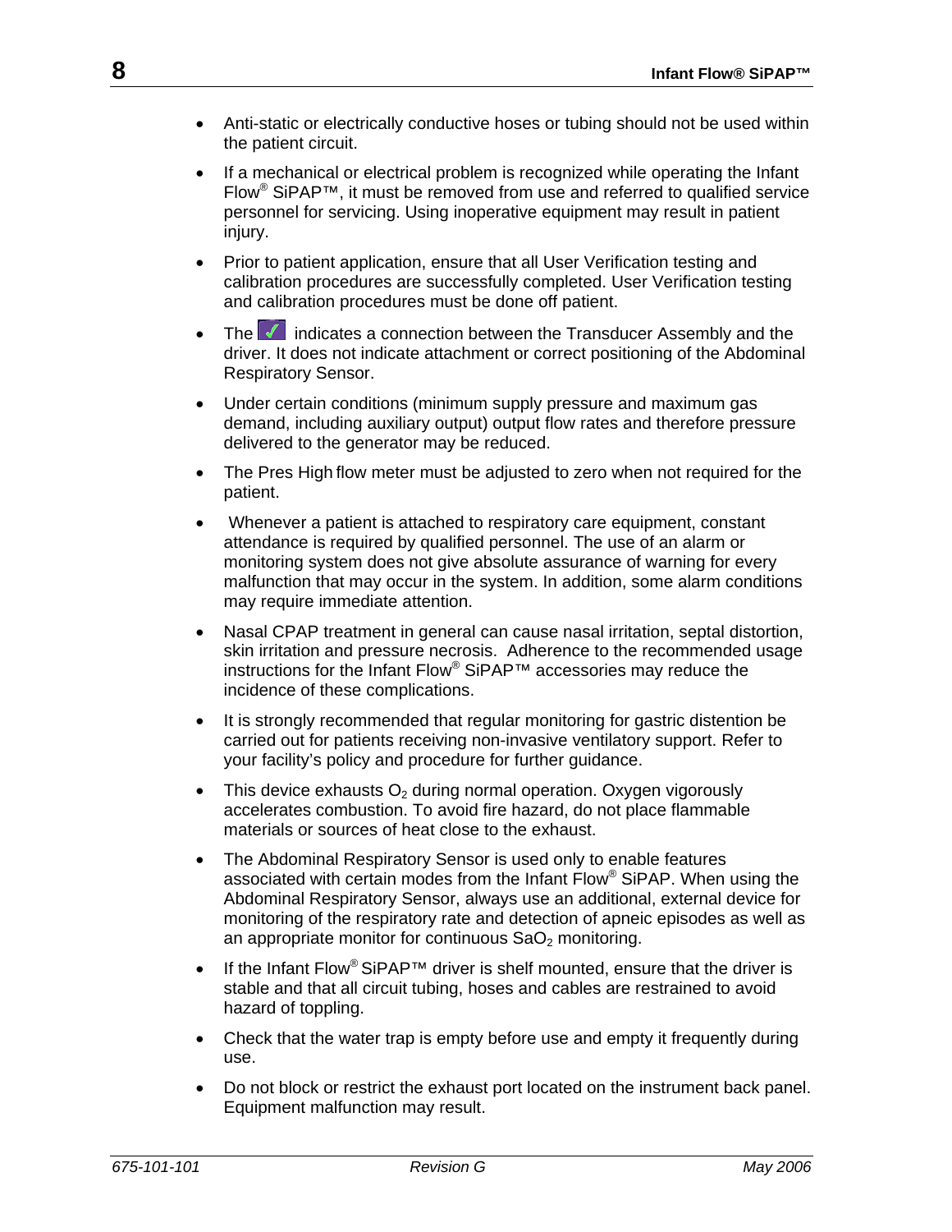- Anti-static or electrically conductive hoses or tubing should not be used within the patient circuit.
- If a mechanical or electrical problem is recognized while operating the Infant Flow® SiPAP™, it must be removed from use and referred to qualified service personnel for servicing. Using inoperative equipment may result in patient injury.
- Prior to patient application, ensure that all User Verification testing and calibration procedures are successfully completed. User Verification testing and calibration procedures must be done off patient.
- The ✓ indicates a connection between the Transducer Assembly and the driver. It does not indicate attachment or correct positioning of the Abdominal Respiratory Sensor.
- Under certain conditions (minimum supply pressure and maximum gas demand, including auxiliary output) output flow rates and therefore pressure delivered to the generator may be reduced.
- The Pres High flow meter must be adjusted to zero when not required for the patient.
- Whenever a patient is attached to respiratory care equipment, constant attendance is required by qualified personnel. The use of an alarm or monitoring system does not give absolute assurance of warning for every malfunction that may occur in the system. In addition, some alarm conditions may require immediate attention.
- Nasal CPAP treatment in general can cause nasal irritation, septal distortion, skin irritation and pressure necrosis. Adherence to the recommended usage instructions for the Infant Flow® SiPAP™ accessories may reduce the incidence of these complications.
- It is strongly recommended that regular monitoring for gastric distention be carried out for patients receiving non-invasive ventilatory support. Refer to your facility's policy and procedure for further guidance.
- This device exhausts $O_2$ during normal operation. Oxygen vigorously accelerates combustion. To avoid fire hazard, do not place flammable materials or sources of heat close to the exhaust.
- The Abdominal Respiratory Sensor is used only to enable features associated with certain modes from the Infant Flow® SiPAP. When using the Abdominal Respiratory Sensor, always use an additional, external device for monitoring of the respiratory rate and detection of apneic episodes as well as an appropriate monitor for continuous $SaO_2$ monitoring.
- If the Infant Flow® SiPAP™ driver is shelf mounted, ensure that the driver is stable and that all circuit tubing, hoses and cables are restrained to avoid hazard of toppling.
- Check that the water trap is empty before use and empty it frequently during use.
- Do not block or restrict the exhaust port located on the instrument back panel. Equipment malfunction may result.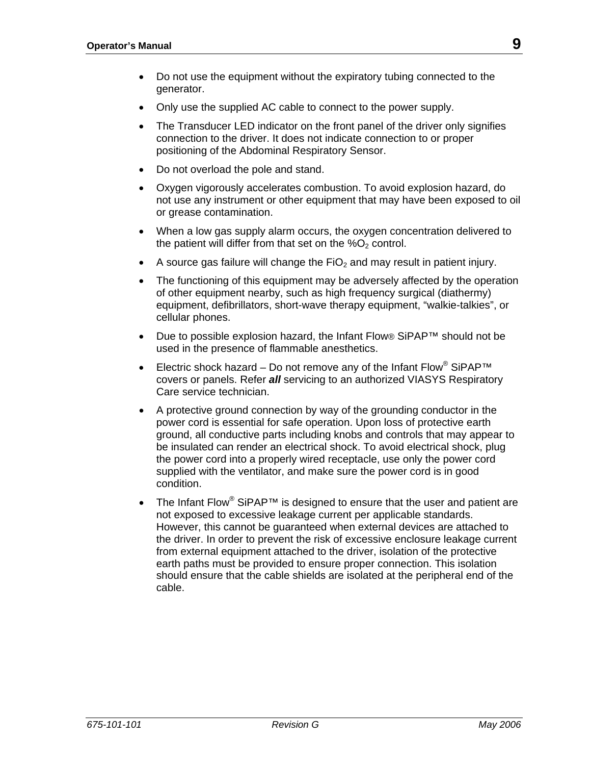- Do not use the equipment without the expiratory tubing connected to the generator.
- Only use the supplied AC cable to connect to the power supply.
- The Transducer LED indicator on the front panel of the driver only signifies connection to the driver. It does not indicate connection to or proper positioning of the Abdominal Respiratory Sensor.
- Do not overload the pole and stand.
- Oxygen vigorously accelerates combustion. To avoid explosion hazard, do not use any instrument or other equipment that may have been exposed to oil or grease contamination.
- When a low gas supply alarm occurs, the oxygen concentration delivered to the patient will differ from that set on the $\%O_2$ control.
- A source gas failure will change the $FiO_2$ and may result in patient injury.
- The functioning of this equipment may be adversely affected by the operation of other equipment nearby, such as high frequency surgical (diathermy) equipment, defibrillators, short-wave therapy equipment, "walkie-talkies", or cellular phones.
- Due to possible explosion hazard, the Infant Flow® SiPAP™ should not be used in the presence of flammable anesthetics.
- Electric shock hazard – Do not remove any of the Infant Flow® SiPAP™ covers or panels. Refer ***all*** servicing to an authorized VIASYS Respiratory Care service technician.
- A protective ground connection by way of the grounding conductor in the power cord is essential for safe operation. Upon loss of protective earth ground, all conductive parts including knobs and controls that may appear to be insulated can render an electrical shock. To avoid electrical shock, plug the power cord into a properly wired receptacle, use only the power cord supplied with the ventilator, and make sure the power cord is in good condition.
- The Infant Flow® SiPAP™ is designed to ensure that the user and patient are not exposed to excessive leakage current per applicable standards. However, this cannot be guaranteed when external devices are attached to the driver. In order to prevent the risk of excessive enclosure leakage current from external equipment attached to the driver, isolation of the protective earth paths must be provided to ensure proper connection. This isolation should ensure that the cable shields are isolated at the peripheral end of the cable.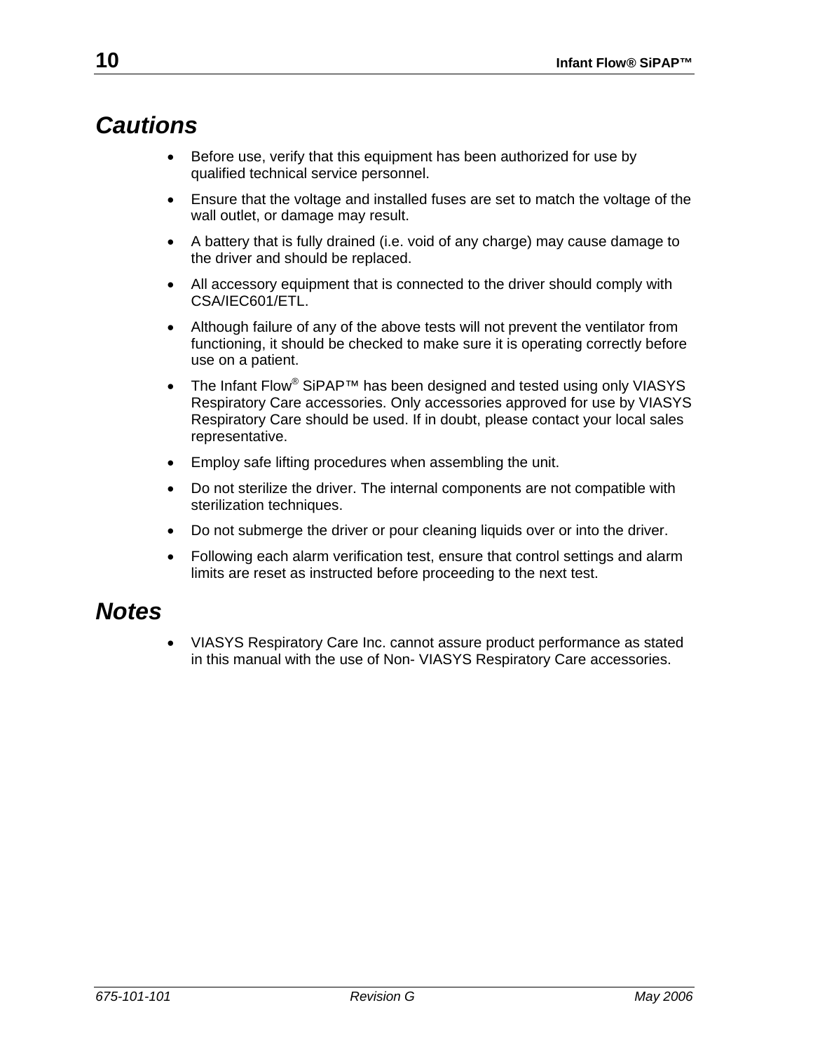## Cautions

- Before use, verify that this equipment has been authorized for use by qualified technical service personnel.
- Ensure that the voltage and installed fuses are set to match the voltage of the wall outlet, or damage may result.
- A battery that is fully drained (i.e. void of any charge) may cause damage to the driver and should be replaced.
- All accessory equipment that is connected to the driver should comply with CSA/IEC601/ETL.
- Although failure of any of the above tests will not prevent the ventilator from functioning, it should be checked to make sure it is operating correctly before use on a patient.
- The Infant Flow® SiPAP™ has been designed and tested using only VIASYS Respiratory Care accessories. Only accessories approved for use by VIASYS Respiratory Care should be used. If in doubt, please contact your local sales representative.
- Employ safe lifting procedures when assembling the unit.
- Do not sterilize the driver. The internal components are not compatible with sterilization techniques.
- Do not submerge the driver or pour cleaning liquids over or into the driver.
- Following each alarm verification test, ensure that control settings and alarm limits are reset as instructed before proceeding to the next test.

## Notes

- VIASYS Respiratory Care Inc. cannot assure product performance as stated in this manual with the use of Non- VIASYS Respiratory Care accessories.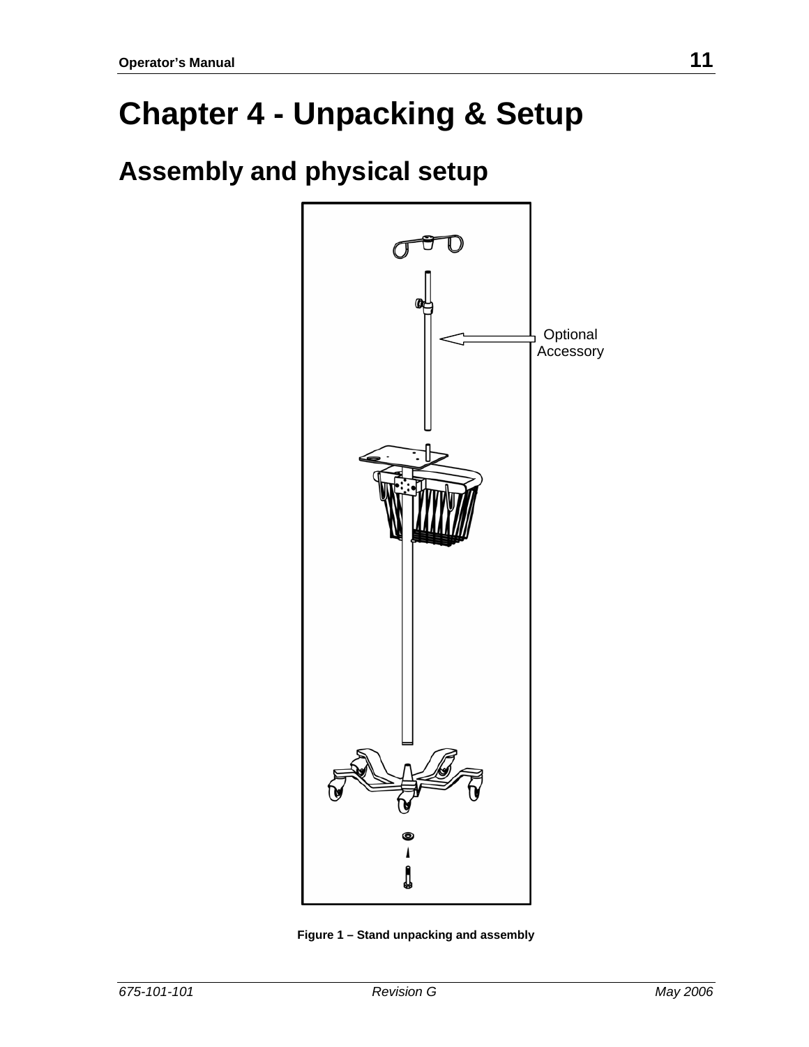# Chapter 4 - Unpacking & Setup

## Assembly and physical setup

Optional Accessory

**Figure 1 – Stand unpacking and assembly**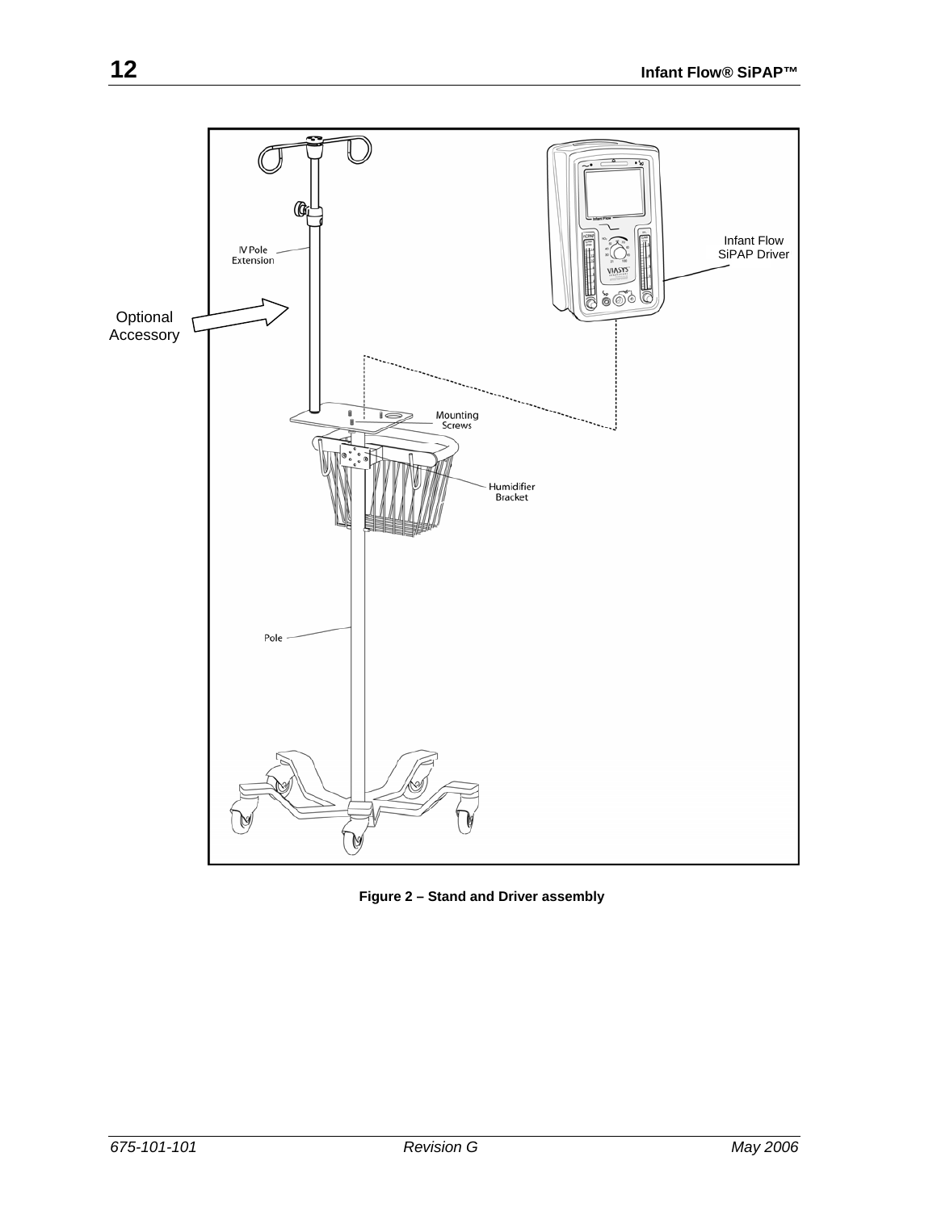IV Pole Extension

Optional Accessory

Infant Flow SiPAP Driver

Mounting Screws

Humidifier Bracket

Pole

**Figure 2 – Stand and Driver assembly**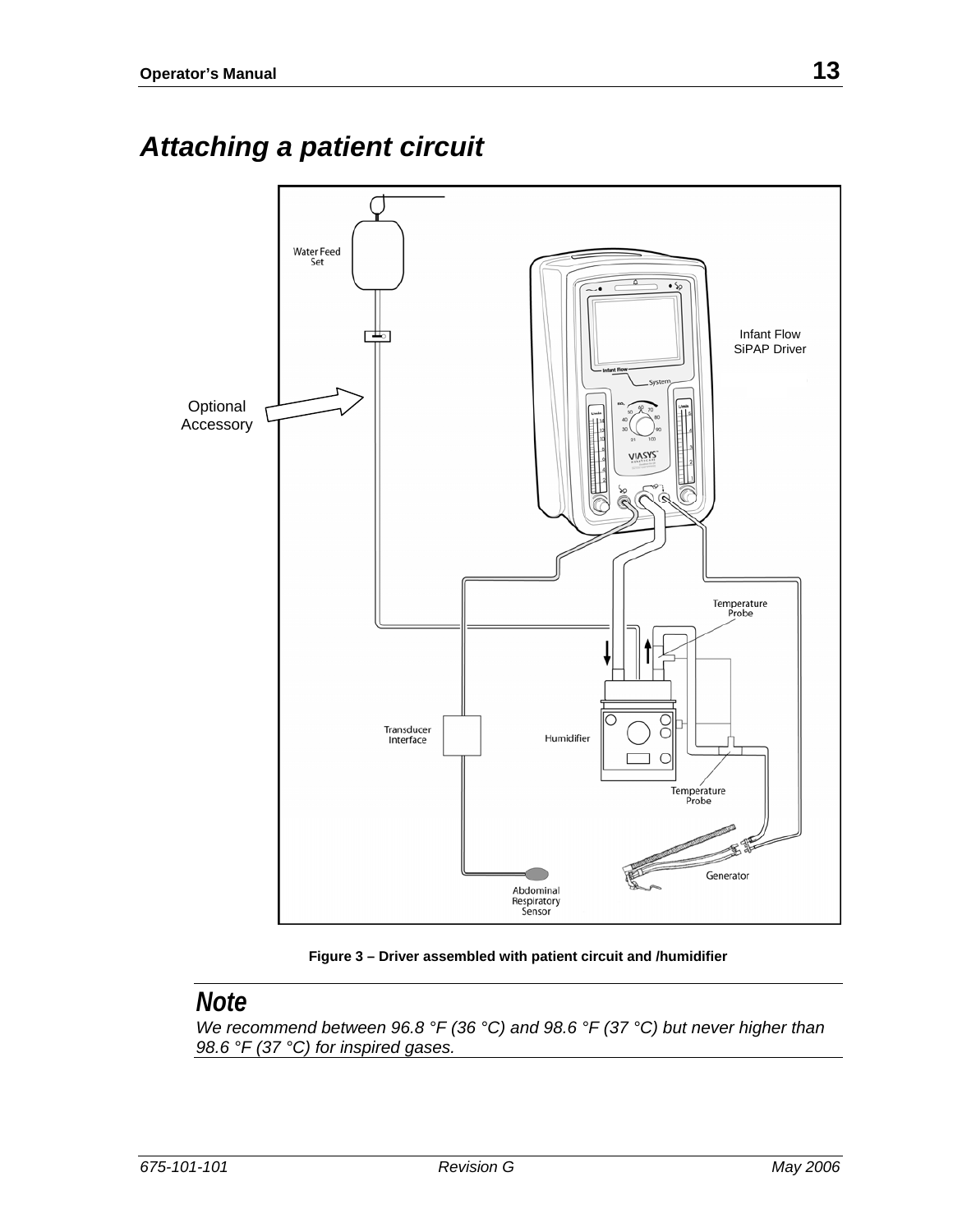# *Attaching a patient circuit*

Water Feed Set

Optional Accessory

Infant Flow SiPAP Driver

Temperature Probe

Transducer Interface

Humidifier

Temperature Probe

Generator

Abdominal Respiratory Sensor

**Figure 3 – Driver assembled with patient circuit and /humidifier**

---

***Note***

*We recommend between 96.8 °F (36 °C) and 98.6 °F (37 °C) but never higher than 98.6 °F (37 °C) for inspired gases.*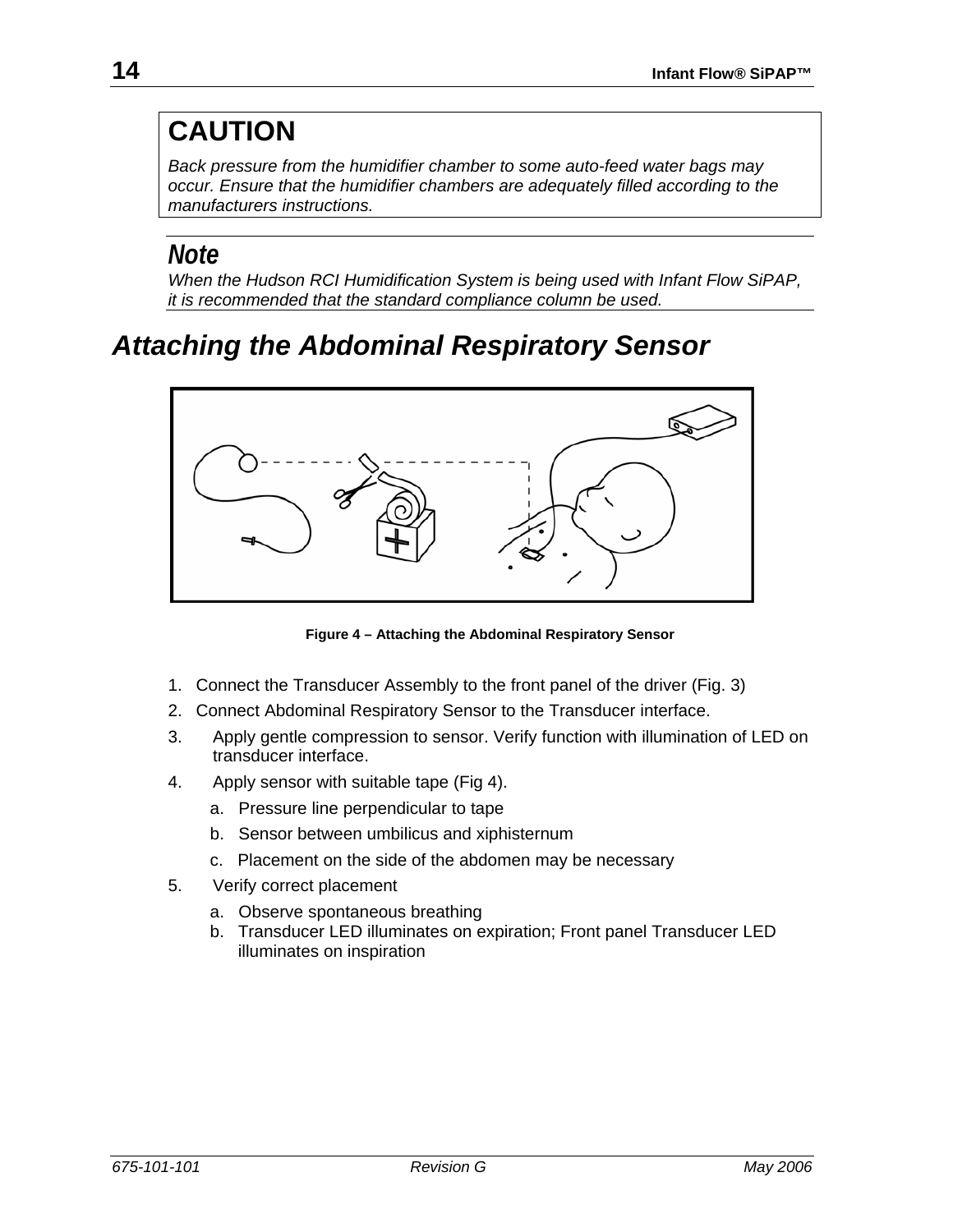## CAUTION

*Back pressure from the humidifier chamber to some auto-feed water bags may occur. Ensure that the humidifier chambers are adequately filled according to the manufacturers instructions.*

### *Note*

*When the Hudson RCI Humidification System is being used with Infant Flow SiPAP, it is recommended that the standard compliance column be used.*

# *Attaching the Abdominal Respiratory Sensor*

**Figure 4 – Attaching the Abdominal Respiratory Sensor**

1. Connect the Transducer Assembly to the front panel of the driver (Fig. 3)
2. Connect Abdominal Respiratory Sensor to the Transducer interface.
3. Apply gentle compression to sensor. Verify function with illumination of LED on transducer interface.
4. Apply sensor with suitable tape (Fig 4).
   a. Pressure line perpendicular to tape
   b. Sensor between umbilicus and xiphisternum
   c. Placement on the side of the abdomen may be necessary
5. Verify correct placement
   a. Observe spontaneous breathing
   b. Transducer LED illuminates on expiration; Front panel Transducer LED illuminates on inspiration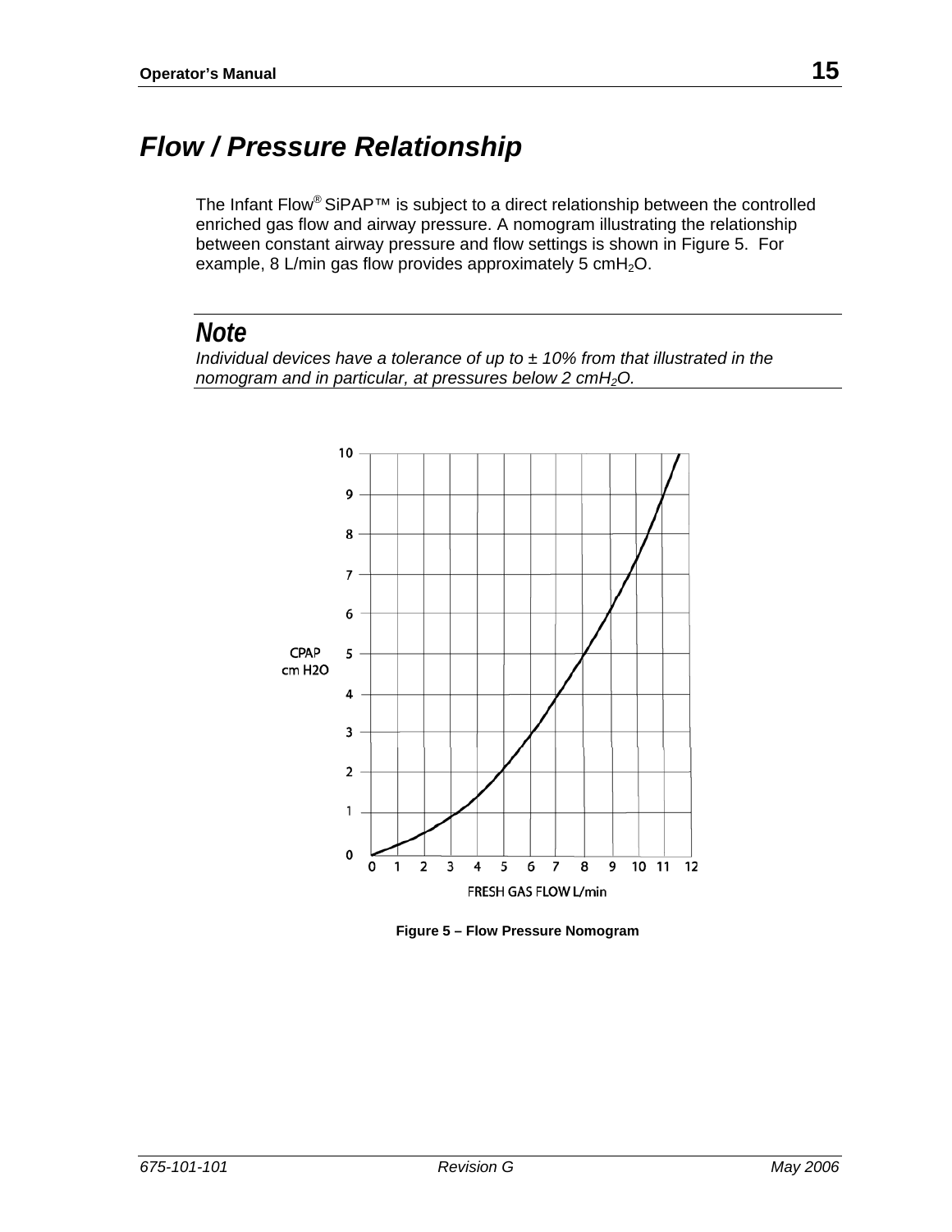# Flow / Pressure Relationship

The Infant Flow® SiPAP™ is subject to a direct relationship between the controlled enriched gas flow and airway pressure. A nomogram illustrating the relationship between constant airway pressure and flow settings is shown in Figure 5. For example, 8 L/min gas flow provides approximately 5 cm$H_2O$.

## Note

*Individual devices have a tolerance of up to ± 10% from that illustrated in the nomogram and in particular, at pressures below 2 cm$H_2O$.*

CPAP cm H2O

10
9
8
7
6
5
4
3
2
1
0

0 1 2 3 4 5 6 7 8 9 10 11 12

FRESH GAS FLOW L/min

**Figure 5 – Flow Pressure Nomogram**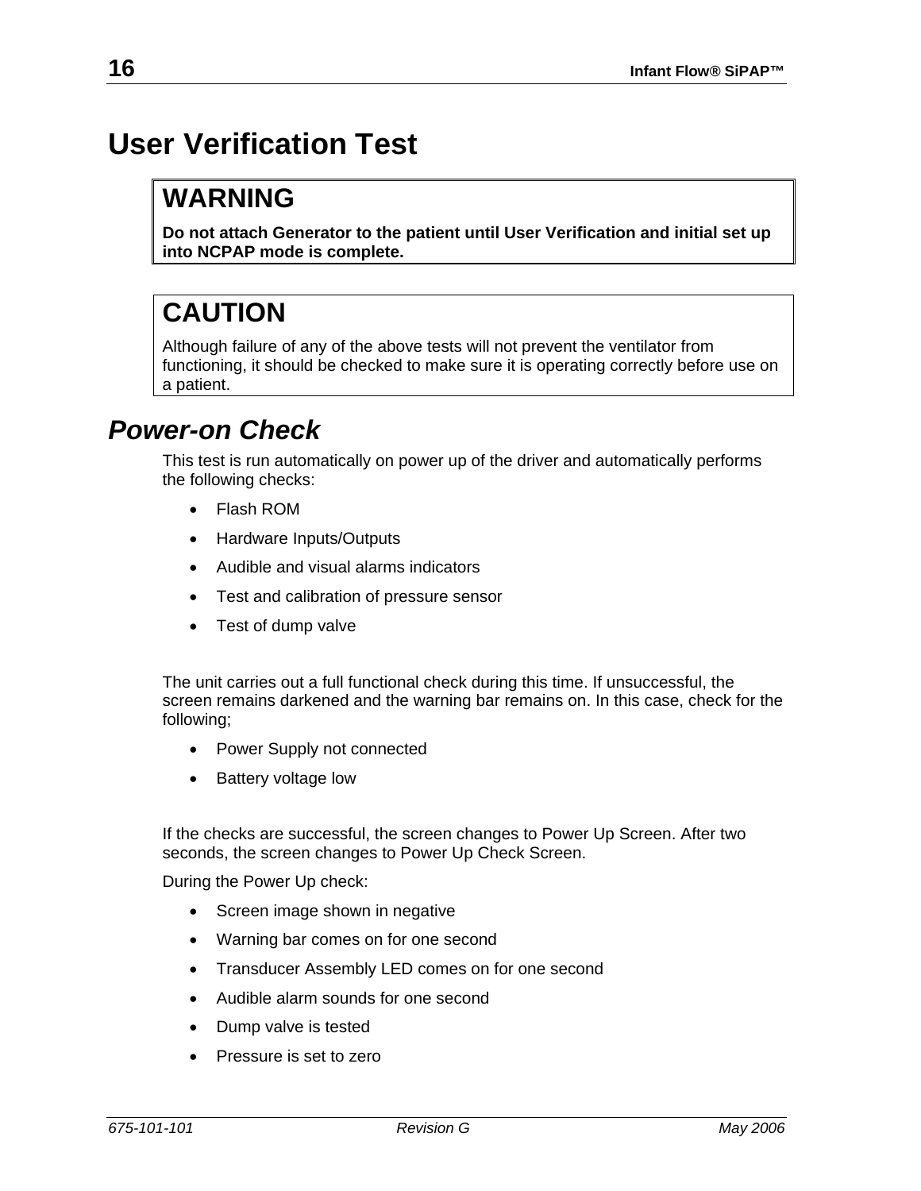# User Verification Test

> **WARNING**
>
> **Do not attach Generator to the patient until User Verification and initial set up into NCPAP mode is complete.**

> **CAUTION**
>
> Although failure of any of the above tests will not prevent the ventilator from functioning, it should be checked to make sure it is operating correctly before use on a patient.

## *Power-on Check*

This test is run automatically on power up of the driver and automatically performs the following checks:

- Flash ROM
- Hardware Inputs/Outputs
- Audible and visual alarms indicators
- Test and calibration of pressure sensor
- Test of dump valve

The unit carries out a full functional check during this time. If unsuccessful, the screen remains darkened and the warning bar remains on. In this case, check for the following;

- Power Supply not connected
- Battery voltage low

If the checks are successful, the screen changes to Power Up Screen. After two seconds, the screen changes to Power Up Check Screen.

During the Power Up check:

- Screen image shown in negative
- Warning bar comes on for one second
- Transducer Assembly LED comes on for one second
- Audible alarm sounds for one second
- Dump valve is tested
- Pressure is set to zero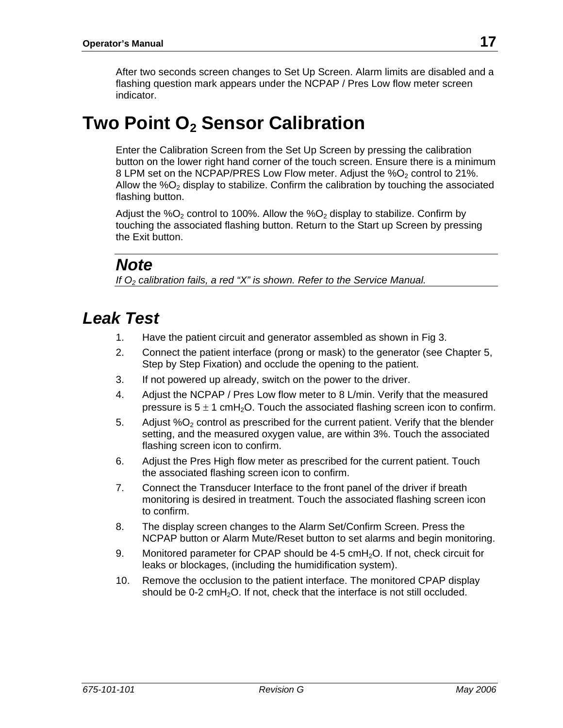After two seconds screen changes to Set Up Screen. Alarm limits are disabled and a flashing question mark appears under the NCPAP / Pres Low flow meter screen indicator.

# Two Point $O_2$ Sensor Calibration

Enter the Calibration Screen from the Set Up Screen by pressing the calibration button on the lower right hand corner of the touch screen. Ensure there is a minimum 8 LPM set on the NCPAP/PRES Low Flow meter. Adjust the %$O_2$ control to 21%. Allow the %$O_2$ display to stabilize. Confirm the calibration by touching the associated flashing button.

Adjust the %$O_2$ control to 100%. Allow the %$O_2$ display to stabilize. Confirm by touching the associated flashing button. Return to the Start up Screen by pressing the Exit button.

### *Note*

*If $O_2$ calibration fails, a red "X" is shown. Refer to the Service Manual.*

## *Leak Test*

1. Have the patient circuit and generator assembled as shown in Fig 3.
2. Connect the patient interface (prong or mask) to the generator (see Chapter 5, Step by Step Fixation) and occlude the opening to the patient.
3. If not powered up already, switch on the power to the driver.
4. Adjust the NCPAP / Pres Low flow meter to 8 L/min. Verify that the measured pressure is $5 \pm 1$ cm$H_2O$. Touch the associated flashing screen icon to confirm.
5. Adjust %$O_2$ control as prescribed for the current patient. Verify that the blender setting, and the measured oxygen value, are within 3%. Touch the associated flashing screen icon to confirm.
6. Adjust the Pres High flow meter as prescribed for the current patient. Touch the associated flashing screen icon to confirm.
7. Connect the Transducer Interface to the front panel of the driver if breath monitoring is desired in treatment. Touch the associated flashing screen icon to confirm.
8. The display screen changes to the Alarm Set/Confirm Screen. Press the NCPAP button or Alarm Mute/Reset button to set alarms and begin monitoring.
9. Monitored parameter for CPAP should be 4-5 cm$H_2O$. If not, check circuit for leaks or blockages, (including the humidification system).
10. Remove the occlusion to the patient interface. The monitored CPAP display should be 0-2 cm$H_2O$. If not, check that the interface is not still occluded.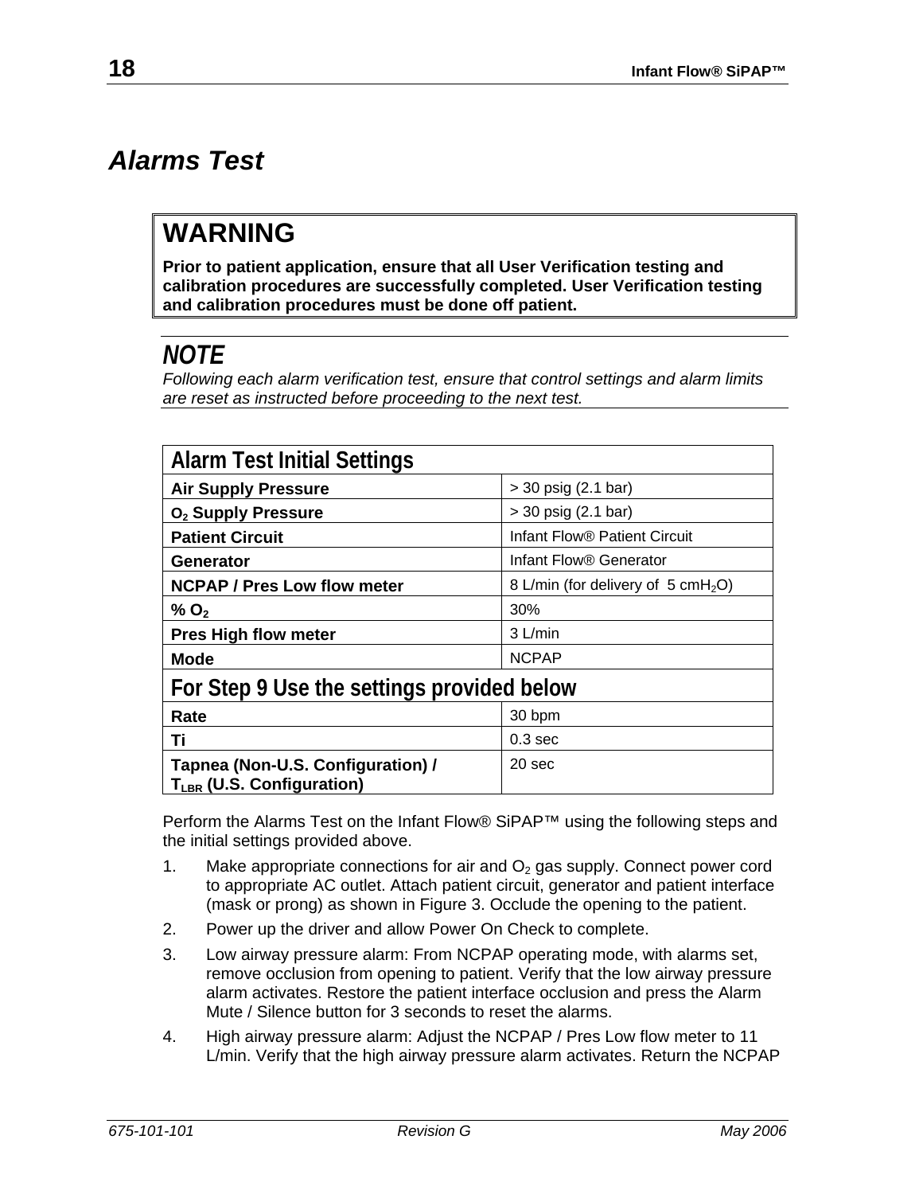# Alarms Test

> **WARNING**
>
> **Prior to patient application, ensure that all User Verification testing and calibration procedures are successfully completed. User Verification testing and calibration procedures must be done off patient.**

***NOTE***

*Following each alarm verification test, ensure that control settings and alarm limits are reset as instructed before proceeding to the next test.*

| **Alarm Test Initial Settings** | |
|---|---|
| **Air Supply Pressure** | > 30 psig (2.1 bar) |
| **$O_2$ Supply Pressure** | > 30 psig (2.1 bar) |
| **Patient Circuit** | Infant Flow® Patient Circuit |
| **Generator** | Infant Flow® Generator |
| **NCPAP / Pres Low flow meter** | 8 L/min (for delivery of 5 $cmH_2O$) |
| **% $O_2$** | 30% |
| **Pres High flow meter** | 3 L/min |
| **Mode** | NCPAP |
| **For Step 9 Use the settings provided below** | |
| **Rate** | 30 bpm |
| **Ti** | 0.3 sec |
| **Tapnea (Non-U.S. Configuration) / $T_{LBR}$ (U.S. Configuration)** | 20 sec |

Perform the Alarms Test on the Infant Flow® SiPAP™ using the following steps and the initial settings provided above.

1. Make appropriate connections for air and $O_2$ gas supply. Connect power cord to appropriate AC outlet. Attach patient circuit, generator and patient interface (mask or prong) as shown in Figure 3. Occlude the opening to the patient.
2. Power up the driver and allow Power On Check to complete.
3. Low airway pressure alarm: From NCPAP operating mode, with alarms set, remove occlusion from opening to patient. Verify that the low airway pressure alarm activates. Restore the patient interface occlusion and press the Alarm Mute / Silence button for 3 seconds to reset the alarms.
4. High airway pressure alarm: Adjust the NCPAP / Pres Low flow meter to 11 L/min. Verify that the high airway pressure alarm activates. Return the NCPAP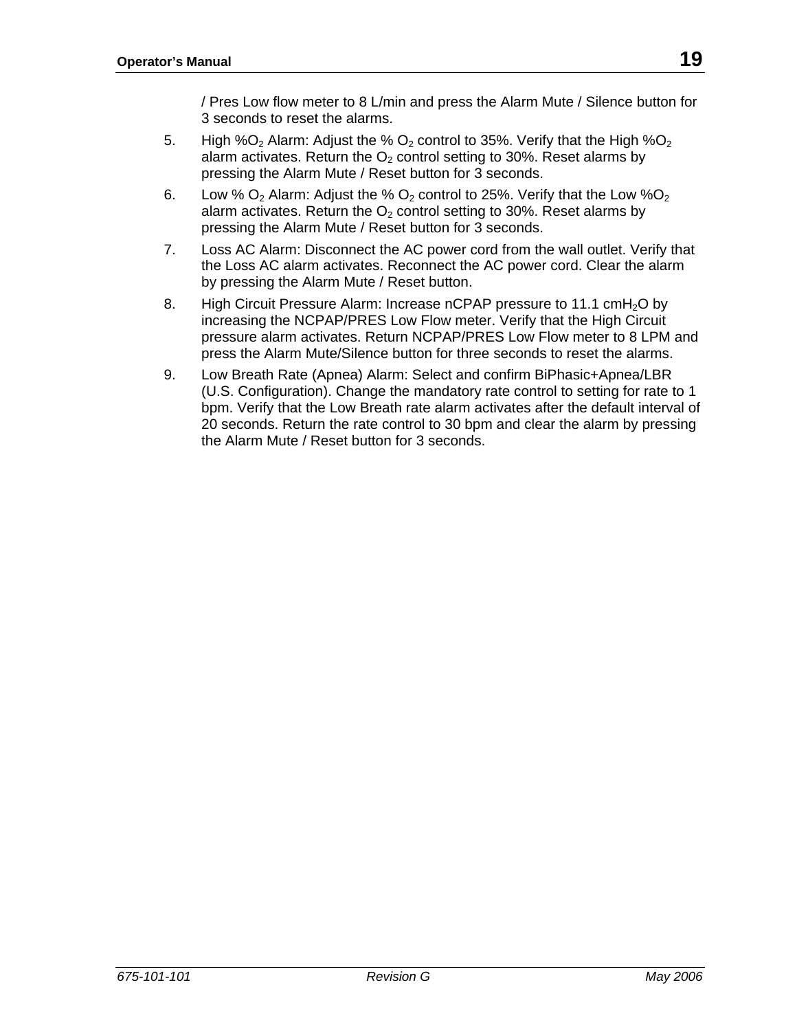/ Pres Low flow meter to 8 L/min and press the Alarm Mute / Silence button for 3 seconds to reset the alarms.

5. High $\%O_2$ Alarm: Adjust the % $O_2$ control to 35%. Verify that the High $\%O_2$ alarm activates. Return the $O_2$ control setting to 30%. Reset alarms by pressing the Alarm Mute / Reset button for 3 seconds.
6. Low % $O_2$ Alarm: Adjust the % $O_2$ control to 25%. Verify that the Low $\%O_2$ alarm activates. Return the $O_2$ control setting to 30%. Reset alarms by pressing the Alarm Mute / Reset button for 3 seconds.
7. Loss AC Alarm: Disconnect the AC power cord from the wall outlet. Verify that the Loss AC alarm activates. Reconnect the AC power cord. Clear the alarm by pressing the Alarm Mute / Reset button.
8. High Circuit Pressure Alarm: Increase nCPAP pressure to 11.1 $cmH_2O$ by increasing the NCPAP/PRES Low Flow meter. Verify that the High Circuit pressure alarm activates. Return NCPAP/PRES Low Flow meter to 8 LPM and press the Alarm Mute/Silence button for three seconds to reset the alarms.
9. Low Breath Rate (Apnea) Alarm: Select and confirm BiPhasic+Apnea/LBR (U.S. Configuration). Change the mandatory rate control to setting for rate to 1 bpm. Verify that the Low Breath rate alarm activates after the default interval of 20 seconds. Return the rate control to 30 bpm and clear the alarm by pressing the Alarm Mute / Reset button for 3 seconds.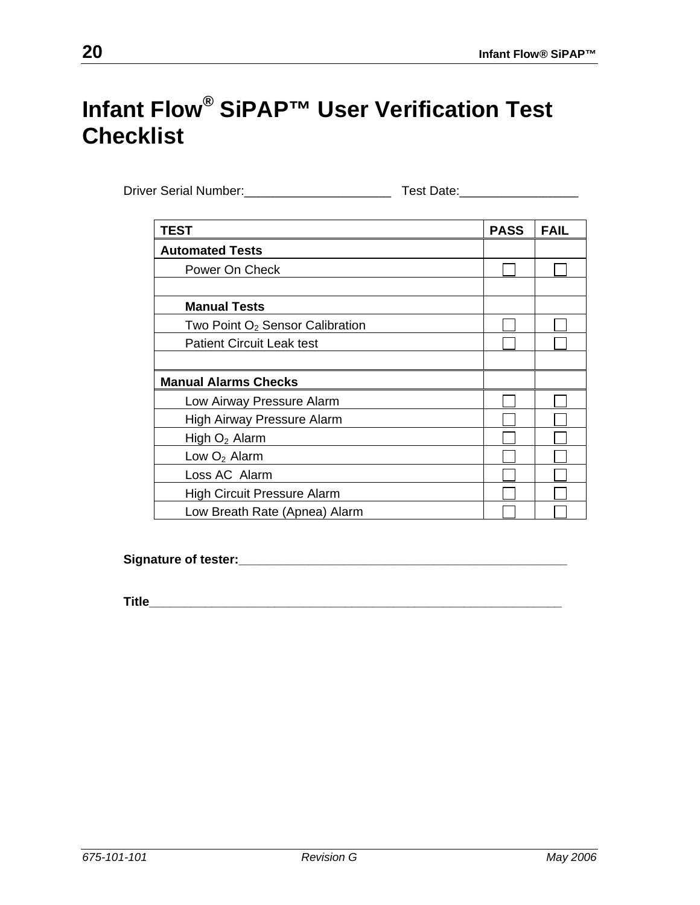# Infant Flow® SiPAP™ User Verification Test Checklist

Driver Serial Number:_____________________ Test Date:_________________

| TEST | PASS | FAIL |
|---|---|---|
| **Automated Tests** | | |
| Power On Check | ☐ | ☐ |
| | | |
| **Manual Tests** | | |
| Two Point $O_2$ Sensor Calibration | ☐ | ☐ |
| Patient Circuit Leak test | ☐ | ☐ |
| | | |
| **Manual Alarms Checks** | | |
| Low Airway Pressure Alarm | ☐ | ☐ |
| High Airway Pressure Alarm | ☐ | ☐ |
| High $O_2$ Alarm | ☐ | ☐ |
| Low $O_2$ Alarm | ☐ | ☐ |
| Loss AC Alarm | ☐ | ☐ |
| High Circuit Pressure Alarm | ☐ | ☐ |
| Low Breath Rate (Apnea) Alarm | ☐ | ☐ |

**Signature of tester:**_________________________________________________

**Title**_____________________________________________________________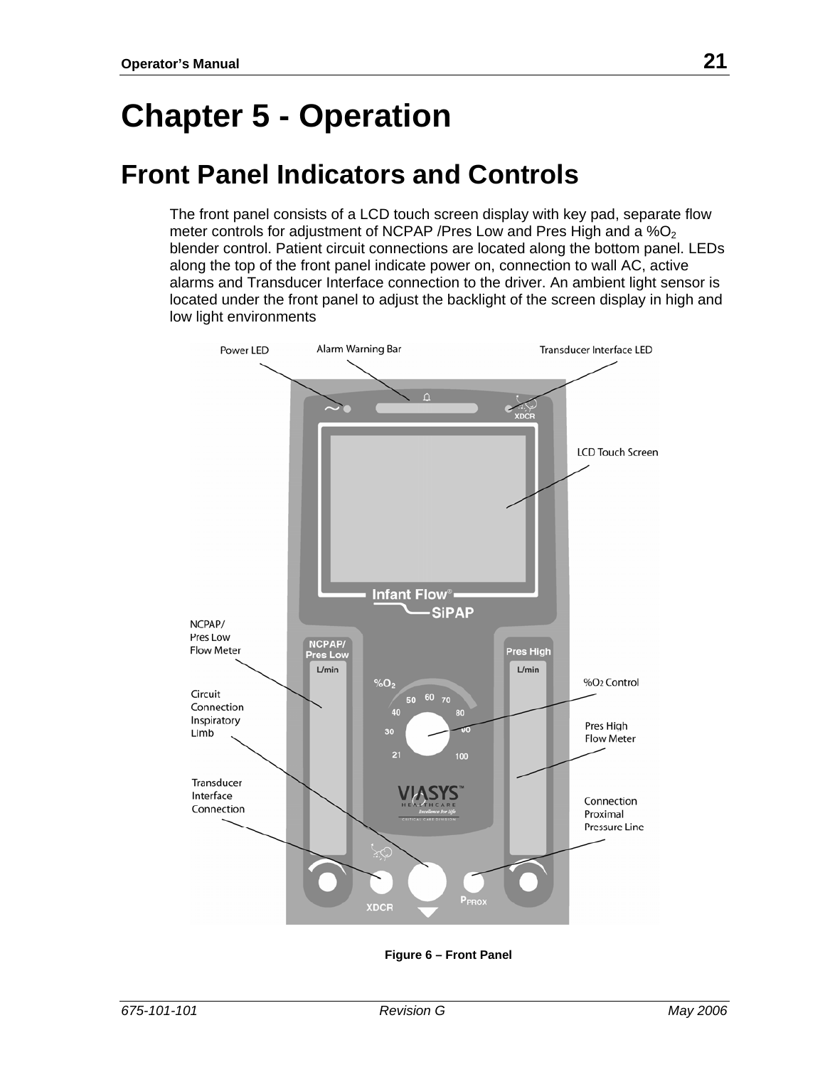# Chapter 5 - Operation

## Front Panel Indicators and Controls

The front panel consists of a LCD touch screen display with key pad, separate flow meter controls for adjustment of NCPAP /Pres Low and Pres High and a %$O_2$ blender control. Patient circuit connections are located along the bottom panel. LEDs along the top of the front panel indicate power on, connection to wall AC, active alarms and Transducer Interface connection to the driver. An ambient light sensor is located under the front panel to adjust the backlight of the screen display in high and low light environments

Power LED
Alarm Warning Bar
Transducer Interface LED
LCD Touch Screen
NCPAP/ Pres Low Flow Meter
Circuit Connection Inspiratory Limb
Transducer Interface Connection
%O2 Control
Pres High Flow Meter
Connection Proximal Pressure Line

**Figure 6 – Front Panel**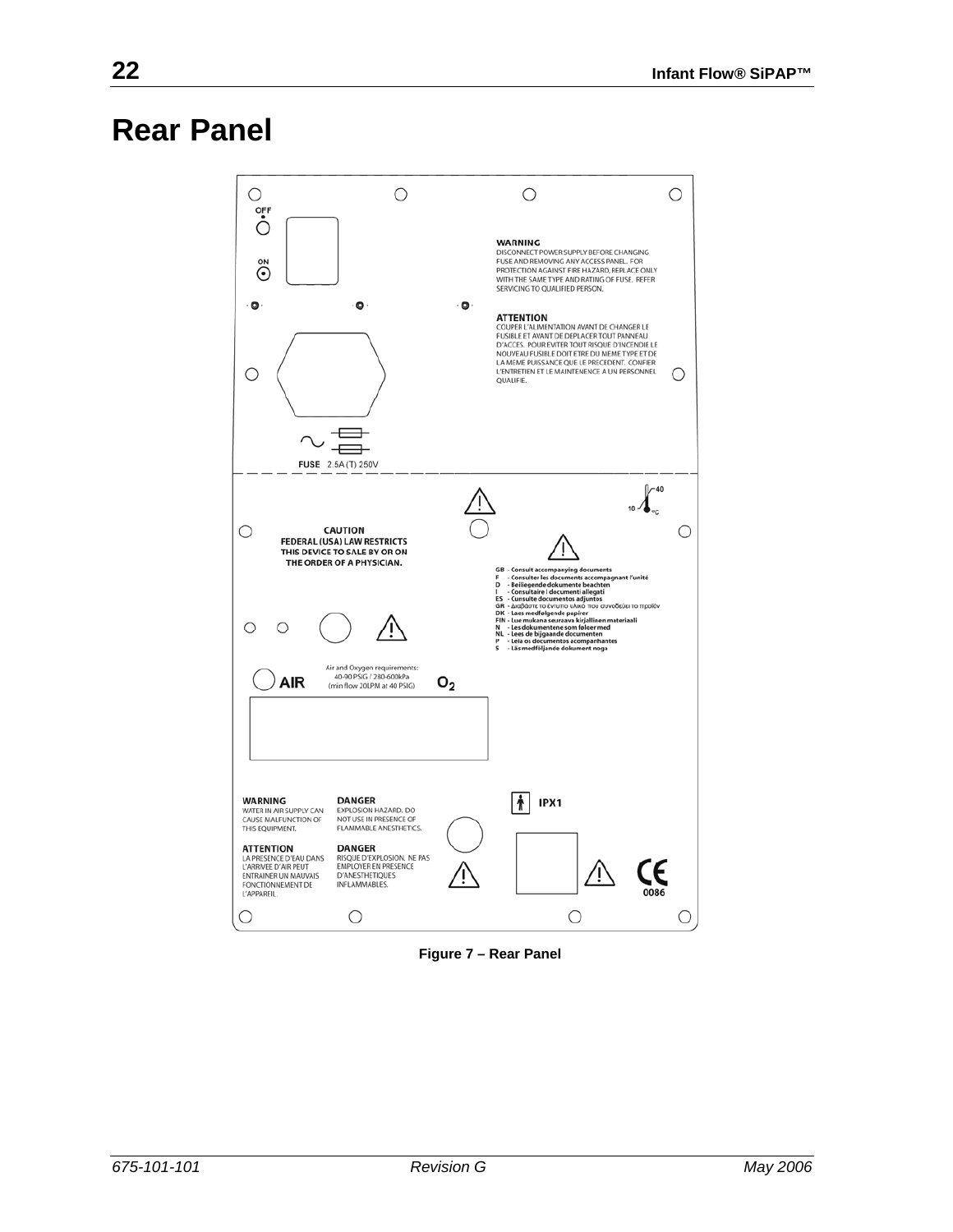# Rear Panel

OFF

ON

WARNING
DISCONNECT POWER SUPPLY BEFORE CHANGING FUSE AND REMOVING ANY ACCESS PANEL. FOR PROTECTION AGAINST FIRE HAZARD, REPLACE ONLY WITH THE SAME TYPE AND RATING OF FUSE. REFER SERVICING TO QUALIFIED PERSON.

ATTENTION
COUPER L'ALIMENTATION AVANT DE CHANGER LE FUSIBLE ET AVANT DE DEPLACER TOUT PANNEAU D'ACCES. POUR EVITER TOUT RISQUE D'INCENDIE LE NOUVEAU FUSIBLE DOIT ETRE DU MEME TYPE ET DE LA MEME PUISSANCE QUE LE PRECEDENT. CONFIER L'ENTRETIEN ET LE MAINTENANCE A UN PERSONNEL QUALIFIE.

FUSE 2.5A (T) 250V

10 40 °C

CAUTION
FEDERAL (USA) LAW RESTRICTS THIS DEVICE TO SALE BY OR ON THE ORDER OF A PHYSICIAN.

GB - Consult accompanying documents
F - Consulter les documents accompagnant l'unité
D - Beiliegende dokumente beachten
I - Consultaire I documenti allegati
ES - Consulte documentos adjuntos
GR - Διαβάστε το έντυπο υλικό που συνοδεύει το προϊόν
DK - Laes medfølgende papirer
FIN - Lue mukana seuraava kirjallinen materiaali
N - Les dokumentene som føleer med
NL - Lees de bijgaande documenten
P - Leia os documentos acompanhantes
S - Läs medföljande dokument noga

AIR

Air and Oxygen requirements:
40-90 PSIG / 280-600kPa
(min flow 20LPM at 40 PSIG)

$O_2$

WARNING
WATER IN AIR SUPPLY CAN CAUSE MALFUNCTION OF THIS EQUIPMENT.

ATTENTION
LA PRESENCE D'EAU DANS L'ARRIVEE D'AIR PEUT ENTRAINER UN MAUVAIS FONCTIONNEMENT DE L'APPAREIL.

DANGER
EXPLOSION HAZARD. DO NOT USE IN PRESENCE OF FLAMMABLE ANESTHETICS.

DANGER
RISQUE D'EXPLOSION. NE PAS EMPLOYER EN PRESENCE D'ANESTHETIQUES INFLAMMABLES.

IPX1

CE 0086

**Figure 7 – Rear Panel**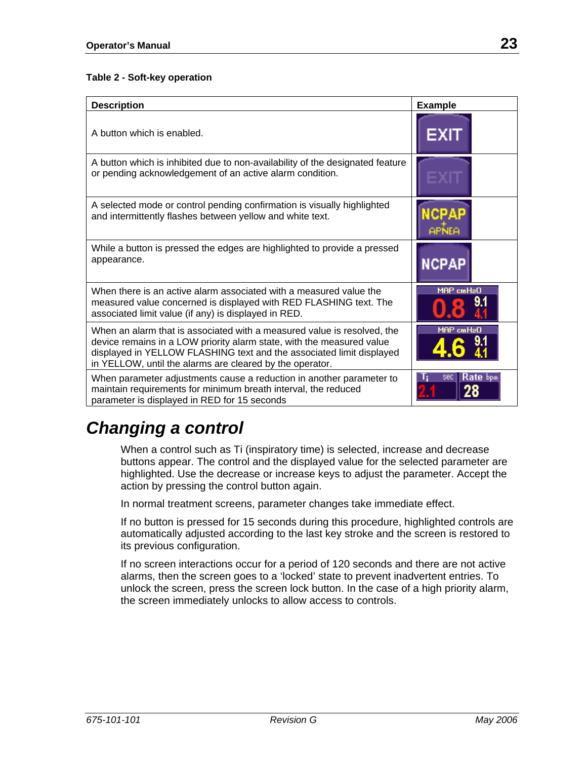**Table 2 - Soft-key operation**

| Description | Example |
|---|---|
| A button which is enabled. | EXIT |
| A button which is inhibited due to non-availability of the designated feature or pending acknowledgement of an active alarm condition. | EXIT |
| A selected mode or control pending confirmation is visually highlighted and intermittently flashes between yellow and white text. | NCPAP + APNEA |
| While a button is pressed the edges are highlighted to provide a pressed appearance. | NCPAP |
| When there is an active alarm associated with a measured value the measured value concerned is displayed with RED FLASHING text. The associated limit value (if any) is displayed in RED. | MAP cmH2O 0.8 9.1 4.1 |
| When an alarm that is associated with a measured value is resolved, the device remains in a LOW priority alarm state, with the measured value displayed in YELLOW FLASHING text and the associated limit displayed in YELLOW, until the alarms are cleared by the operator. | MAP cmH2O 4.6 9.1 4.1 |
| When parameter adjustments cause a reduction in another parameter to maintain requirements for minimum breath interval, the reduced parameter is displayed in RED for 15 seconds | $T_i$ sec 2.1 Rate bpm 28 |

# *Changing a control*

When a control such as Ti (inspiratory time) is selected, increase and decrease buttons appear. The control and the displayed value for the selected parameter are highlighted. Use the decrease or increase keys to adjust the parameter. Accept the action by pressing the control button again.

In normal treatment screens, parameter changes take immediate effect.

If no button is pressed for 15 seconds during this procedure, highlighted controls are automatically adjusted according to the last key stroke and the screen is restored to its previous configuration.

If no screen interactions occur for a period of 120 seconds and there are not active alarms, then the screen goes to a 'locked' state to prevent inadvertent entries. To unlock the screen, press the screen lock button. In the case of a high priority alarm, the screen immediately unlocks to allow access to controls.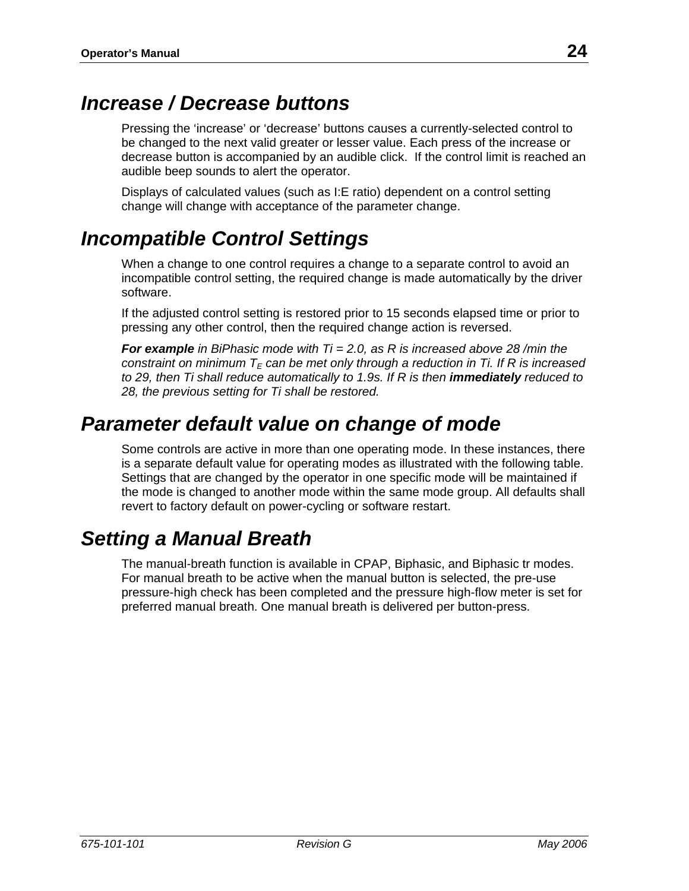## *Increase / Decrease buttons*

Pressing the 'increase' or 'decrease' buttons causes a currently-selected control to be changed to the next valid greater or lesser value. Each press of the increase or decrease button is accompanied by an audible click. If the control limit is reached an audible beep sounds to alert the operator.

Displays of calculated values (such as I:E ratio) dependent on a control setting change will change with acceptance of the parameter change.

## *Incompatible Control Settings*

When a change to one control requires a change to a separate control to avoid an incompatible control setting, the required change is made automatically by the driver software.

If the adjusted control setting is restored prior to 15 seconds elapsed time or prior to pressing any other control, then the required change action is reversed.

***For example*** *in BiPhasic mode with Ti = 2.0, as R is increased above 28 /min the constraint on minimum* $T_E$ *can be met only through a reduction in Ti. If R is increased to 29, then Ti shall reduce automatically to 1.9s. If R is then* ***immediately*** *reduced to 28, the previous setting for Ti shall be restored.*

## *Parameter default value on change of mode*

Some controls are active in more than one operating mode. In these instances, there is a separate default value for operating modes as illustrated with the following table. Settings that are changed by the operator in one specific mode will be maintained if the mode is changed to another mode within the same mode group. All defaults shall revert to factory default on power-cycling or software restart.

## *Setting a Manual Breath*

The manual-breath function is available in CPAP, Biphasic, and Biphasic tr modes. For manual breath to be active when the manual button is selected, the pre-use pressure-high check has been completed and the pressure high-flow meter is set for preferred manual breath. One manual breath is delivered per button-press.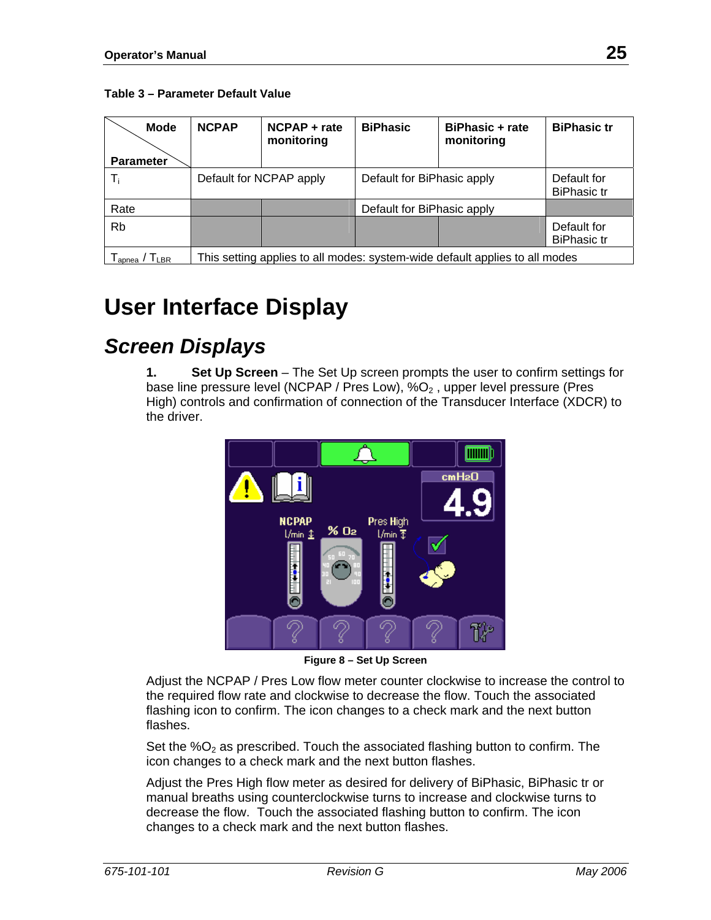**Table 3 – Parameter Default Value**

| Mode / Parameter | NCPAP | NCPAP + rate monitoring | BiPhasic | BiPhasic + rate monitoring | BiPhasic tr |
|---|---|---|---|---|---|
| $T_i$ | Default for NCPAP apply | | Default for BiPhasic apply | | Default for BiPhasic tr |
| Rate | | | Default for BiPhasic apply | | |
| Rb | | | | | Default for BiPhasic tr |
| $T_{apnea}$ / $T_{LBR}$ | This setting applies to all modes: system-wide default applies to all modes | | | | |

# User Interface Display

## *Screen Displays*

**1. Set Up Screen** – The Set Up screen prompts the user to confirm settings for base line pressure level (NCPAP / Pres Low), $\%O_2$ , upper level pressure (Pres High) controls and confirmation of connection of the Transducer Interface (XDCR) to the driver.

**Figure 8 – Set Up Screen**

Adjust the NCPAP / Pres Low flow meter counter clockwise to increase the control to the required flow rate and clockwise to decrease the flow. Touch the associated flashing icon to confirm. The icon changes to a check mark and the next button flashes.

Set the $\%O_2$ as prescribed. Touch the associated flashing button to confirm. The icon changes to a check mark and the next button flashes.

Adjust the Pres High flow meter as desired for delivery of BiPhasic, BiPhasic tr or manual breaths using counterclockwise turns to increase and clockwise turns to decrease the flow. Touch the associated flashing button to confirm. The icon changes to a check mark and the next button flashes.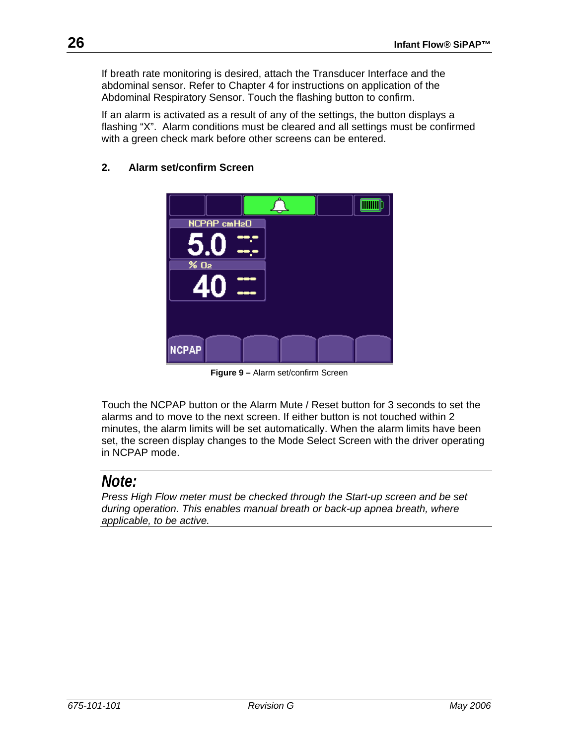If breath rate monitoring is desired, attach the Transducer Interface and the abdominal sensor. Refer to Chapter 4 for instructions on application of the Abdominal Respiratory Sensor. Touch the flashing button to confirm.

If an alarm is activated as a result of any of the settings, the button displays a flashing "X". Alarm conditions must be cleared and all settings must be confirmed with a green check mark before other screens can be entered.

### 2. Alarm set/confirm Screen

**Figure 9 –** Alarm set/confirm Screen

Touch the NCPAP button or the Alarm Mute / Reset button for 3 seconds to set the alarms and to move to the next screen. If either button is not touched within 2 minutes, the alarm limits will be set automatically. When the alarm limits have been set, the screen display changes to the Mode Select Screen with the driver operating in NCPAP mode.

## *Note:*

*Press High Flow meter must be checked through the Start-up screen and be set during operation. This enables manual breath or back-up apnea breath, where applicable, to be active.*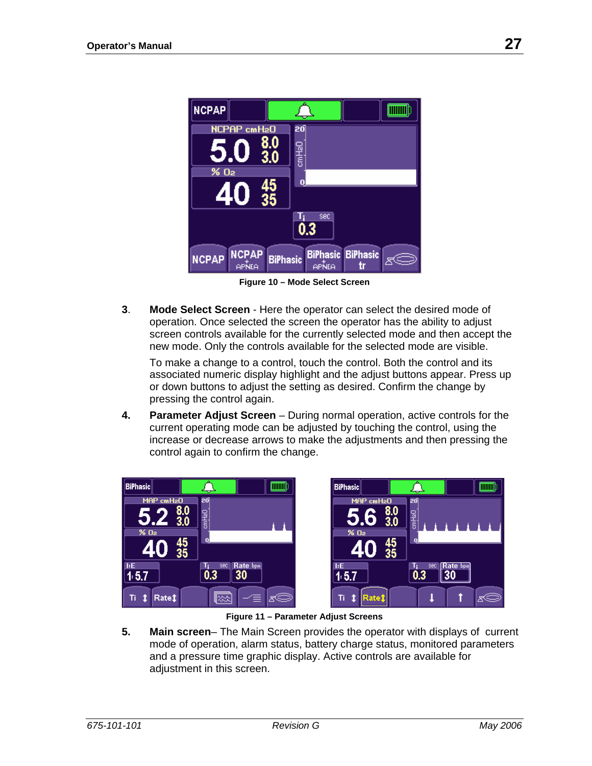Figure 10 – Mode Select Screen

3. **Mode Select Screen** - Here the operator can select the desired mode of operation. Once selected the screen the operator has the ability to adjust screen controls available for the currently selected mode and then accept the new mode. Only the controls available for the selected mode are visible.

   To make a change to a control, touch the control. Both the control and its associated numeric display highlight and the adjust buttons appear. Press up or down buttons to adjust the setting as desired. Confirm the change by pressing the control again.

4. **Parameter Adjust Screen** – During normal operation, active controls for the current operating mode can be adjusted by touching the control, using the increase or decrease arrows to make the adjustments and then pressing the control again to confirm the change.

Figure 11 – Parameter Adjust Screens

5. **Main screen**– The Main Screen provides the operator with displays of current mode of operation, alarm status, battery charge status, monitored parameters and a pressure time graphic display. Active controls are available for adjustment in this screen.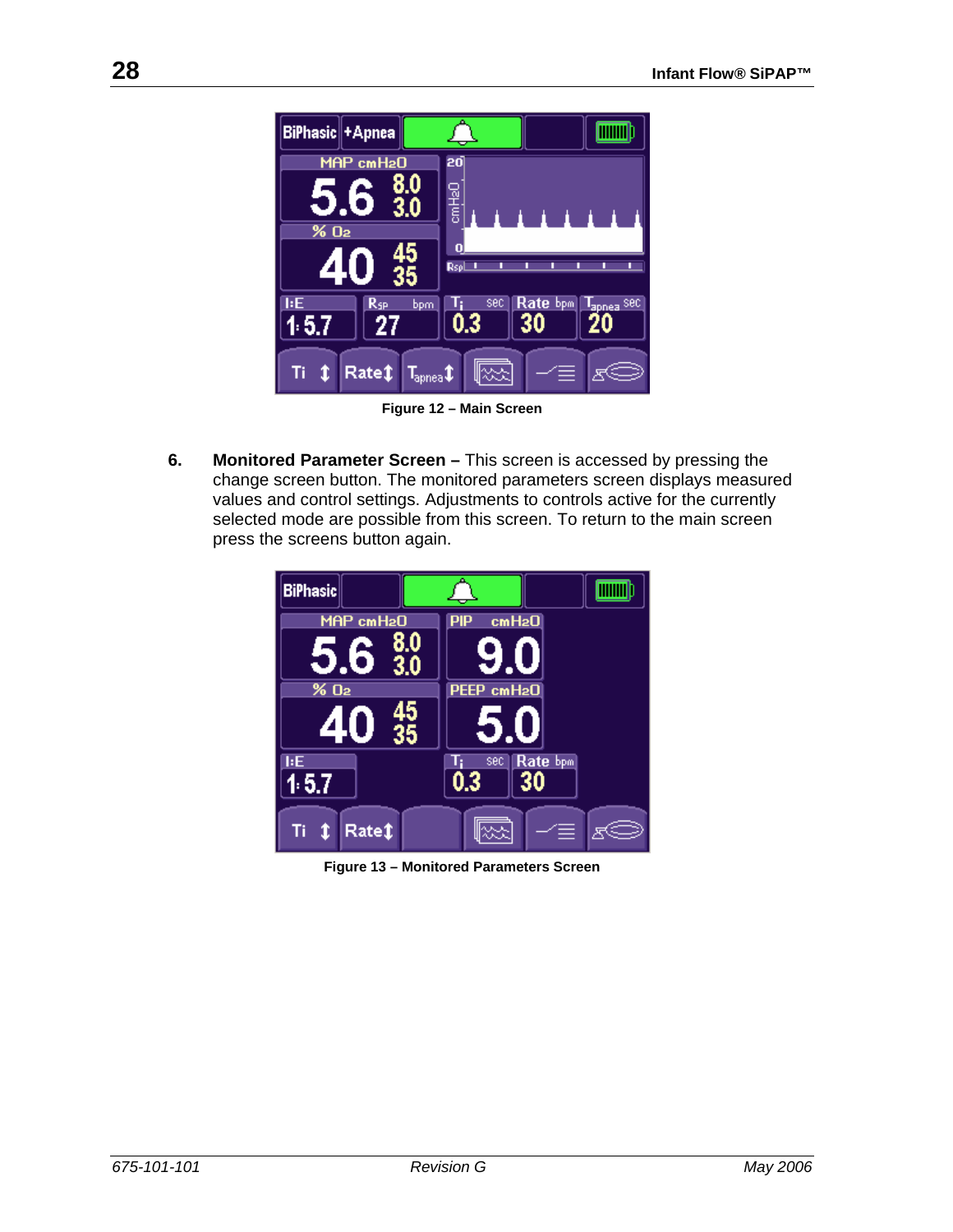Figure 12 – Main Screen

6. **Monitored Parameter Screen –** This screen is accessed by pressing the change screen button. The monitored parameters screen displays measured values and control settings. Adjustments to controls active for the currently selected mode are possible from this screen. To return to the main screen press the screens button again.

Figure 13 – Monitored Parameters Screen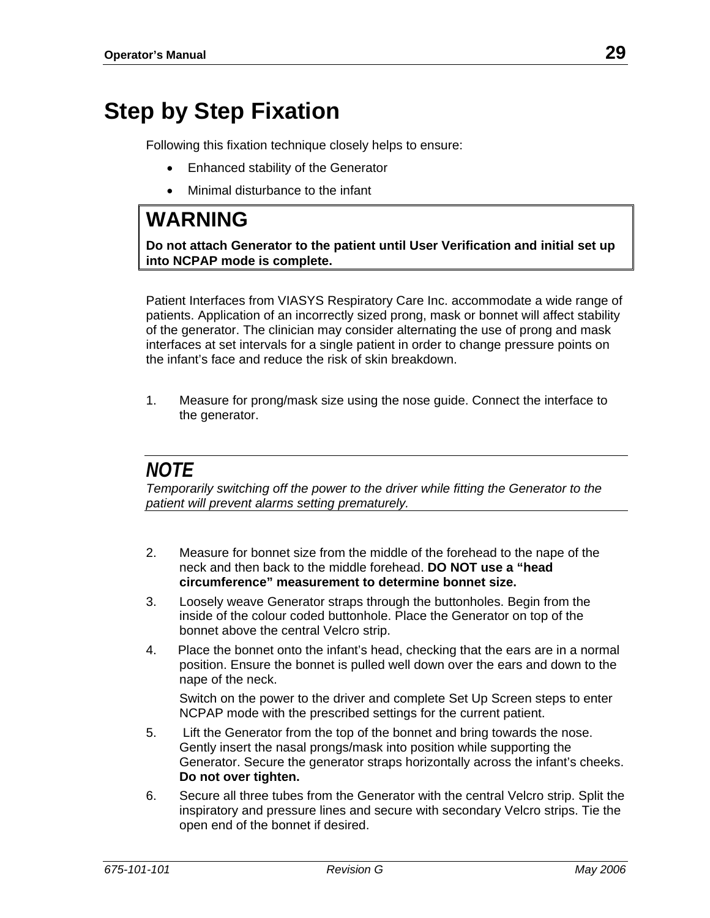# Step by Step Fixation

Following this fixation technique closely helps to ensure:

- Enhanced stability of the Generator
- Minimal disturbance to the infant

## WARNING

**Do not attach Generator to the patient until User Verification and initial set up into NCPAP mode is complete.**

Patient Interfaces from VIASYS Respiratory Care Inc. accommodate a wide range of patients. Application of an incorrectly sized prong, mask or bonnet will affect stability of the generator. The clinician may consider alternating the use of prong and mask interfaces at set intervals for a single patient in order to change pressure points on the infant's face and reduce the risk of skin breakdown.

1. Measure for prong/mask size using the nose guide. Connect the interface to the generator.

***NOTE***

*Temporarily switching off the power to the driver while fitting the Generator to the patient will prevent alarms setting prematurely.*

2. Measure for bonnet size from the middle of the forehead to the nape of the neck and then back to the middle forehead. **DO NOT use a "head circumference" measurement to determine bonnet size.**
3. Loosely weave Generator straps through the buttonholes. Begin from the inside of the colour coded buttonhole. Place the Generator on top of the bonnet above the central Velcro strip.
4. Place the bonnet onto the infant's head, checking that the ears are in a normal position. Ensure the bonnet is pulled well down over the ears and down to the nape of the neck.

   Switch on the power to the driver and complete Set Up Screen steps to enter NCPAP mode with the prescribed settings for the current patient.
5. Lift the Generator from the top of the bonnet and bring towards the nose. Gently insert the nasal prongs/mask into position while supporting the Generator. Secure the generator straps horizontally across the infant's cheeks. **Do not over tighten.**
6. Secure all three tubes from the Generator with the central Velcro strip. Split the inspiratory and pressure lines and secure with secondary Velcro strips. Tie the open end of the bonnet if desired.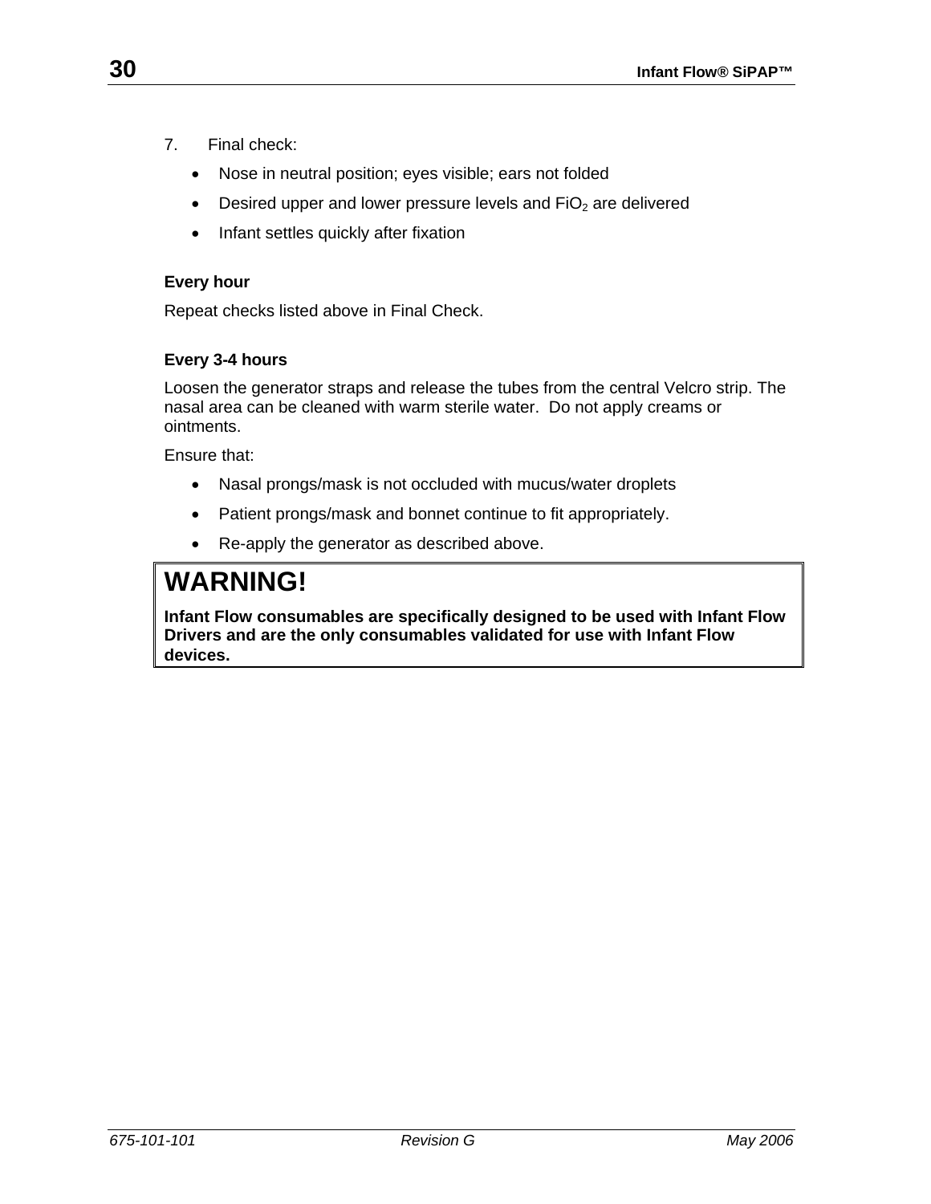7. Final check:

   - Nose in neutral position; eyes visible; ears not folded
   - Desired upper and lower pressure levels and $FiO_2$ are delivered
   - Infant settles quickly after fixation

**Every hour**

Repeat checks listed above in Final Check.

**Every 3-4 hours**

Loosen the generator straps and release the tubes from the central Velcro strip. The nasal area can be cleaned with warm sterile water. Do not apply creams or ointments.

Ensure that:

- Nasal prongs/mask is not occluded with mucus/water droplets
- Patient prongs/mask and bonnet continue to fit appropriately.
- Re-apply the generator as described above.

# WARNING!

**Infant Flow consumables are specifically designed to be used with Infant Flow Drivers and are the only consumables validated for use with Infant Flow devices.**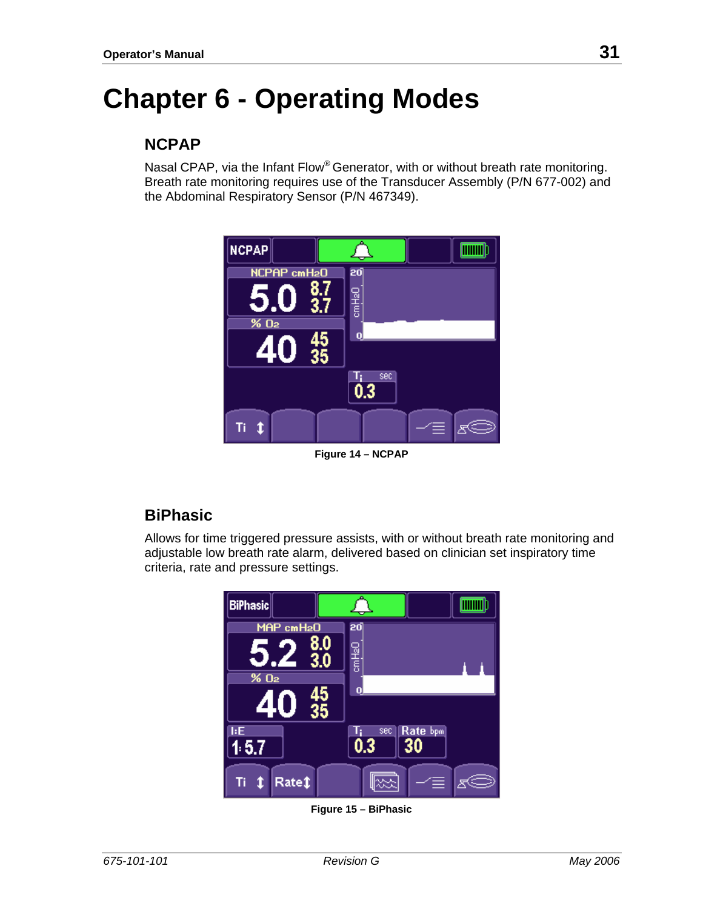# Chapter 6 - Operating Modes

## NCPAP

Nasal CPAP, via the Infant Flow® Generator, with or without breath rate monitoring. Breath rate monitoring requires use of the Transducer Assembly (P/N 677-002) and the Abdominal Respiratory Sensor (P/N 467349).

**Figure 14 – NCPAP**

## BiPhasic

Allows for time triggered pressure assists, with or without breath rate monitoring and adjustable low breath rate alarm, delivered based on clinician set inspiratory time criteria, rate and pressure settings.

**Figure 15 – BiPhasic**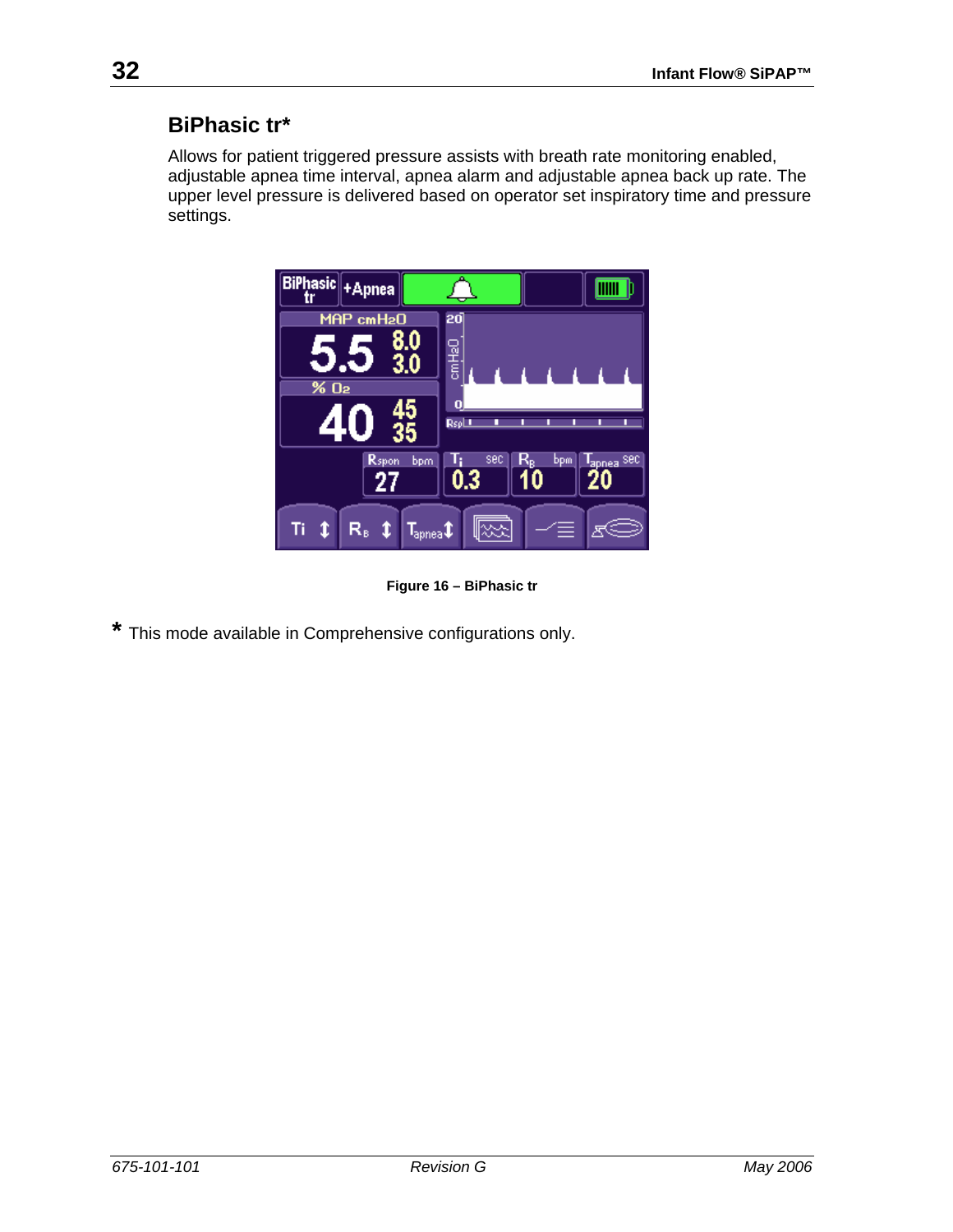## BiPhasic tr*

Allows for patient triggered pressure assists with breath rate monitoring enabled, adjustable apnea time interval, apnea alarm and adjustable apnea back up rate. The upper level pressure is delivered based on operator set inspiratory time and pressure settings.

BiPhasic tr
+Apnea
MAP cmH2O
5.5
8.0
3.0
% O2
40
45
35
20
cmH2O
0
Rsp
Rspon bpm
27
Ti sec
0.3
RB bpm
10
Tapnea sec
20
Ti
RB
Tapnea

**Figure 16 – BiPhasic tr**

* This mode available in Comprehensive configurations only.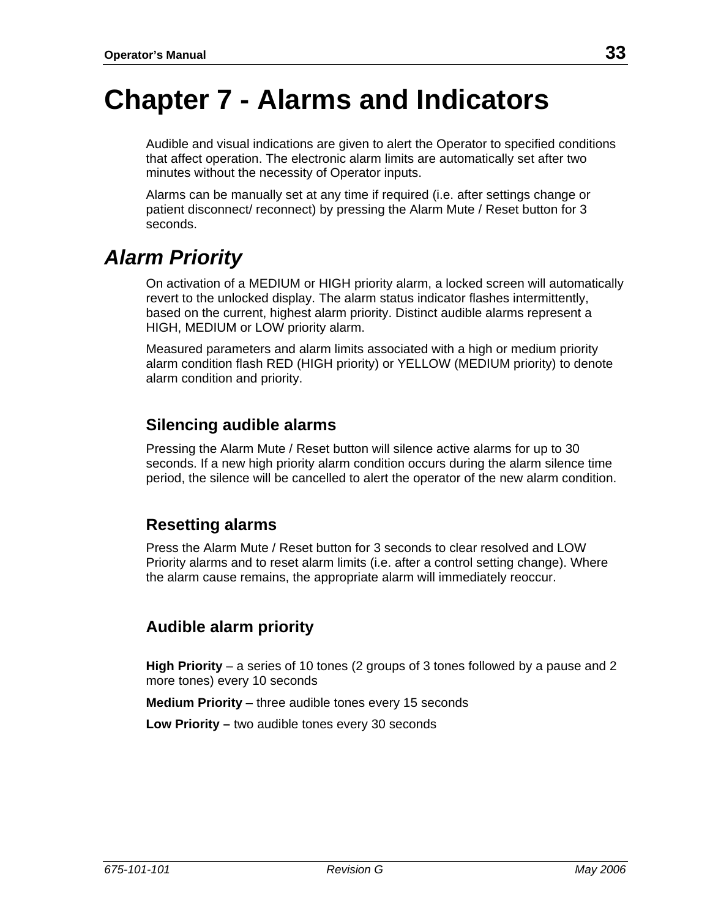# Chapter 7 - Alarms and Indicators

Audible and visual indications are given to alert the Operator to specified conditions that affect operation. The electronic alarm limits are automatically set after two minutes without the necessity of Operator inputs.

Alarms can be manually set at any time if required (i.e. after settings change or patient disconnect/ reconnect) by pressing the Alarm Mute / Reset button for 3 seconds.

## *Alarm Priority*

On activation of a MEDIUM or HIGH priority alarm, a locked screen will automatically revert to the unlocked display. The alarm status indicator flashes intermittently, based on the current, highest alarm priority. Distinct audible alarms represent a HIGH, MEDIUM or LOW priority alarm.

Measured parameters and alarm limits associated with a high or medium priority alarm condition flash RED (HIGH priority) or YELLOW (MEDIUM priority) to denote alarm condition and priority.

### Silencing audible alarms

Pressing the Alarm Mute / Reset button will silence active alarms for up to 30 seconds. If a new high priority alarm condition occurs during the alarm silence time period, the silence will be cancelled to alert the operator of the new alarm condition.

### Resetting alarms

Press the Alarm Mute / Reset button for 3 seconds to clear resolved and LOW Priority alarms and to reset alarm limits (i.e. after a control setting change). Where the alarm cause remains, the appropriate alarm will immediately reoccur.

### Audible alarm priority

**High Priority** – a series of 10 tones (2 groups of 3 tones followed by a pause and 2 more tones) every 10 seconds

**Medium Priority** – three audible tones every 15 seconds

**Low Priority –** two audible tones every 30 seconds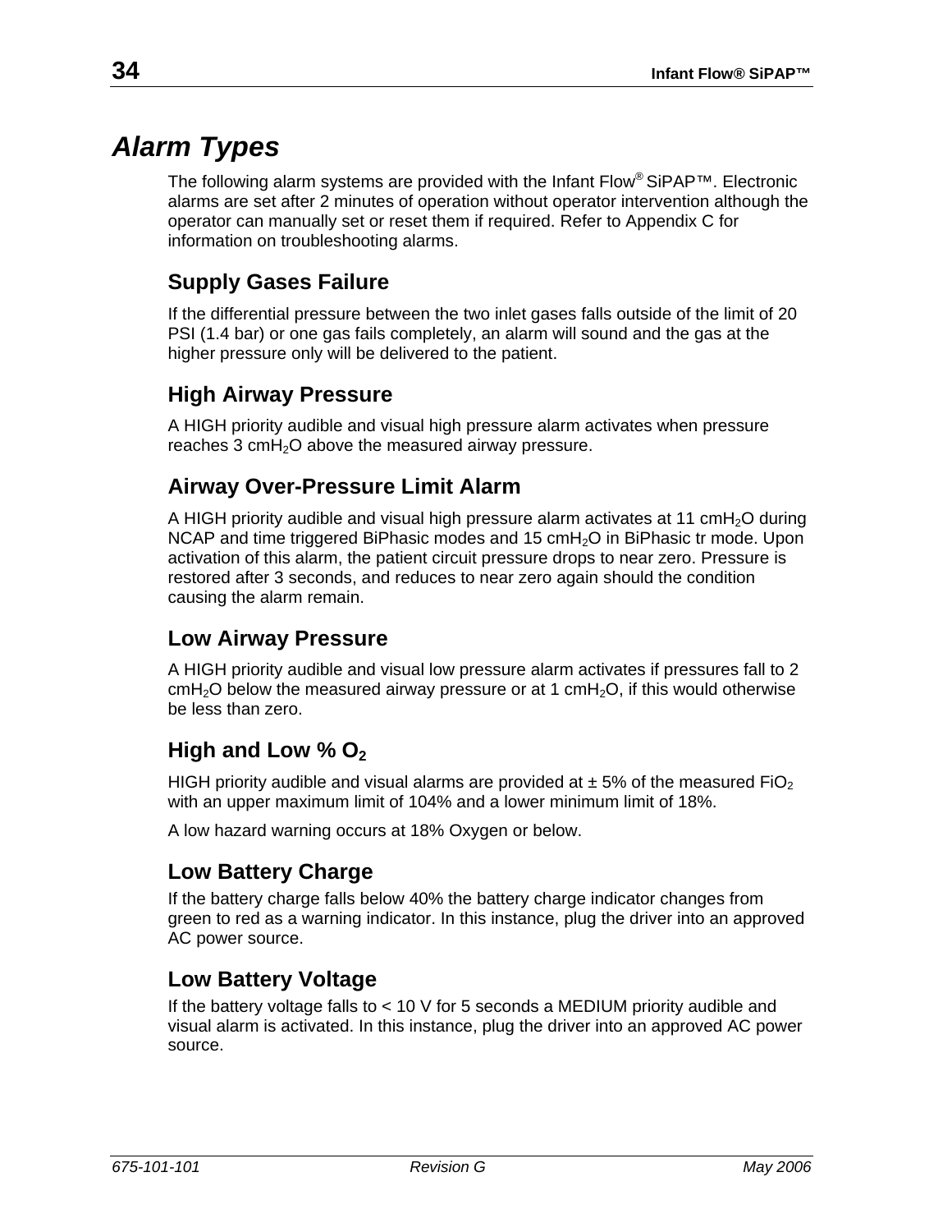# Alarm Types

The following alarm systems are provided with the Infant Flow® SiPAP™. Electronic alarms are set after 2 minutes of operation without operator intervention although the operator can manually set or reset them if required. Refer to Appendix C for information on troubleshooting alarms.

## Supply Gases Failure

If the differential pressure between the two inlet gases falls outside of the limit of 20 PSI (1.4 bar) or one gas fails completely, an alarm will sound and the gas at the higher pressure only will be delivered to the patient.

## High Airway Pressure

A HIGH priority audible and visual high pressure alarm activates when pressure reaches 3 $cmH_2O$ above the measured airway pressure.

## Airway Over-Pressure Limit Alarm

A HIGH priority audible and visual high pressure alarm activates at 11 $cmH_2O$ during NCAP and time triggered BiPhasic modes and 15 $cmH_2O$ in BiPhasic tr mode. Upon activation of this alarm, the patient circuit pressure drops to near zero. Pressure is restored after 3 seconds, and reduces to near zero again should the condition causing the alarm remain.

## Low Airway Pressure

A HIGH priority audible and visual low pressure alarm activates if pressures fall to 2 $cmH_2O$ below the measured airway pressure or at 1 $cmH_2O$, if this would otherwise be less than zero.

## High and Low % $O_2$

HIGH priority audible and visual alarms are provided at ± 5% of the measured $FiO_2$ with an upper maximum limit of 104% and a lower minimum limit of 18%.

A low hazard warning occurs at 18% Oxygen or below.

## Low Battery Charge

If the battery charge falls below 40% the battery charge indicator changes from green to red as a warning indicator. In this instance, plug the driver into an approved AC power source.

## Low Battery Voltage

If the battery voltage falls to < 10 V for 5 seconds a MEDIUM priority audible and visual alarm is activated. In this instance, plug the driver into an approved AC power source.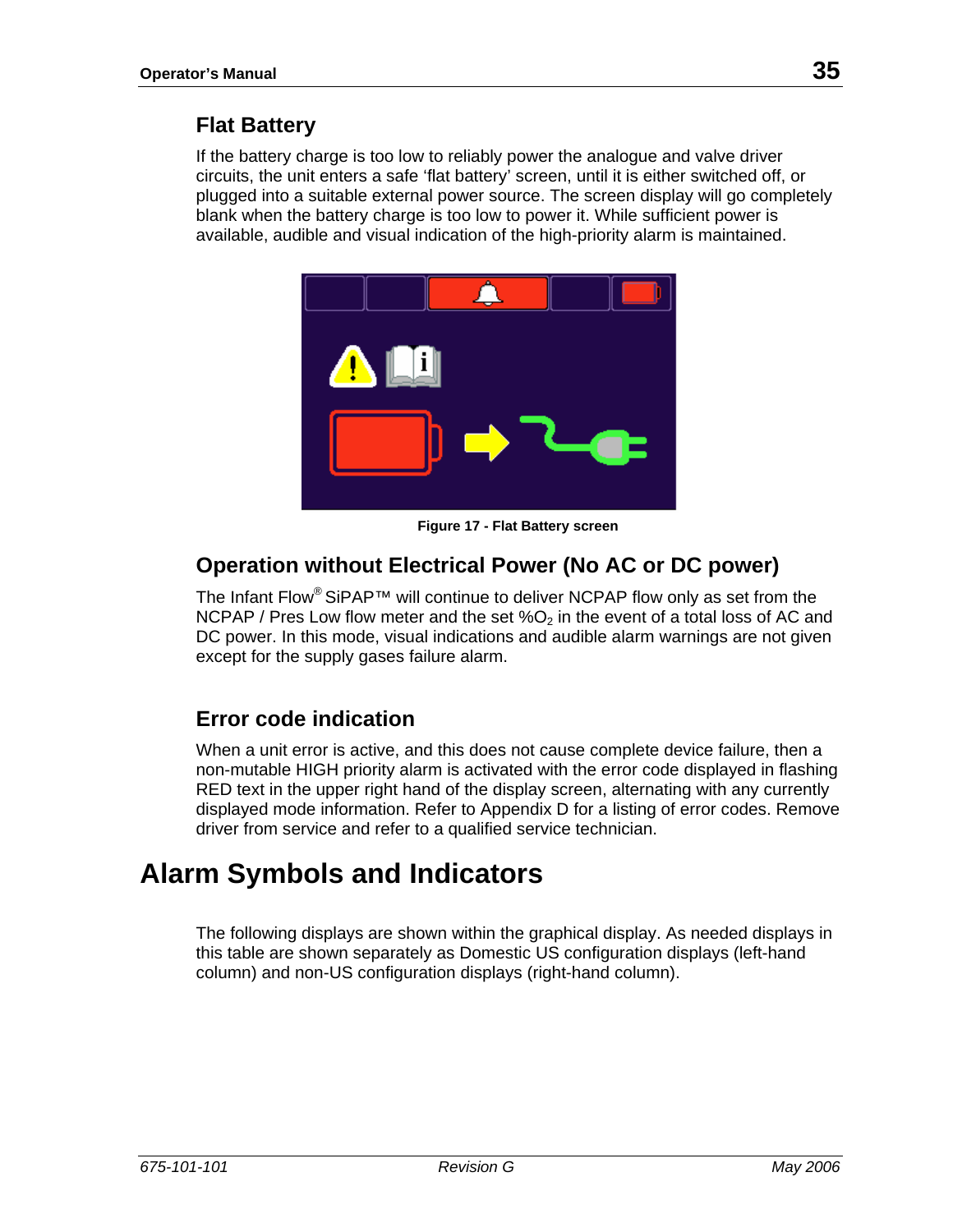## Flat Battery

If the battery charge is too low to reliably power the analogue and valve driver circuits, the unit enters a safe 'flat battery' screen, until it is either switched off, or plugged into a suitable external power source. The screen display will go completely blank when the battery charge is too low to power it. While sufficient power is available, audible and visual indication of the high-priority alarm is maintained.

**Figure 17 - Flat Battery screen**

## Operation without Electrical Power (No AC or DC power)

The Infant Flow® SiPAP™ will continue to deliver NCPAP flow only as set from the NCPAP / Pres Low flow meter and the set %$O_2$ in the event of a total loss of AC and DC power. In this mode, visual indications and audible alarm warnings are not given except for the supply gases failure alarm.

## Error code indication

When a unit error is active, and this does not cause complete device failure, then a non-mutable HIGH priority alarm is activated with the error code displayed in flashing RED text in the upper right hand of the display screen, alternating with any currently displayed mode information. Refer to Appendix D for a listing of error codes. Remove driver from service and refer to a qualified service technician.

# Alarm Symbols and Indicators

The following displays are shown within the graphical display. As needed displays in this table are shown separately as Domestic US configuration displays (left-hand column) and non-US configuration displays (right-hand column).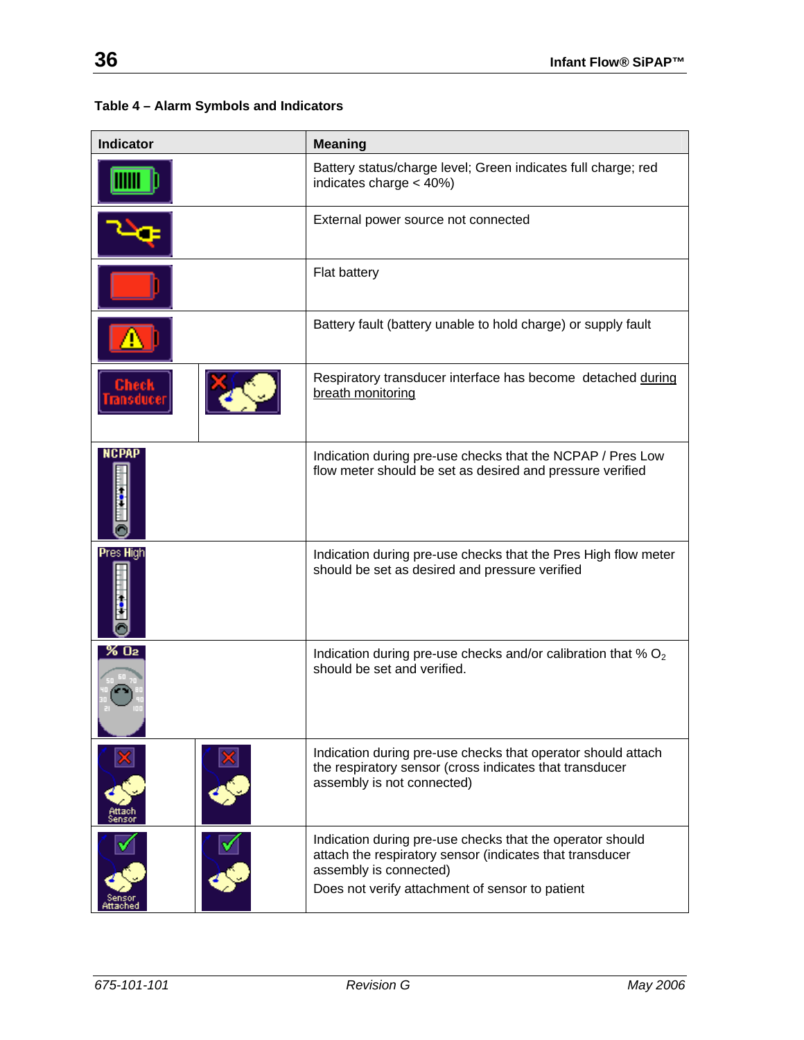**Table 4 – Alarm Symbols and Indicators**

| Indicator | Meaning |
|---|---|
| | Battery status/charge level; Green indicates full charge; red indicates charge < 40%) |
| | External power source not connected |
| | Flat battery |
| | Battery fault (battery unable to hold charge) or supply fault |
| Check Transducer | Respiratory transducer interface has become detached during breath monitoring |
| NCPAP | Indication during pre-use checks that the NCPAP / Pres Low flow meter should be set as desired and pressure verified |
| Pres High | Indication during pre-use checks that the Pres High flow meter should be set as desired and pressure verified |
| % O2 | Indication during pre-use checks and/or calibration that % $O_2$ should be set and verified. |
| Attach Sensor | Indication during pre-use checks that operator should attach the respiratory sensor (cross indicates that transducer assembly is not connected) |
| Sensor Attached | Indication during pre-use checks that the operator should attach the respiratory sensor (indicates that transducer assembly is connected)<br>Does not verify attachment of sensor to patient |

675-101-101 Revision G May 2006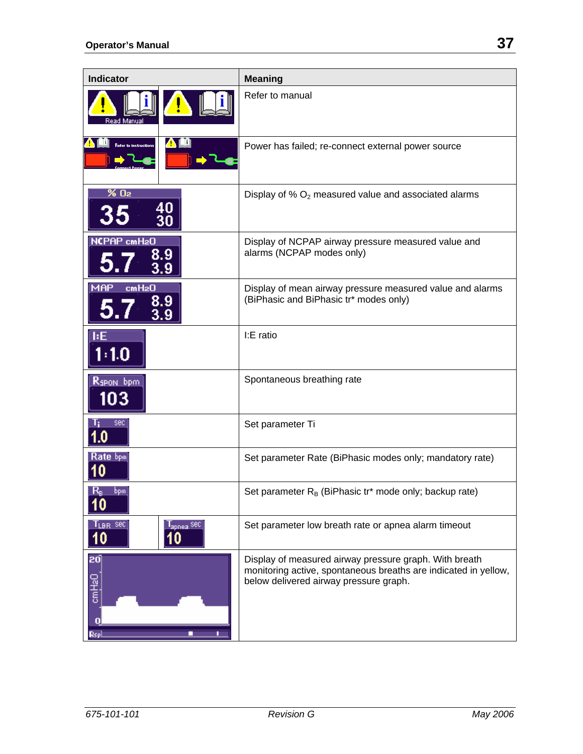| Indicator | Meaning |
|---|---|
| Read Manual | Refer to manual |
| Refer to instructions / Connect Power | Power has failed; re-connect external power source |
| % O2 35 40 30 | Display of % $O_2$ measured value and associated alarms |
| NCPAP cmH2O 5.7 8.9 3.9 | Display of NCPAP airway pressure measured value and alarms (NCPAP modes only) |
| MAP cmH2O 5.7 8.9 3.9 | Display of mean airway pressure measured value and alarms (BiPhasic and BiPhasic tr* modes only) |
| I:E 1:1.0 | I:E ratio |
| RSPON bpm 103 | Spontaneous breathing rate |
| Ti sec 1.0 | Set parameter Ti |
| Rate bpm 10 | Set parameter Rate (BiPhasic modes only; mandatory rate) |
| RB bpm 10 | Set parameter $R_B$ (BiPhasic tr* mode only; backup rate) |
| TLBR sec 10 / Tapnea sec 10 | Set parameter low breath rate or apnea alarm timeout |
| 20 cmH2O 0 Rsp | Display of measured airway pressure graph. With breath monitoring active, spontaneous breaths are indicated in yellow, below delivered airway pressure graph. |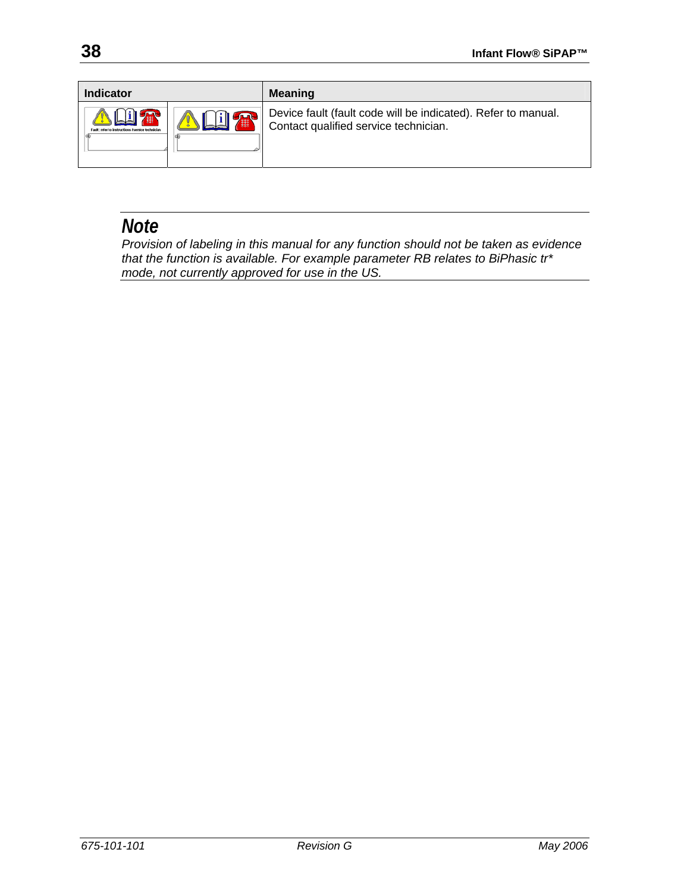| Indicator | | Meaning |
|---|---|---|
| Fault: refer to instructions / service technician | | Device fault (fault code will be indicated). Refer to manual. Contact qualified service technician. |

## *Note*

*Provision of labeling in this manual for any function should not be taken as evidence that the function is available. For example parameter RB relates to BiPhasic tr* mode, not currently approved for use in the US.*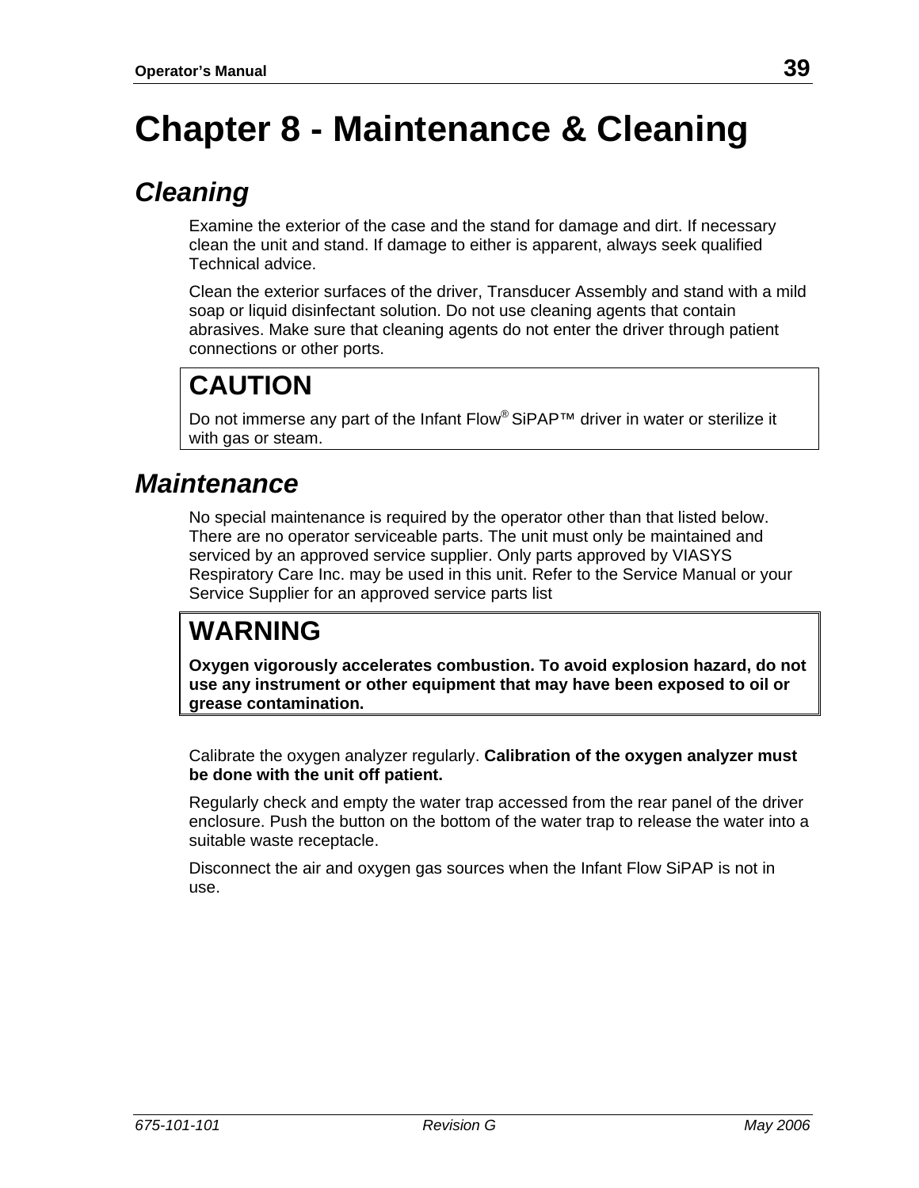# Chapter 8 - Maintenance & Cleaning

## Cleaning

Examine the exterior of the case and the stand for damage and dirt. If necessary clean the unit and stand. If damage to either is apparent, always seek qualified Technical advice.

Clean the exterior surfaces of the driver, Transducer Assembly and stand with a mild soap or liquid disinfectant solution. Do not use cleaning agents that contain abrasives. Make sure that cleaning agents do not enter the driver through patient connections or other ports.

> **CAUTION**
>
> Do not immerse any part of the Infant Flow® SiPAP™ driver in water or sterilize it with gas or steam.

## Maintenance

No special maintenance is required by the operator other than that listed below. There are no operator serviceable parts. The unit must only be maintained and serviced by an approved service supplier. Only parts approved by VIASYS Respiratory Care Inc. may be used in this unit. Refer to the Service Manual or your Service Supplier for an approved service parts list

> **WARNING**
>
> **Oxygen vigorously accelerates combustion. To avoid explosion hazard, do not use any instrument or other equipment that may have been exposed to oil or grease contamination.**

Calibrate the oxygen analyzer regularly. **Calibration of the oxygen analyzer must be done with the unit off patient.**

Regularly check and empty the water trap accessed from the rear panel of the driver enclosure. Push the button on the bottom of the water trap to release the water into a suitable waste receptacle.

Disconnect the air and oxygen gas sources when the Infant Flow SiPAP is not in use.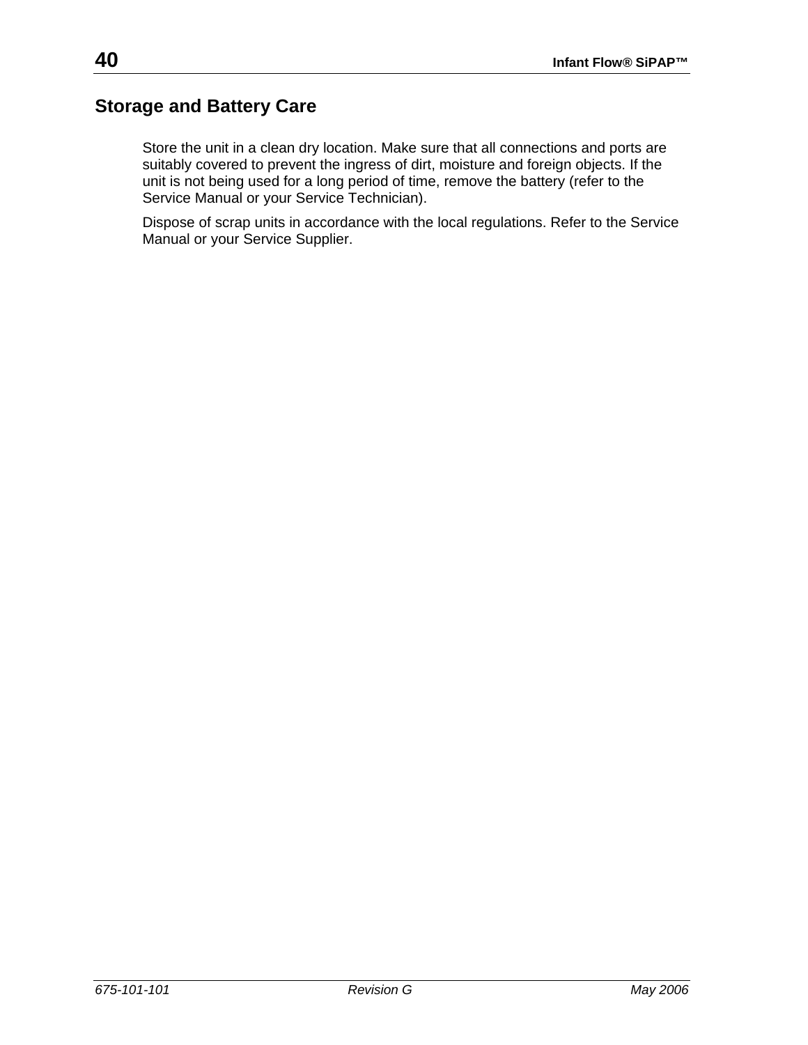## Storage and Battery Care

Store the unit in a clean dry location. Make sure that all connections and ports are suitably covered to prevent the ingress of dirt, moisture and foreign objects. If the unit is not being used for a long period of time, remove the battery (refer to the Service Manual or your Service Technician).

Dispose of scrap units in accordance with the local regulations. Refer to the Service Manual or your Service Supplier.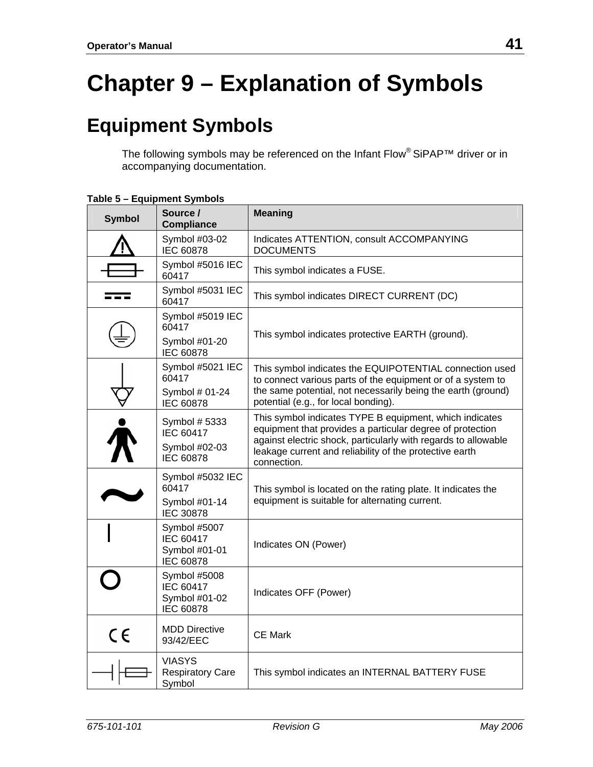# Chapter 9 – Explanation of Symbols

## Equipment Symbols

The following symbols may be referenced on the Infant Flow® SiPAP™ driver or in accompanying documentation.

**Table 5 – Equipment Symbols**

| Symbol | Source / Compliance | Meaning |
|---|---|---|
| | Symbol #03-02 IEC 60878 | Indicates ATTENTION, consult ACCOMPANYING DOCUMENTS |
| | Symbol #5016 IEC 60417 | This symbol indicates a FUSE. |
| | Symbol #5031 IEC 60417 | This symbol indicates DIRECT CURRENT (DC) |
| | Symbol #5019 IEC 60417<br>Symbol #01-20 IEC 60878 | This symbol indicates protective EARTH (ground). |
| | Symbol #5021 IEC 60417<br>Symbol # 01-24 IEC 60878 | This symbol indicates the EQUIPOTENTIAL connection used to connect various parts of the equipment or of a system to the same potential, not necessarily being the earth (ground) potential (e.g., for local bonding). |
| | Symbol # 5333 IEC 60417<br>Symbol #02-03 IEC 60878 | This symbol indicates TYPE B equipment, which indicates equipment that provides a particular degree of protection against electric shock, particularly with regards to allowable leakage current and reliability of the protective earth connection. |
| ~ | Symbol #5032 IEC 60417<br>Symbol #01-14 IEC 30878 | This symbol is located on the rating plate. It indicates the equipment is suitable for alternating current. |
| I | Symbol #5007 IEC 60417 Symbol #01-01 IEC 60878 | Indicates ON (Power) |
| O | Symbol #5008 IEC 60417 Symbol #01-02 IEC 60878 | Indicates OFF (Power) |
| CE | MDD Directive 93/42/EEC | CE Mark |
| | VIASYS Respiratory Care Symbol | This symbol indicates an INTERNAL BATTERY FUSE |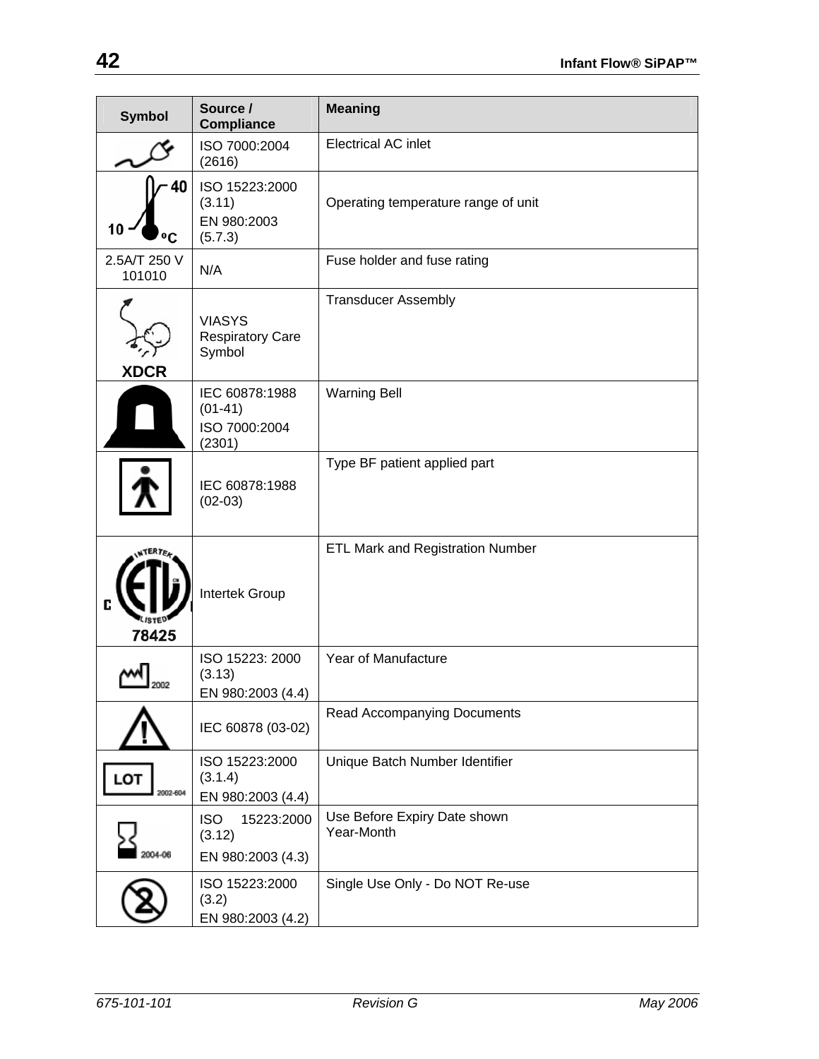| Symbol | Source / Compliance | Meaning |
|---|---|---|
| | ISO 7000:2004 (2616) | Electrical AC inlet |
| 40 10 °C | ISO 15223:2000 (3.11) EN 980:2003 (5.7.3) | Operating temperature range of unit |
| 2.5A/T 250 V 101010 | N/A | Fuse holder and fuse rating |
| XDCR | VIASYS Respiratory Care Symbol | Transducer Assembly |
| | IEC 60878:1988 (01-41) ISO 7000:2004 (2301) | Warning Bell |
| | IEC 60878:1988 (02-03) | Type BF patient applied part |
| INTERTEK ETL LISTED C US 78425 | Intertek Group | ETL Mark and Registration Number |
| 2002 | ISO 15223: 2000 (3.13) EN 980:2003 (4.4) | Year of Manufacture |
| | IEC 60878 (03-02) | Read Accompanying Documents |
| LOT 2002-604 | ISO 15223:2000 (3.1.4) EN 980:2003 (4.4) | Unique Batch Number Identifier |
| 2004-06 | ISO 15223:2000 (3.12) EN 980:2003 (4.3) | Use Before Expiry Date shown Year-Month |
| | ISO 15223:2000 (3.2) EN 980:2003 (4.2) | Single Use Only - Do NOT Re-use |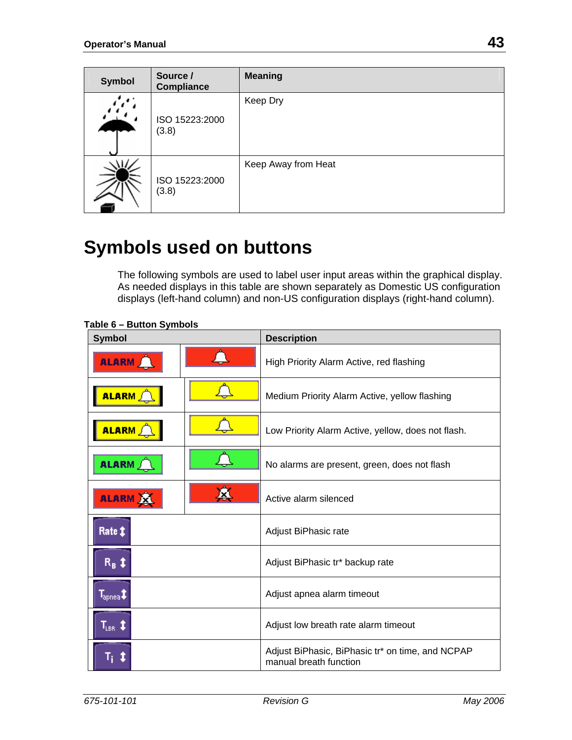| Symbol | Source / Compliance | Meaning |
|---|---|---|
| | ISO 15223:2000 (3.8) | Keep Dry |
| | ISO 15223:2000 (3.8) | Keep Away from Heat |

# Symbols used on buttons

The following symbols are used to label user input areas within the graphical display. As needed displays in this table are shown separately as Domestic US configuration displays (left-hand column) and non-US configuration displays (right-hand column).

**Table 6 – Button Symbols**

| Symbol | | Description |
|---|---|---|
| ALARM | | High Priority Alarm Active, red flashing |
| ALARM | | Medium Priority Alarm Active, yellow flashing |
| ALARM | | Low Priority Alarm Active, yellow, does not flash. |
| ALARM | | No alarms are present, green, does not flash |
| ALARM | | Active alarm silenced |
| Rate | | Adjust BiPhasic rate |
| $R_B$ | | Adjust BiPhasic tr* backup rate |
| $T_{apnea}$ | | Adjust apnea alarm timeout |
| $T_{LBR}$ | | Adjust low breath rate alarm timeout |
| $T_i$ | | Adjust BiPhasic, BiPhasic tr* on time, and NCPAP manual breath function |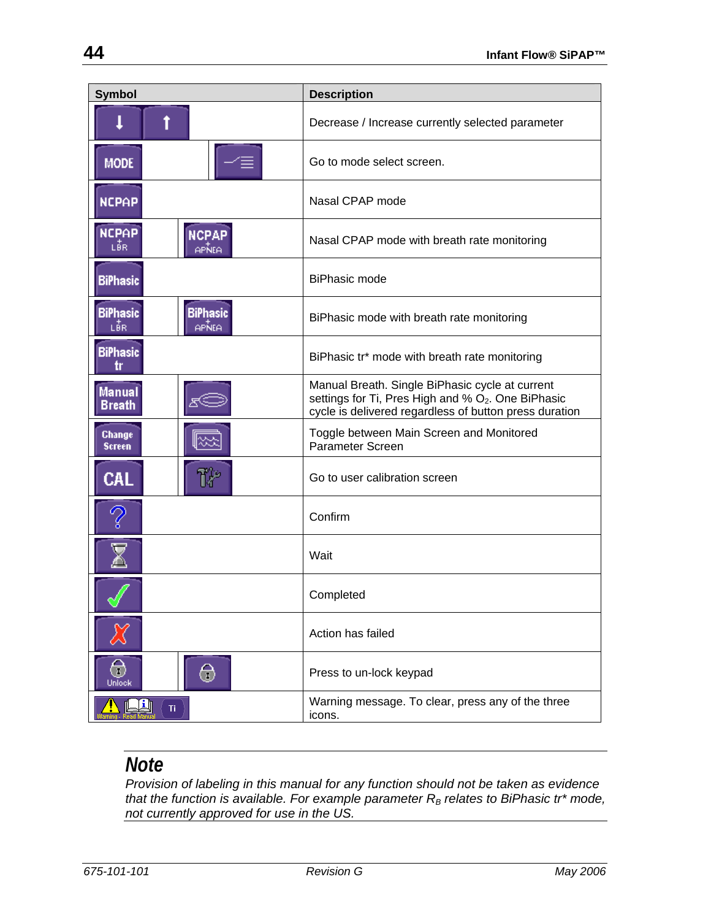| Symbol | Description |
|---|---|
| ↓ ↑ | Decrease / Increase currently selected parameter |
| MODE | Go to mode select screen. |
| NCPAP | Nasal CPAP mode |
| NCPAP + LBR / NCPAP + APNEA | Nasal CPAP mode with breath rate monitoring |
| BiPhasic | BiPhasic mode |
| BiPhasic + LBR / BiPhasic + APNEA | BiPhasic mode with breath rate monitoring |
| BiPhasic tr | BiPhasic tr* mode with breath rate monitoring |
| Manual Breath | Manual Breath. Single BiPhasic cycle at current settings for Ti, Pres High and % $O_2$. One BiPhasic cycle is delivered regardless of button press duration |
| Change Screen | Toggle between Main Screen and Monitored Parameter Screen |
| CAL | Go to user calibration screen |
| ? | Confirm |
| | Wait |
| ✓ | Completed |
| ✗ | Action has failed |
| Unlock | Press to un-lock keypad |
| Warning - Read Manual / Ti | Warning message. To clear, press any of the three icons. |

## *Note*

*Provision of labeling in this manual for any function should not be taken as evidence that the function is available. For example parameter $R_B$ relates to BiPhasic tr\* mode, not currently approved for use in the US.*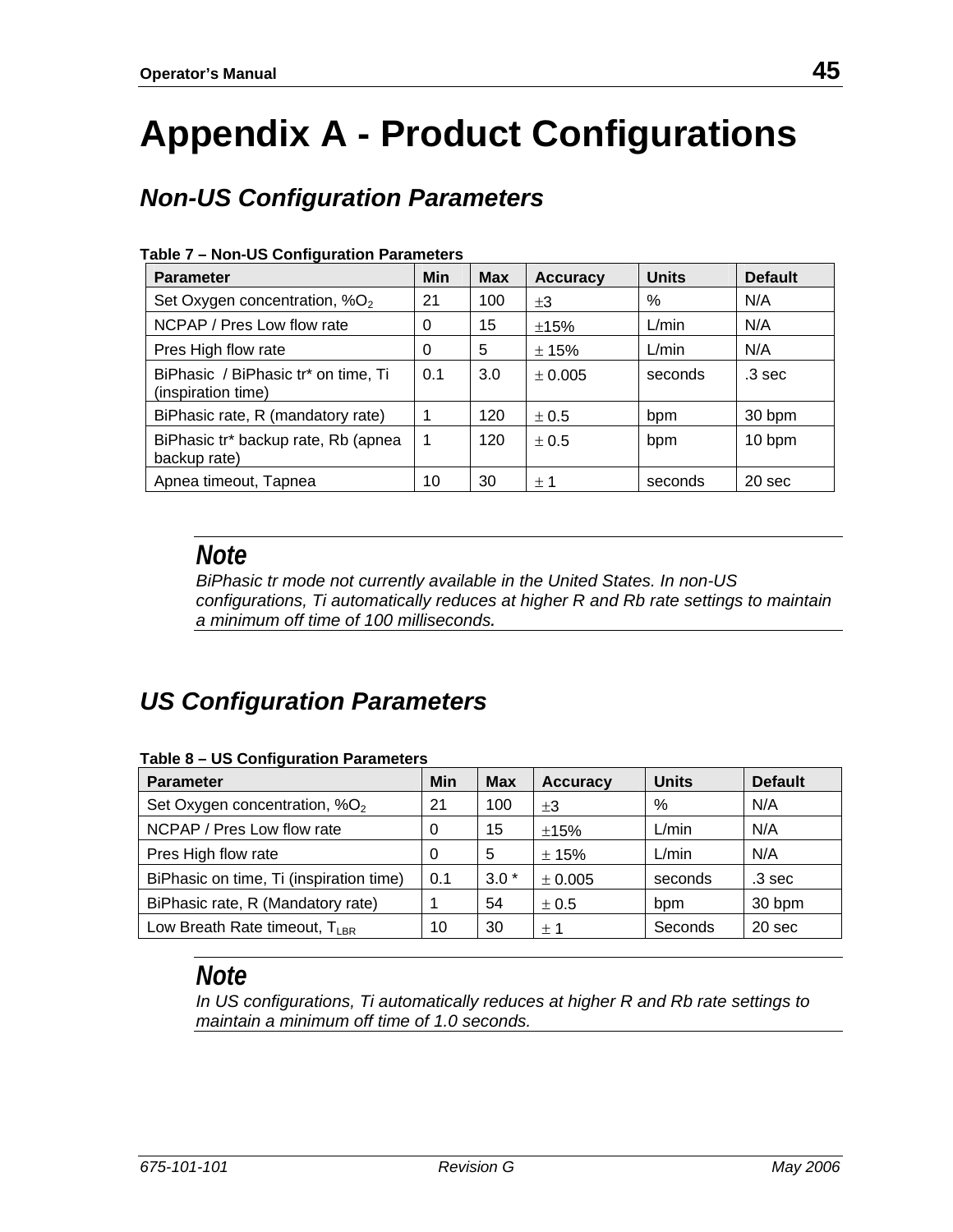# Appendix A - Product Configurations

## Non-US Configuration Parameters

**Table 7 – Non-US Configuration Parameters**

| Parameter | Min | Max | Accuracy | Units | Default |
|---|---|---|---|---|---|
| Set Oxygen concentration, $\%O_2$ | 21 | 100 | $\pm$3 | % | N/A |
| NCPAP / Pres Low flow rate | 0 | 15 | $\pm$15% | L/min | N/A |
| Pres High flow rate | 0 | 5 | $\pm$ 15% | L/min | N/A |
| BiPhasic / BiPhasic tr* on time, Ti (inspiration time) | 0.1 | 3.0 | $\pm$ 0.005 | seconds | .3 sec |
| BiPhasic rate, R (mandatory rate) | 1 | 120 | $\pm$ 0.5 | bpm | 30 bpm |
| BiPhasic tr* backup rate, Rb (apnea backup rate) | 1 | 120 | $\pm$ 0.5 | bpm | 10 bpm |
| Apnea timeout, Tapnea | 10 | 30 | $\pm$ 1 | seconds | 20 sec |

> **Note**
> *BiPhasic tr mode not currently available in the United States. In non-US configurations, Ti automatically reduces at higher R and Rb rate settings to maintain a minimum off time of 100 milliseconds.*

## US Configuration Parameters

**Table 8 – US Configuration Parameters**

| Parameter | Min | Max | Accuracy | Units | Default |
|---|---|---|---|---|---|
| Set Oxygen concentration, $\%O_2$ | 21 | 100 | $\pm$3 | % | N/A |
| NCPAP / Pres Low flow rate | 0 | 15 | $\pm$15% | L/min | N/A |
| Pres High flow rate | 0 | 5 | $\pm$ 15% | L/min | N/A |
| BiPhasic on time, Ti (inspiration time) | 0.1 | 3.0 * | $\pm$ 0.005 | seconds | .3 sec |
| BiPhasic rate, R (Mandatory rate) | 1 | 54 | $\pm$ 0.5 | bpm | 30 bpm |
| Low Breath Rate timeout, $T_{LBR}$ | 10 | 30 | $\pm$ 1 | Seconds | 20 sec |

> **Note**
> *In US configurations, Ti automatically reduces at higher R and Rb rate settings to maintain a minimum off time of 1.0 seconds.*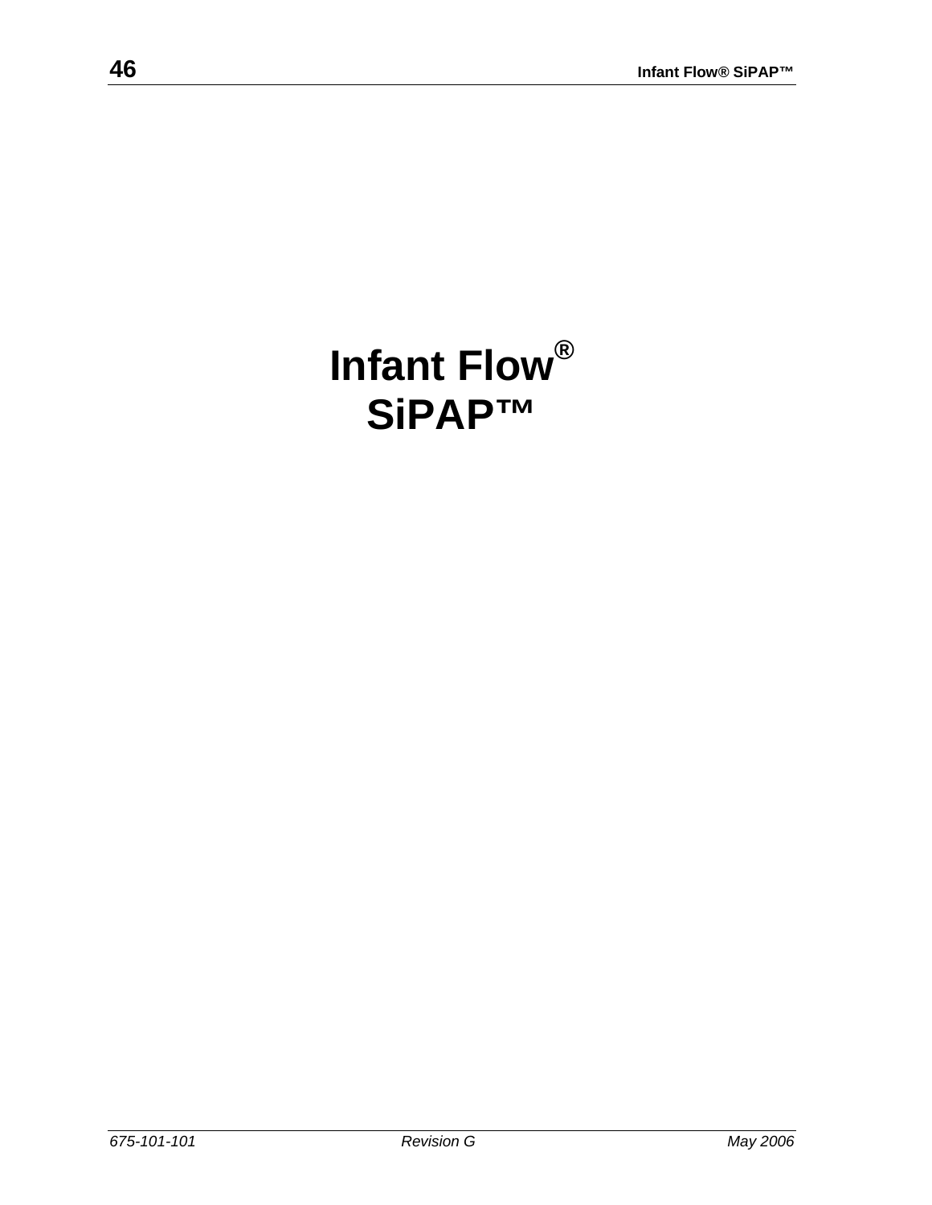# Infant Flow® SiPAP™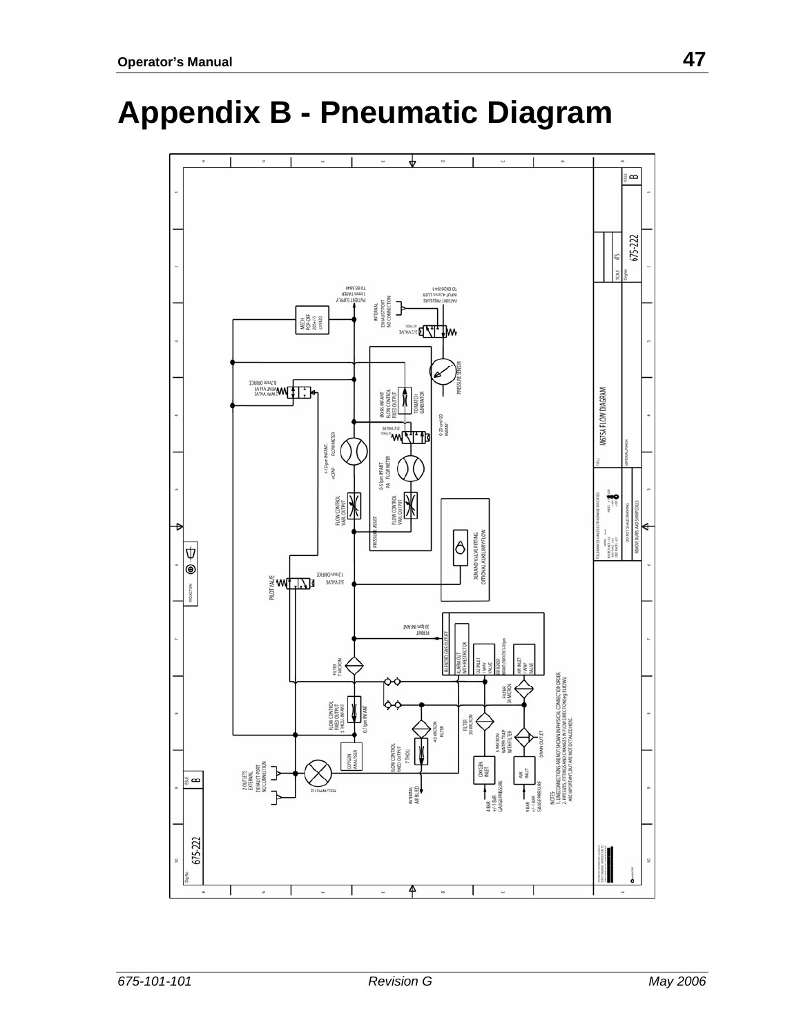# Appendix B - Pneumatic Diagram

M675A FLOW DIAGRAM

675-222

PATIENT SUPPLY
13mm TAPER
TO BS 3849

INTERNAL
EXHAUST PORT
NO CONNECTION

PATIENT PRESSURE
INPUT 4.2mm LUER
TO EN20594-1

MECH
POP-OFF
20.5+/-5
cmH20

3/2 VALVE

PRESSURE SENSOR

8.7mm ORIFICE
2 WAY VALVE
VENT VALVE

Ø0.95 INFANT
FLOW CONTROL
FIXED OUTPUT

TO MATCH
GENERATOR

2/2 VALVE

0-20 cmH20
INFANT

1-15 lpm INFANT
nCPAP
FLOWMETER

0-5 lpm INFANT
PA FLOW METER

FLOW CONTROL
VAR. OUTPUT

PRESSURE ASSIST

DEMAND VALVE FITTING
OPTIONAL AUXILIARY FLOW

1.2mm ORIFICE
3/2 VALVE

PILOT VALVE

30 lpm INFANT
PERMIT

BLENDED GAS OUTLET
ALARM OUT
WITH RESTRICTOR
O2 INLET
1WAY
VALVE
RESTRICTOR
MAX FLOW 5 lpm
AIR INLET
1WAY
VALVE

FILTER
7 MICRON

FLOW CONTROL
FIXED OUTPUT
5 THOU. INFANT

0.1 lpm INFANT

FILTER
30 MICRON

FILTER
30 MICRON

40 MICRON
FILTER

5 MICRON
WATER TRAP
WITH FILTER

DRAIN OUTLET

OXYGEN
ANALYSER

FLOW CONTROL
FIXED OUTPUT
7 THOU.

2 OUTLETS
EXTERNAL
EXHAUST PORT
NO CONNECTION

FEED WITH

INTERNAL
AIR BLEED

OXYGEN
INLET

AIR
INLET

4 BAR
+/-1 BAR
GAGE PRESSURE

4 BAR
+/-1 BAR
GAGE PRESSURE

NOTES:
1. LINE CONNECTIONS ARE NOT SHOWN IN PHYSICAL CONNECTION ORDER
2. PIPE SIZES, FITTINGS AND CHANGES IN FLOW DIRECTION (eg. ELBOWS) ARE IMPORTANT, BUT ARE NOT DETAILED HERE.

TOLERANCES UNLESS OTHERWISE SPECIFIED

DO NOT SCALE DRAWING

REMOVE BURRS AND SHARP EDGES

MATERIAL/FINISH

TITLE

SCALE NTS

Drg No 675-222

ISSUE B

PROJECTION

Drg No 675-222

ISSUE B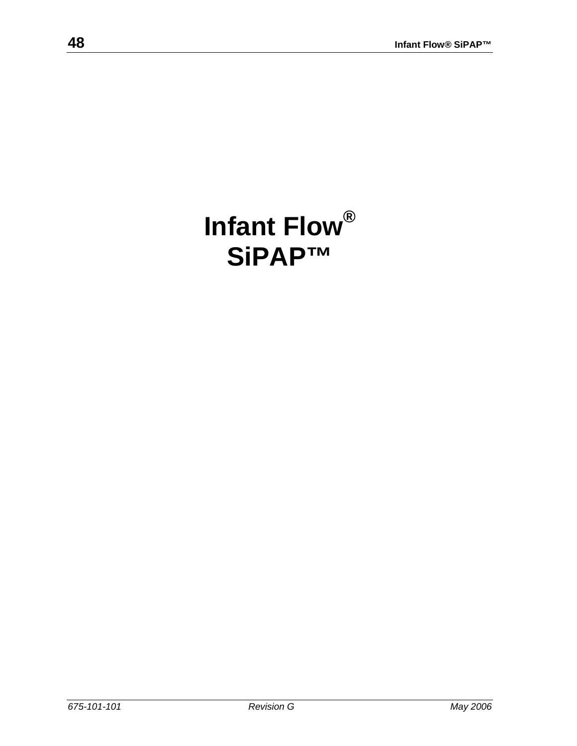# Infant Flow® SiPAP™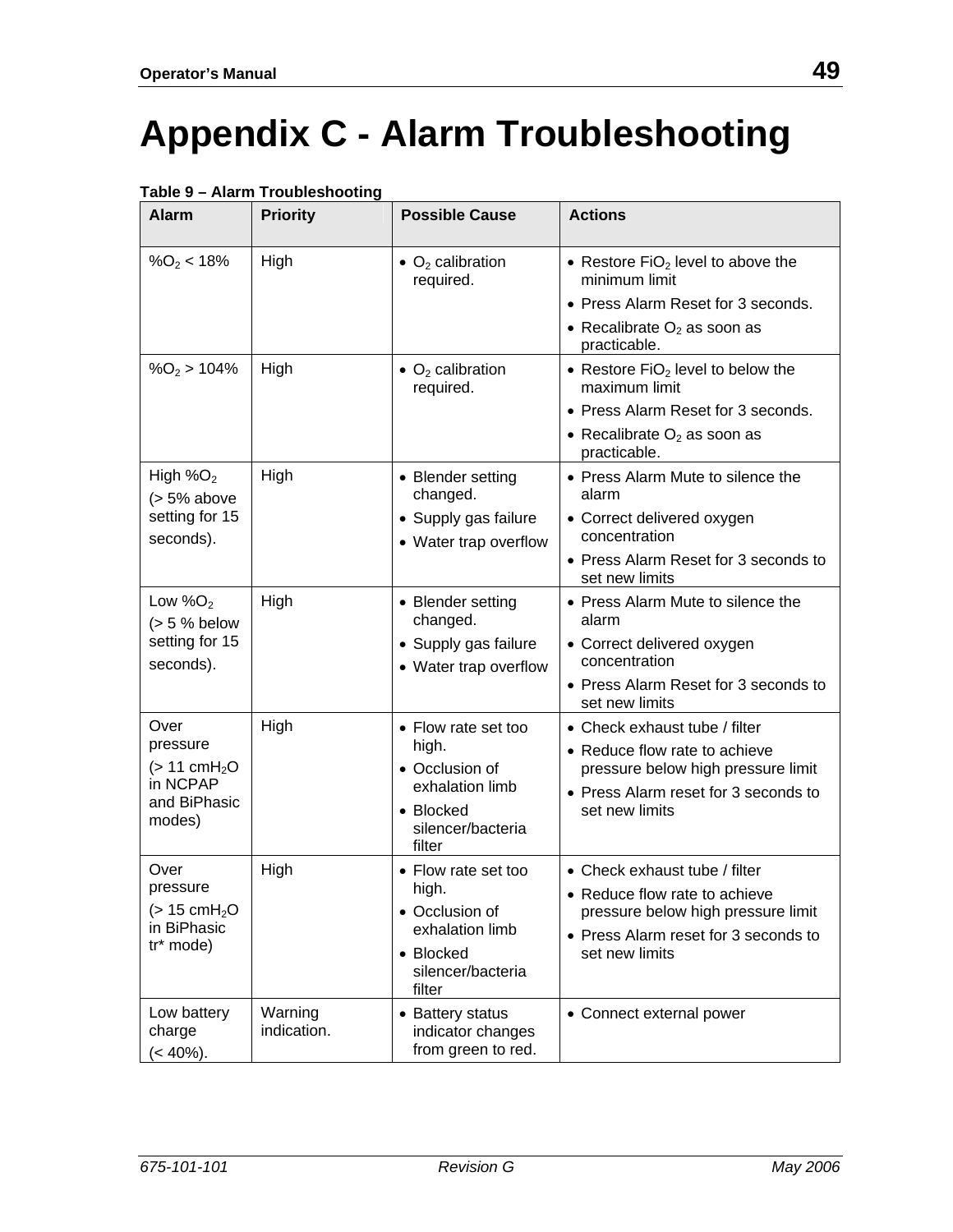# Appendix C - Alarm Troubleshooting

**Table 9 – Alarm Troubleshooting**

| Alarm | Priority | Possible Cause | Actions |
|---|---|---|---|
| %$O_2$ < 18% | High | • $O_2$ calibration required. | • Restore $FiO_2$ level to above the minimum limit<br>• Press Alarm Reset for 3 seconds.<br>• Recalibrate $O_2$ as soon as practicable. |
| %$O_2$ > 104% | High | • $O_2$ calibration required. | • Restore $FiO_2$ level to below the maximum limit<br>• Press Alarm Reset for 3 seconds.<br>• Recalibrate $O_2$ as soon as practicable. |
| High %$O_2$ (> 5% above setting for 15 seconds). | High | • Blender setting changed.<br>• Supply gas failure<br>• Water trap overflow | • Press Alarm Mute to silence the alarm<br>• Correct delivered oxygen concentration<br>• Press Alarm Reset for 3 seconds to set new limits |
| Low %$O_2$ (> 5 % below setting for 15 seconds). | High | • Blender setting changed.<br>• Supply gas failure<br>• Water trap overflow | • Press Alarm Mute to silence the alarm<br>• Correct delivered oxygen concentration<br>• Press Alarm Reset for 3 seconds to set new limits |
| Over pressure (> 11 cm$H_2O$ in NCPAP and BiPhasic modes) | High | • Flow rate set too high.<br>• Occlusion of exhalation limb<br>• Blocked silencer/bacteria filter | • Check exhaust tube / filter<br>• Reduce flow rate to achieve pressure below high pressure limit<br>• Press Alarm reset for 3 seconds to set new limits |
| Over pressure (> 15 cm$H_2O$ in BiPhasic tr* mode) | High | • Flow rate set too high.<br>• Occlusion of exhalation limb<br>• Blocked silencer/bacteria filter | • Check exhaust tube / filter<br>• Reduce flow rate to achieve pressure below high pressure limit<br>• Press Alarm reset for 3 seconds to set new limits |
| Low battery charge (< 40%). | Warning indication. | • Battery status indicator changes from green to red. | • Connect external power |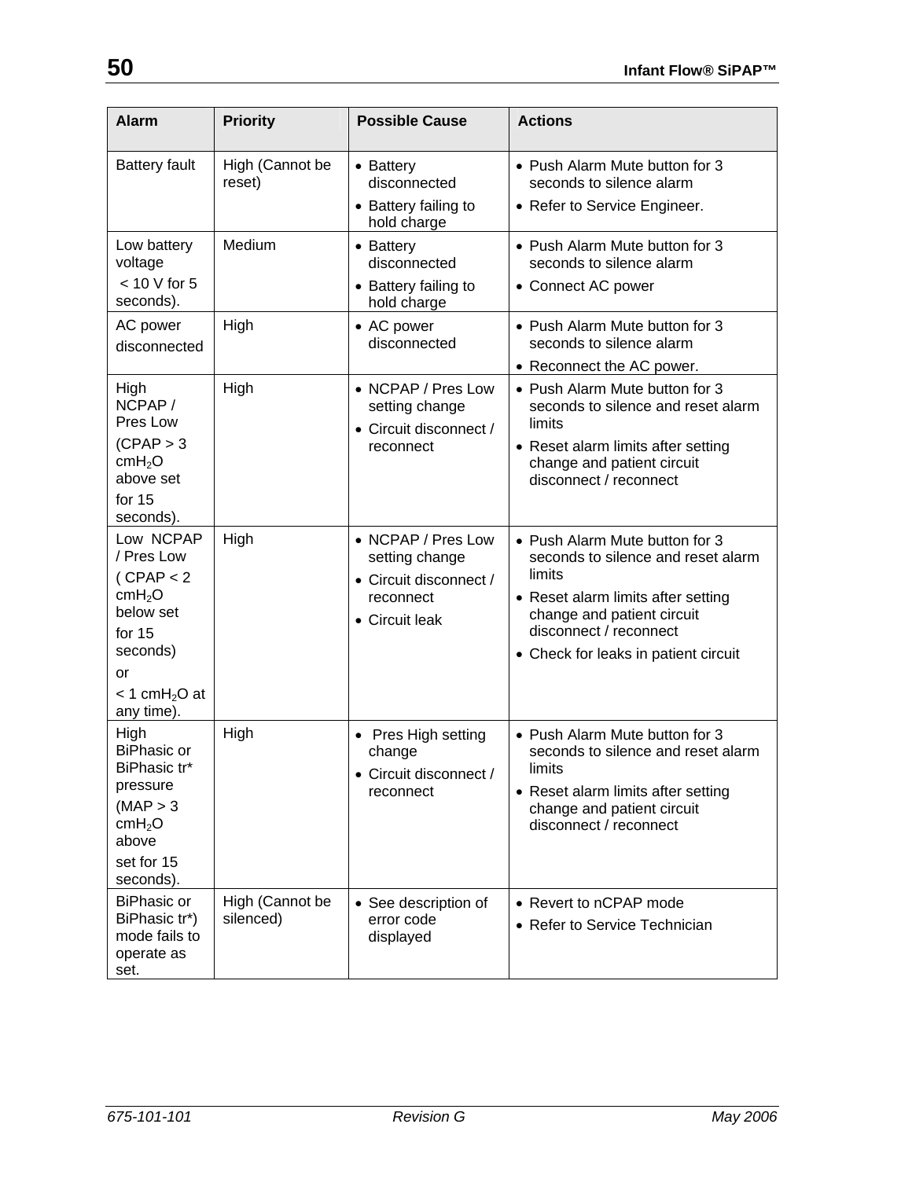| Alarm | Priority | Possible Cause | Actions |
|---|---|---|---|
| Battery fault | High (Cannot be reset) | • Battery disconnected<br>• Battery failing to hold charge | • Push Alarm Mute button for 3 seconds to silence alarm<br>• Refer to Service Engineer. |
| Low battery voltage < 10 V for 5 seconds). | Medium | • Battery disconnected<br>• Battery failing to hold charge | • Push Alarm Mute button for 3 seconds to silence alarm<br>• Connect AC power |
| AC power disconnected | High | • AC power disconnected | • Push Alarm Mute button for 3 seconds to silence alarm<br>• Reconnect the AC power. |
| High NCPAP / Pres Low (CPAP > 3 $cmH_2O$ above set for 15 seconds). | High | • NCPAP / Pres Low setting change<br>• Circuit disconnect / reconnect | • Push Alarm Mute button for 3 seconds to silence and reset alarm limits<br>• Reset alarm limits after setting change and patient circuit disconnect / reconnect |
| Low NCPAP / Pres Low ( CPAP < 2 $cmH_2O$ below set for 15 seconds) or < 1 $cmH_2O$ at any time). | High | • NCPAP / Pres Low setting change<br>• Circuit disconnect / reconnect<br>• Circuit leak | • Push Alarm Mute button for 3 seconds to silence and reset alarm limits<br>• Reset alarm limits after setting change and patient circuit disconnect / reconnect<br>• Check for leaks in patient circuit |
| High BiPhasic or BiPhasic tr* pressure (MAP > 3 $cmH_2O$ above set for 15 seconds). | High | • Pres High setting change<br>• Circuit disconnect / reconnect | • Push Alarm Mute button for 3 seconds to silence and reset alarm limits<br>• Reset alarm limits after setting change and patient circuit disconnect / reconnect |
| BiPhasic or BiPhasic tr*) mode fails to operate as set. | High (Cannot be silenced) | • See description of error code displayed | • Revert to nCPAP mode<br>• Refer to Service Technician |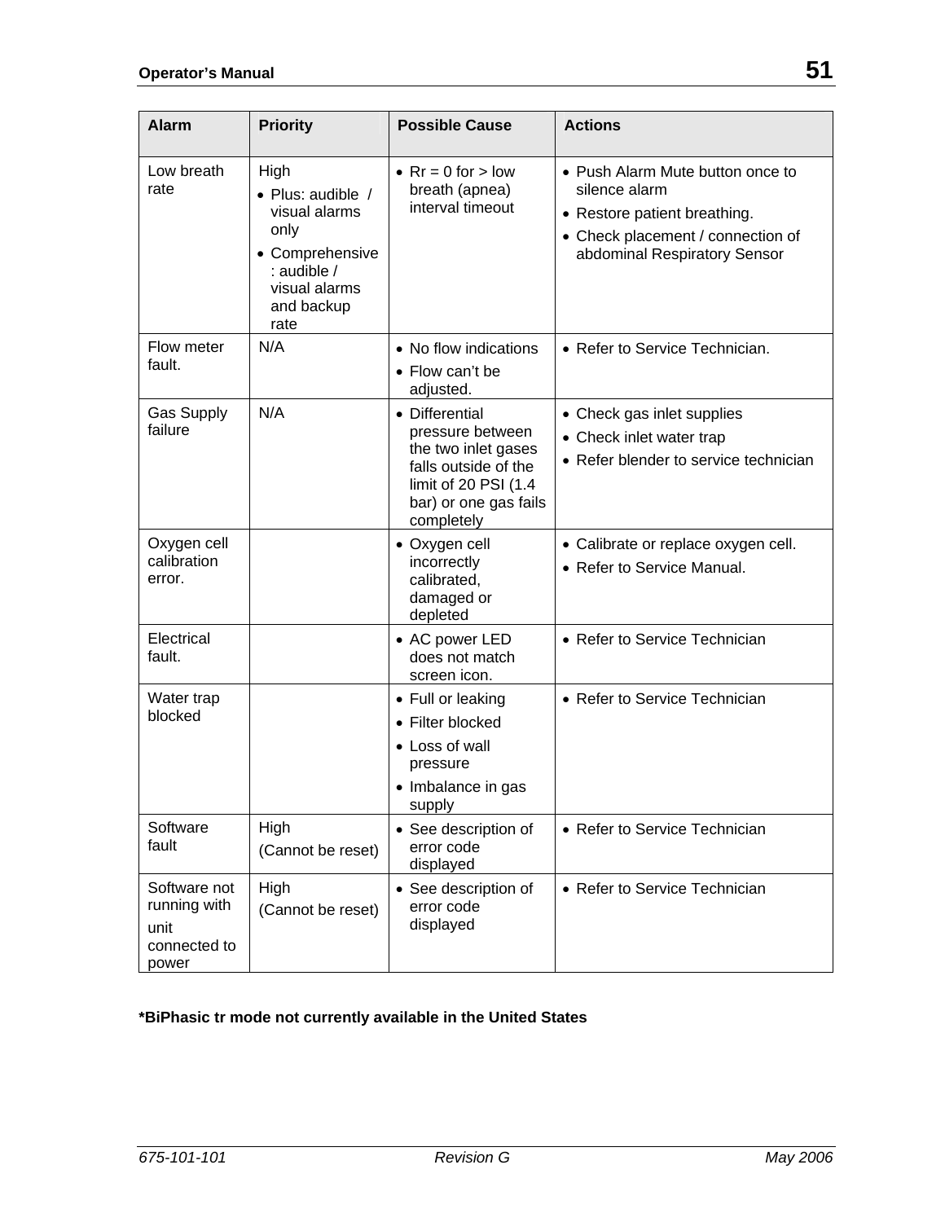| Alarm | Priority | Possible Cause | Actions |
|---|---|---|---|
| Low breath rate | High<br>• Plus: audible / visual alarms only<br>• Comprehensive: audible / visual alarms and backup rate | • Rr = 0 for > low breath (apnea) interval timeout | • Push Alarm Mute button once to silence alarm<br>• Restore patient breathing.<br>• Check placement / connection of abdominal Respiratory Sensor |
| Flow meter fault. | N/A | • No flow indications<br>• Flow can't be adjusted. | • Refer to Service Technician. |
| Gas Supply failure | N/A | • Differential pressure between the two inlet gases falls outside of the limit of 20 PSI (1.4 bar) or one gas fails completely | • Check gas inlet supplies<br>• Check inlet water trap<br>• Refer blender to service technician |
| Oxygen cell calibration error. | | • Oxygen cell incorrectly calibrated, damaged or depleted | • Calibrate or replace oxygen cell.<br>• Refer to Service Manual. |
| Electrical fault. | | • AC power LED does not match screen icon. | • Refer to Service Technician |
| Water trap blocked | | • Full or leaking<br>• Filter blocked<br>• Loss of wall pressure<br>• Imbalance in gas supply | • Refer to Service Technician |
| Software fault | High<br>(Cannot be reset) | • See description of error code displayed | • Refer to Service Technician |
| Software not running with unit connected to power | High<br>(Cannot be reset) | • See description of error code displayed | • Refer to Service Technician |

**\*BiPhasic tr mode not currently available in the United States**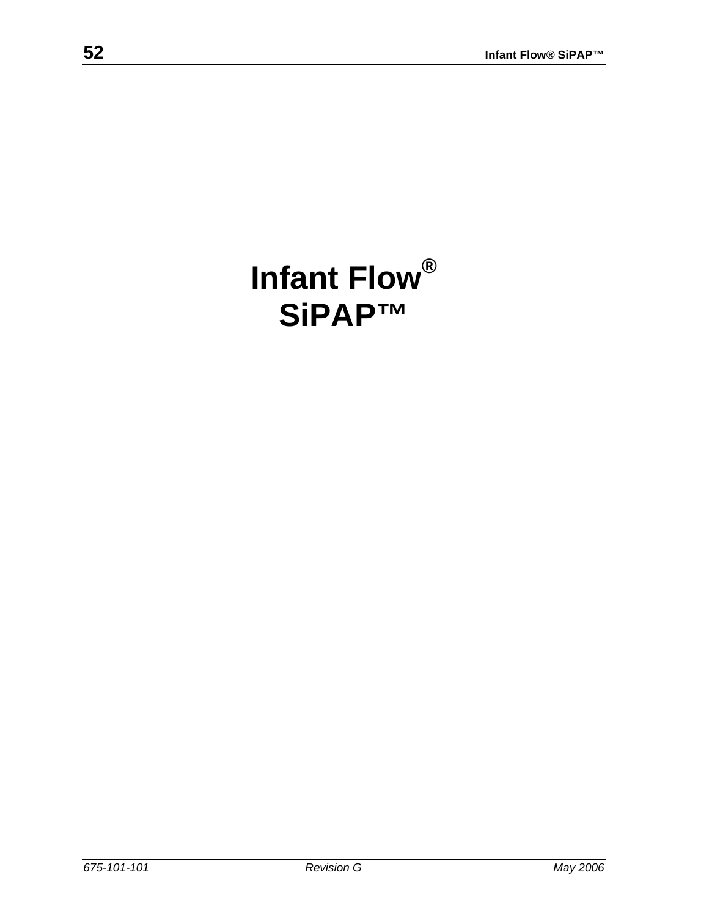# Infant Flow® SiPAP™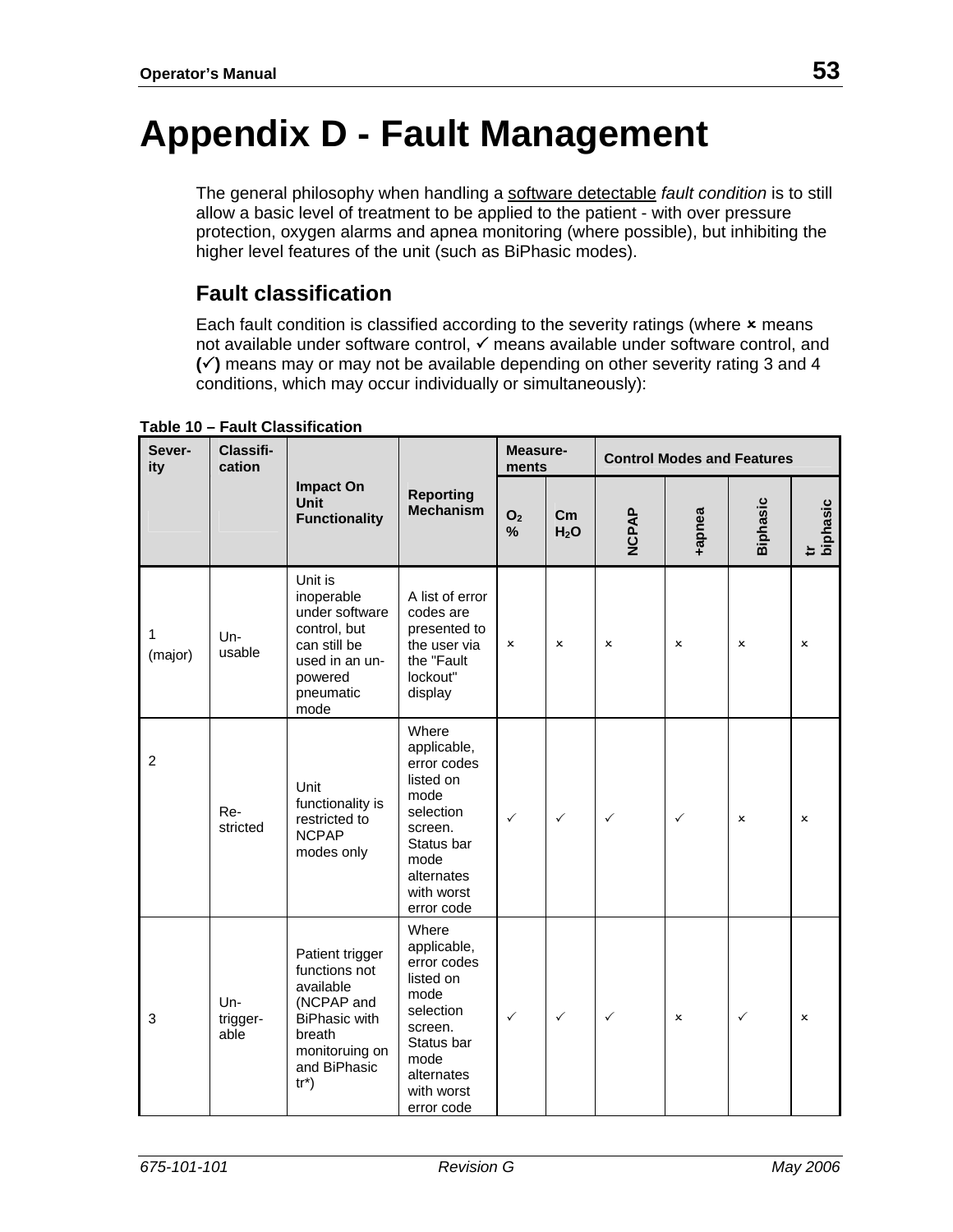# Appendix D - Fault Management

The general philosophy when handling a software detectable *fault condition* is to still allow a basic level of treatment to be applied to the patient - with over pressure protection, oxygen alarms and apnea monitoring (where possible), but inhibiting the higher level features of the unit (such as BiPhasic modes).

## Fault classification

Each fault condition is classified according to the severity ratings (where × means not available under software control, ✓ means available under software control, and **(✓)** means may or may not be available depending on other severity rating 3 and 4 conditions, which may occur individually or simultaneously):

**Table 10 – Fault Classification**

| Severity | Classification | Impact On Unit Functionality | Reporting Mechanism | Measurements | | Control Modes and Features | | | |
|---|---|---|---|---|---|---|---|---|---|
| | | | | $O_2$ % | Cm $H_2O$ | NCPAP | +apnea | Biphasic | tr biphasic |
| 1 (major) | Un-usable | Unit is inoperable under software control, but can still be used in an un-powered pneumatic mode | A list of error codes are presented to the user via the "Fault lockout" display | × | × | × | × | × | × |
| 2 | Re-stricted | Unit functionality is restricted to NCPAP modes only | Where applicable, error codes listed on mode selection screen. Status bar mode alternates with worst error code | ✓ | ✓ | ✓ | ✓ | × | × |
| 3 | Un-trigger-able | Patient trigger functions not available (NCPAP and BiPhasic with breath monitoruing on and BiPhasic tr*) | Where applicable, error codes listed on mode selection screen. Status bar mode alternates with worst error code | ✓ | ✓ | ✓ | × | ✓ | × |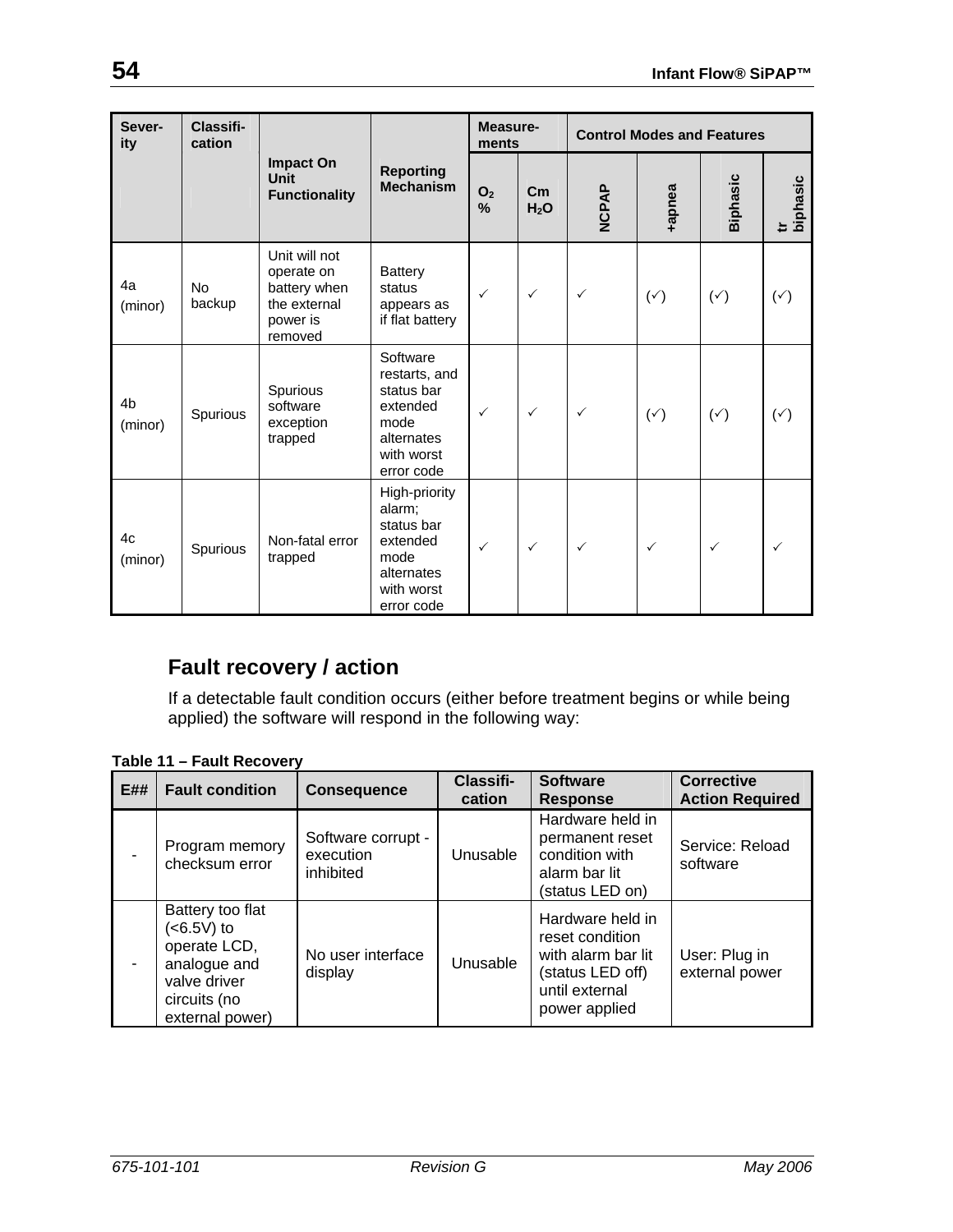| Sever-ity | Classifi-cation | Impact On Unit Functionality | Reporting Mechanism | Measure-ments | | Control Modes and Features | | | |
|---|---|---|---|---|---|---|---|---|---|
| | | | | $O_2$ % | Cm $H_2O$ | NCPAP | +apnea | Biphasic | tr biphasic |
| 4a (minor) | No backup | Unit will not operate on battery when the external power is removed | Battery status appears as if flat battery | ✓ | ✓ | ✓ | (✓) | (✓) | (✓) |
| 4b (minor) | Spurious | Spurious software exception trapped | Software restarts, and status bar extended mode alternates with worst error code | ✓ | ✓ | ✓ | (✓) | (✓) | (✓) |
| 4c (minor) | Spurious | Non-fatal error trapped | High-priority alarm; status bar extended mode alternates with worst error code | ✓ | ✓ | ✓ | ✓ | ✓ | ✓ |

## Fault recovery / action

If a detectable fault condition occurs (either before treatment begins or while being applied) the software will respond in the following way:

**Table 11 – Fault Recovery**

| E## | Fault condition | Consequence | Classifi-cation | Software Response | Corrective Action Required |
|---|---|---|---|---|---|
| - | Program memory checksum error | Software corrupt - execution inhibited | Unusable | Hardware held in permanent reset condition with alarm bar lit (status LED on) | Service: Reload software |
| - | Battery too flat (<6.5V) to operate LCD, analogue and valve driver circuits (no external power) | No user interface display | Unusable | Hardware held in reset condition with alarm bar lit (status LED off) until external power applied | User: Plug in external power |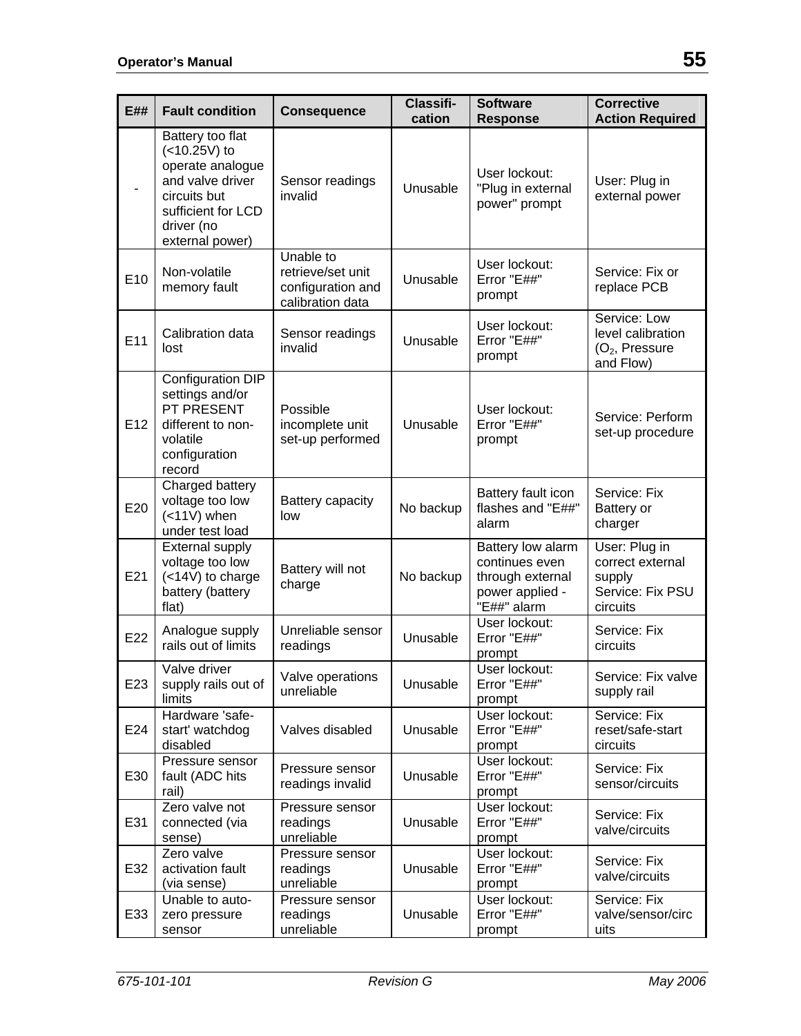| E## | Fault condition | Consequence | Classifi-cation | Software Response | Corrective Action Required |
|---|---|---|---|---|---|
| - | Battery too flat (<10.25V) to operate analogue and valve driver circuits but sufficient for LCD driver (no external power) | Sensor readings invalid | Unusable | User lockout: "Plug in external power" prompt | User: Plug in external power |
| E10 | Non-volatile memory fault | Unable to retrieve/set unit configuration and calibration data | Unusable | User lockout: Error "E##" prompt | Service: Fix or replace PCB |
| E11 | Calibration data lost | Sensor readings invalid | Unusable | User lockout: Error "E##" prompt | Service: Low level calibration ($O_2$, Pressure and Flow) |
| E12 | Configuration DIP settings and/or PT PRESENT different to non-volatile configuration record | Possible incomplete unit set-up performed | Unusable | User lockout: Error "E##" prompt | Service: Perform set-up procedure |
| E20 | Charged battery voltage too low (<11V) when under test load | Battery capacity low | No backup | Battery fault icon flashes and "E##" alarm | Service: Fix Battery or charger |
| E21 | External supply voltage too low (<14V) to charge battery (battery flat) | Battery will not charge | No backup | Battery low alarm continues even through external power applied - "E##" alarm | User: Plug in correct external supply Service: Fix PSU circuits |
| E22 | Analogue supply rails out of limits | Unreliable sensor readings | Unusable | User lockout: Error "E##" prompt | Service: Fix circuits |
| E23 | Valve driver supply rails out of limits | Valve operations unreliable | Unusable | User lockout: Error "E##" prompt | Service: Fix valve supply rail |
| E24 | Hardware 'safe-start' watchdog disabled | Valves disabled | Unusable | User lockout: Error "E##" prompt | Service: Fix reset/safe-start circuits |
| E30 | Pressure sensor fault (ADC hits rail) | Pressure sensor readings invalid | Unusable | User lockout: Error "E##" prompt | Service: Fix sensor/circuits |
| E31 | Zero valve not connected (via sense) | Pressure sensor readings unreliable | Unusable | User lockout: Error "E##" prompt | Service: Fix valve/circuits |
| E32 | Zero valve activation fault (via sense) | Pressure sensor readings unreliable | Unusable | User lockout: Error "E##" prompt | Service: Fix valve/circuits |
| E33 | Unable to auto-zero pressure sensor | Pressure sensor readings unreliable | Unusable | User lockout: Error "E##" prompt | Service: Fix valve/sensor/circuits |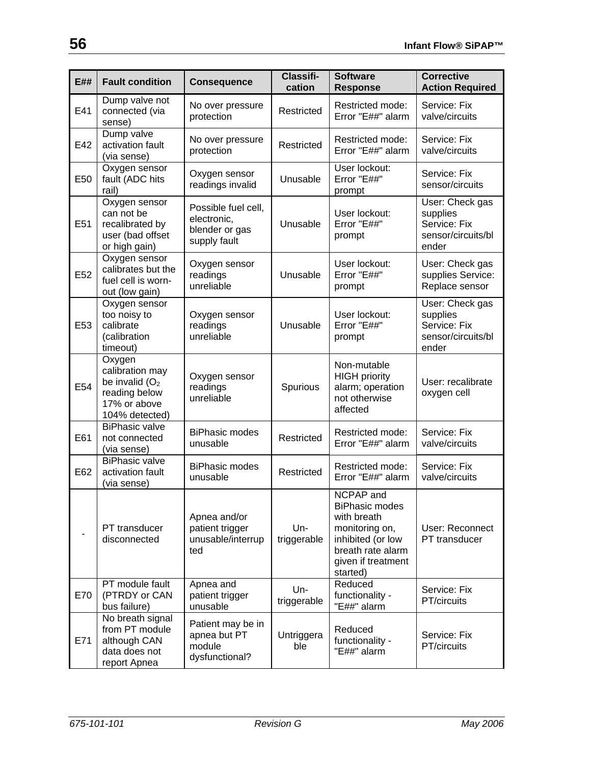| E## | Fault condition | Consequence | Classification | Software Response | Corrective Action Required |
|---|---|---|---|---|---|
| E41 | Dump valve not connected (via sense) | No over pressure protection | Restricted | Restricted mode: Error "E##" alarm | Service: Fix valve/circuits |
| E42 | Dump valve activation fault (via sense) | No over pressure protection | Restricted | Restricted mode: Error "E##" alarm | Service: Fix valve/circuits |
| E50 | Oxygen sensor fault (ADC hits rail) | Oxygen sensor readings invalid | Unusable | User lockout: Error "E##" prompt | Service: Fix sensor/circuits |
| E51 | Oxygen sensor can not be recalibrated by user (bad offset or high gain) | Possible fuel cell, electronic, blender or gas supply fault | Unusable | User lockout: Error "E##" prompt | User: Check gas supplies Service: Fix sensor/circuits/blender |
| E52 | Oxygen sensor calibrates but the fuel cell is worn-out (low gain) | Oxygen sensor readings unreliable | Unusable | User lockout: Error "E##" prompt | User: Check gas supplies Service: Replace sensor |
| E53 | Oxygen sensor too noisy to calibrate (calibration timeout) | Oxygen sensor readings unreliable | Unusable | User lockout: Error "E##" prompt | User: Check gas supplies Service: Fix sensor/circuits/blender |
| E54 | Oxygen calibration may be invalid ($O_2$ reading below 17% or above 104% detected) | Oxygen sensor readings unreliable | Spurious | Non-mutable HIGH priority alarm; operation not otherwise affected | User: recalibrate oxygen cell |
| E61 | BiPhasic valve not connected (via sense) | BiPhasic modes unusable | Restricted | Restricted mode: Error "E##" alarm | Service: Fix valve/circuits |
| E62 | BiPhasic valve activation fault (via sense) | BiPhasic modes unusable | Restricted | Restricted mode: Error "E##" alarm | Service: Fix valve/circuits |
| - | PT transducer disconnected | Apnea and/or patient trigger unusable/interrupted | Un-triggerable | NCPAP and BiPhasic modes with breath monitoring on, inhibited (or low breath rate alarm given if treatment started) | User: Reconnect PT transducer |
| E70 | PT module fault (PTRDY or CAN bus failure) | Apnea and patient trigger unusable | Un-triggerable | Reduced functionality - "E##" alarm | Service: Fix PT/circuits |
| E71 | No breath signal from PT module although CAN data does not report Apnea | Patient may be in apnea but PT module dysfunctional? | Untriggerable | Reduced functionality - "E##" alarm | Service: Fix PT/circuits |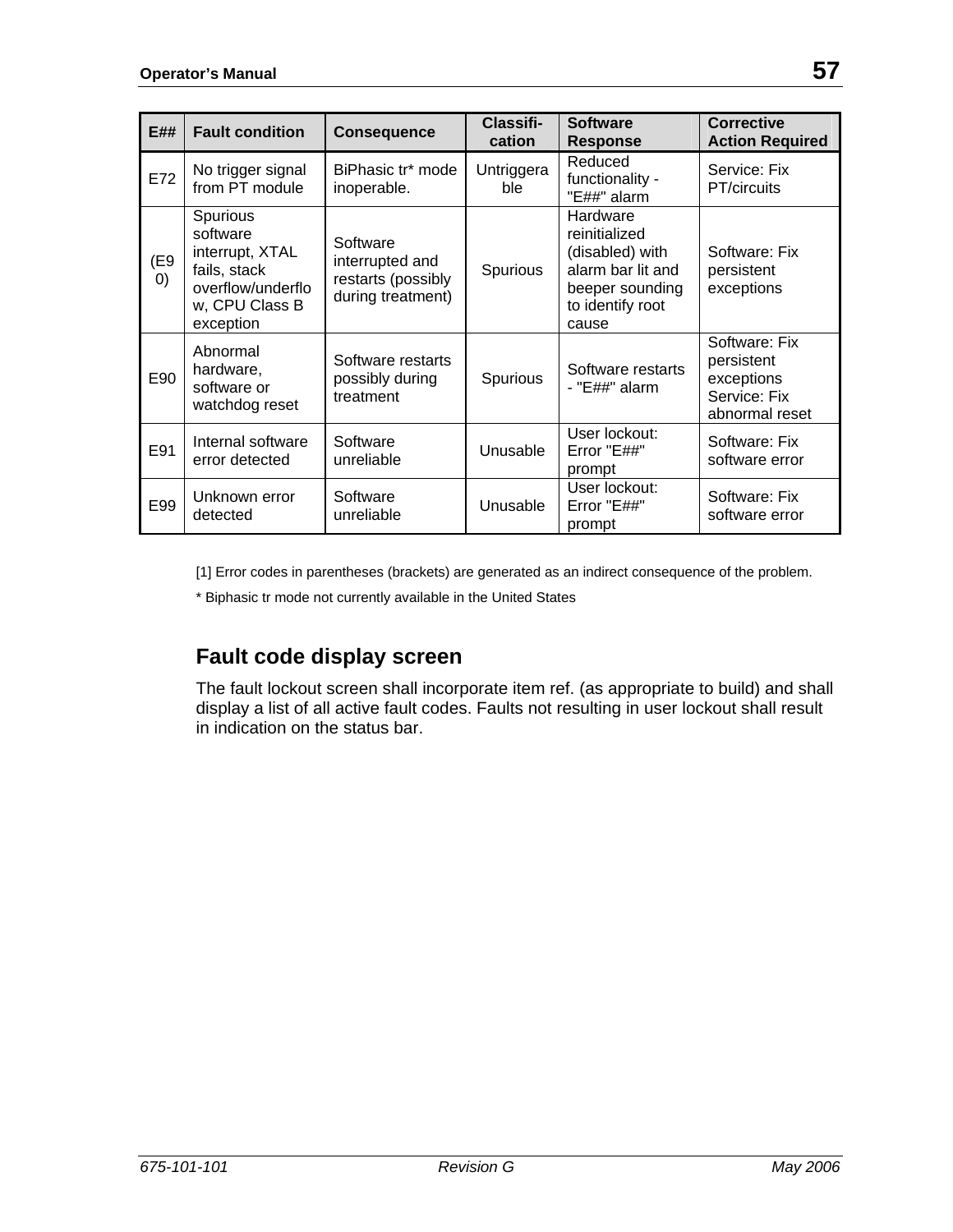| E## | Fault condition | Consequence | Classifi-cation | Software Response | Corrective Action Required |
|---|---|---|---|---|---|
| E72 | No trigger signal from PT module | BiPhasic tr* mode inoperable. | Untriggerable | Reduced functionality - "E##" alarm | Service: Fix PT/circuits |
| (E90) | Spurious software interrupt, XTAL fails, stack overflow/underflow, CPU Class B exception | Software interrupted and restarts (possibly during treatment) | Spurious | Hardware reinitialized (disabled) with alarm bar lit and beeper sounding to identify root cause | Software: Fix persistent exceptions |
| E90 | Abnormal hardware, software or watchdog reset | Software restarts possibly during treatment | Spurious | Software restarts - "E##" alarm | Software: Fix persistent exceptions Service: Fix abnormal reset |
| E91 | Internal software error detected | Software unreliable | Unusable | User lockout: Error "E##" prompt | Software: Fix software error |
| E99 | Unknown error detected | Software unreliable | Unusable | User lockout: Error "E##" prompt | Software: Fix software error |

[1] Error codes in parentheses (brackets) are generated as an indirect consequence of the problem.

* Biphasic tr mode not currently available in the United States

## Fault code display screen

The fault lockout screen shall incorporate item ref. (as appropriate to build) and shall display a list of all active fault codes. Faults not resulting in user lockout shall result in indication on the status bar.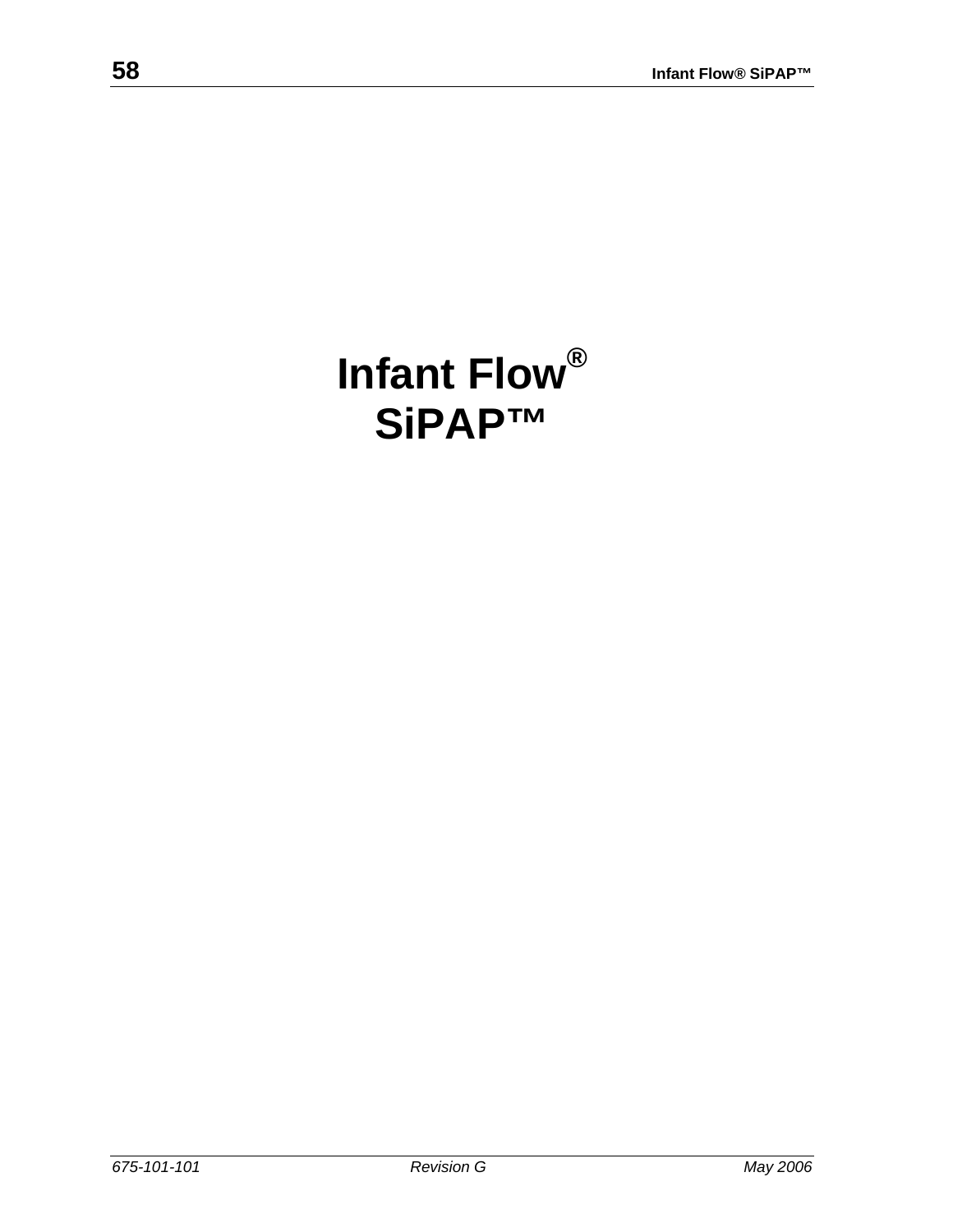# Infant Flow®
# SiPAP™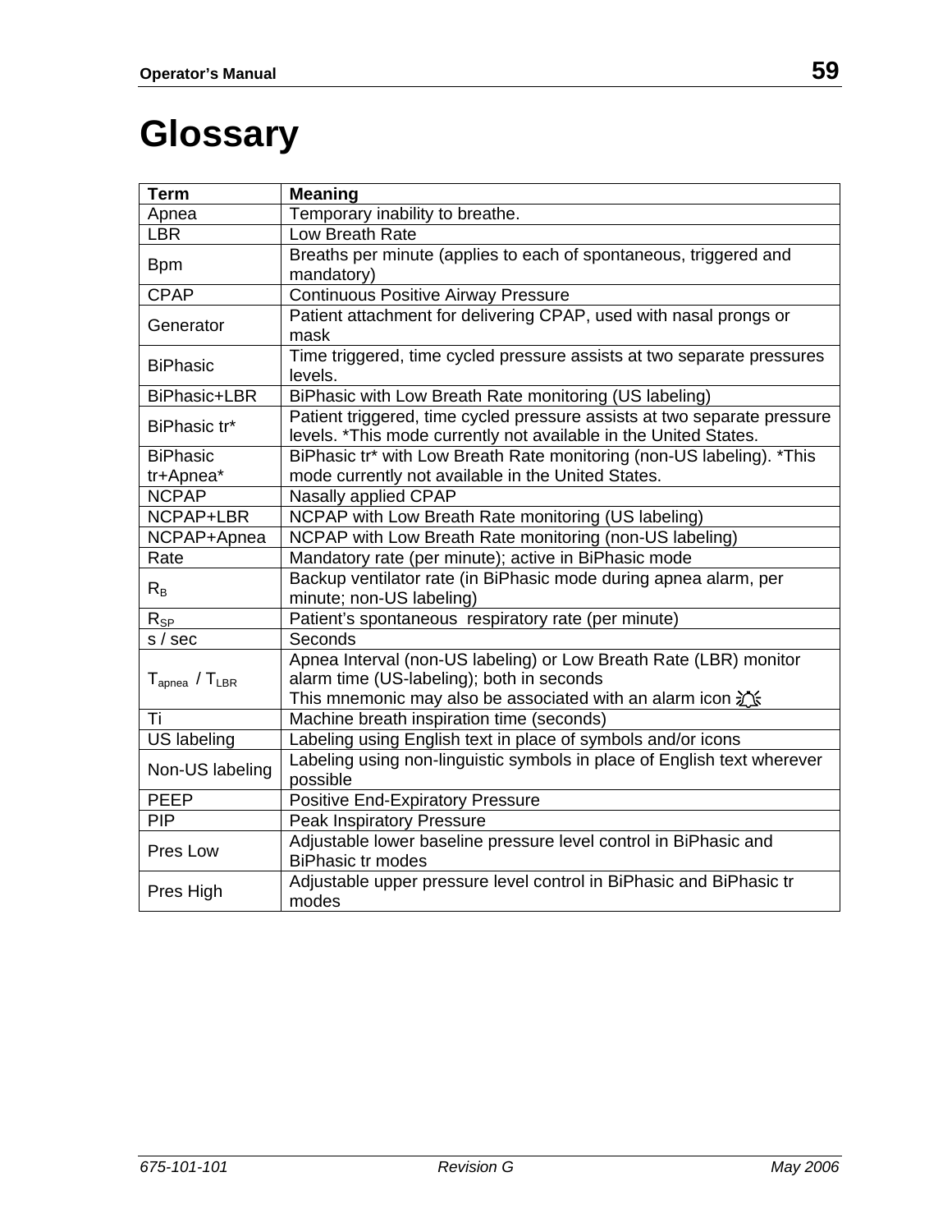# Glossary

| Term | Meaning |
|---|---|
| Apnea | Temporary inability to breathe. |
| LBR | Low Breath Rate |
| Bpm | Breaths per minute (applies to each of spontaneous, triggered and mandatory) |
| CPAP | Continuous Positive Airway Pressure |
| Generator | Patient attachment for delivering CPAP, used with nasal prongs or mask |
| BiPhasic | Time triggered, time cycled pressure assists at two separate pressures levels. |
| BiPhasic+LBR | BiPhasic with Low Breath Rate monitoring (US labeling) |
| BiPhasic tr* | Patient triggered, time cycled pressure assists at two separate pressure levels. *This mode currently not available in the United States. |
| BiPhasic tr+Apnea* | BiPhasic tr* with Low Breath Rate monitoring (non-US labeling). *This mode currently not available in the United States. |
| NCPAP | Nasally applied CPAP |
| NCPAP+LBR | NCPAP with Low Breath Rate monitoring (US labeling) |
| NCPAP+Apnea | NCPAP with Low Breath Rate monitoring (non-US labeling) |
| Rate | Mandatory rate (per minute); active in BiPhasic mode |
| $R_B$ | Backup ventilator rate (in BiPhasic mode during apnea alarm, per minute; non-US labeling) |
| $R_{SP}$ | Patient's spontaneous respiratory rate (per minute) |
| s / sec | Seconds |
| $T_{apnea}$ / $T_{LBR}$ | Apnea Interval (non-US labeling) or Low Breath Rate (LBR) monitor alarm time (US-labeling); both in seconds<br>This mnemonic may also be associated with an alarm icon |
| Ti | Machine breath inspiration time (seconds) |
| US labeling | Labeling using English text in place of symbols and/or icons |
| Non-US labeling | Labeling using non-linguistic symbols in place of English text wherever possible |
| PEEP | Positive End-Expiratory Pressure |
| PIP | Peak Inspiratory Pressure |
| Pres Low | Adjustable lower baseline pressure level control in BiPhasic and BiPhasic tr modes |
| Pres High | Adjustable upper pressure level control in BiPhasic and BiPhasic tr modes |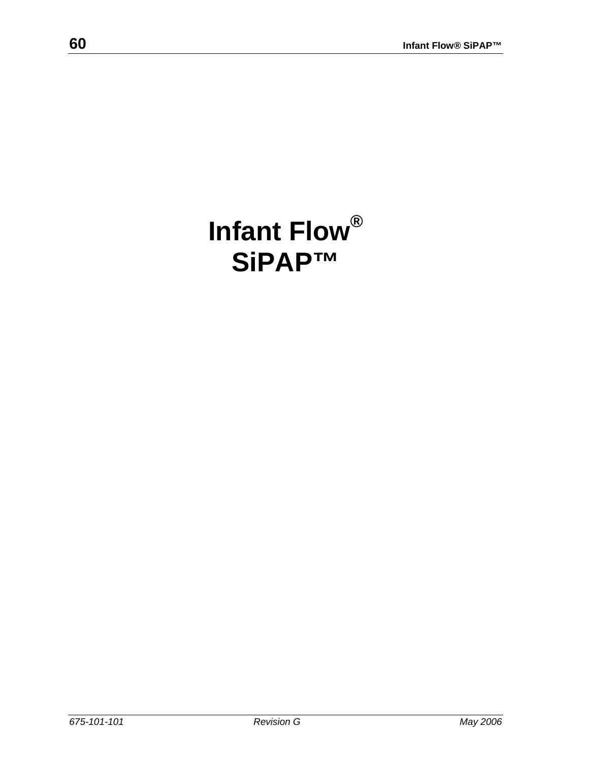# Infant Flow®
# SiPAP™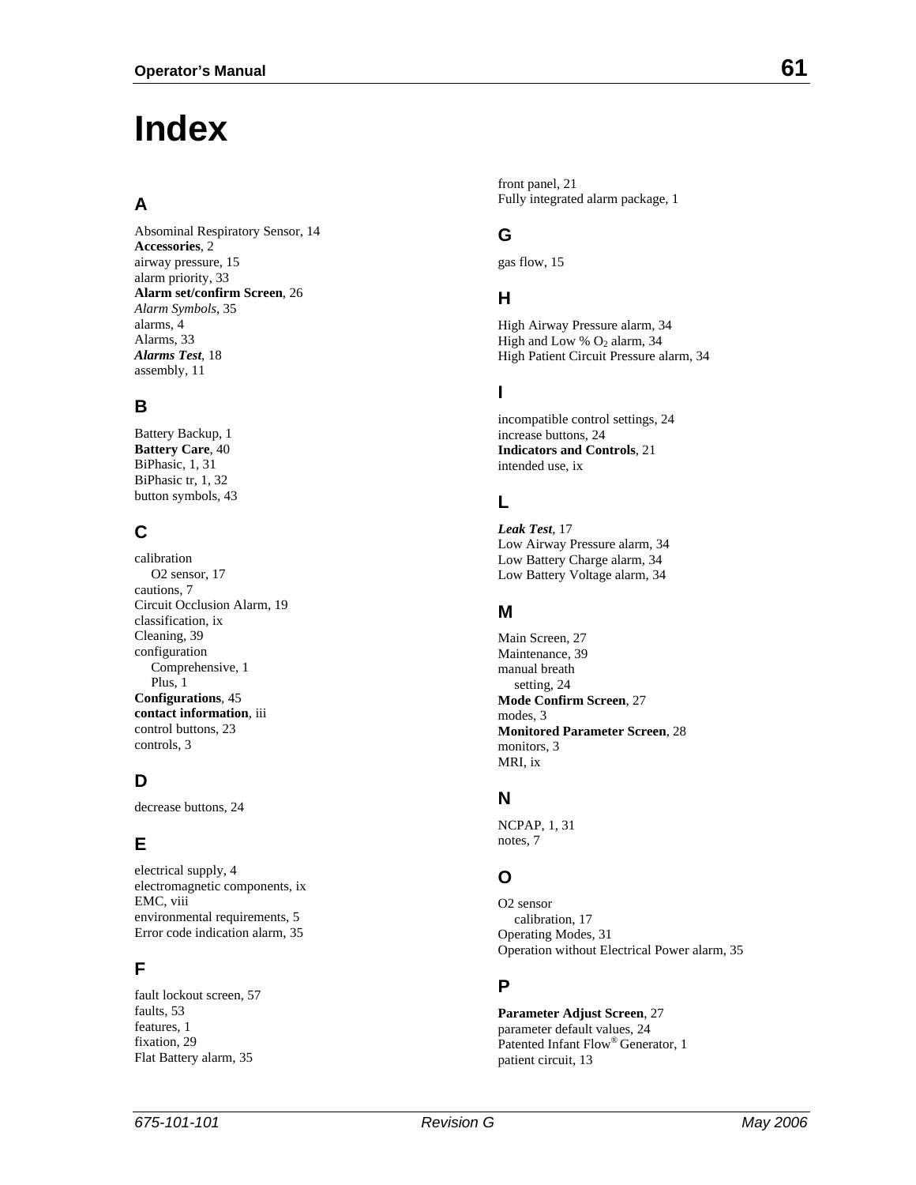# Index

## A

Absominal Respiratory Sensor, 14
**Accessories**, 2
airway pressure, 15
alarm priority, 33
**Alarm set/confirm Screen**, 26
*Alarm Symbols*, 35
alarms, 4
Alarms, 33
***Alarms Test***, 18
assembly, 11

## B

Battery Backup, 1
**Battery Care**, 40
BiPhasic, 1, 31
BiPhasic tr, 1, 32
button symbols, 43

## C

calibration
    O2 sensor, 17
cautions, 7
Circuit Occlusion Alarm, 19
classification, ix
Cleaning, 39
configuration
    Comprehensive, 1
    Plus, 1
**Configurations**, 45
**contact information**, iii
control buttons, 23
controls, 3

## D

decrease buttons, 24

## E

electrical supply, 4
electromagnetic components, ix
EMC, viii
environmental requirements, 5
Error code indication alarm, 35

## F

fault lockout screen, 57
faults, 53
features, 1
fixation, 29
Flat Battery alarm, 35
front panel, 21
Fully integrated alarm package, 1

## G

gas flow, 15

## H

High Airway Pressure alarm, 34
High and Low % $O_2$ alarm, 34
High Patient Circuit Pressure alarm, 34

## I

incompatible control settings, 24
increase buttons, 24
**Indicators and Controls**, 21
intended use, ix

## L

***Leak Test***, 17
Low Airway Pressure alarm, 34
Low Battery Charge alarm, 34
Low Battery Voltage alarm, 34

## M

Main Screen, 27
Maintenance, 39
manual breath
    setting, 24
**Mode Confirm Screen**, 27
modes, 3
**Monitored Parameter Screen**, 28
monitors, 3
MRI, ix

## N

NCPAP, 1, 31
notes, 7

## O

O2 sensor
    calibration, 17
Operating Modes, 31
Operation without Electrical Power alarm, 35

## P

**Parameter Adjust Screen**, 27
parameter default values, 24
Patented Infant Flow® Generator, 1
patient circuit, 13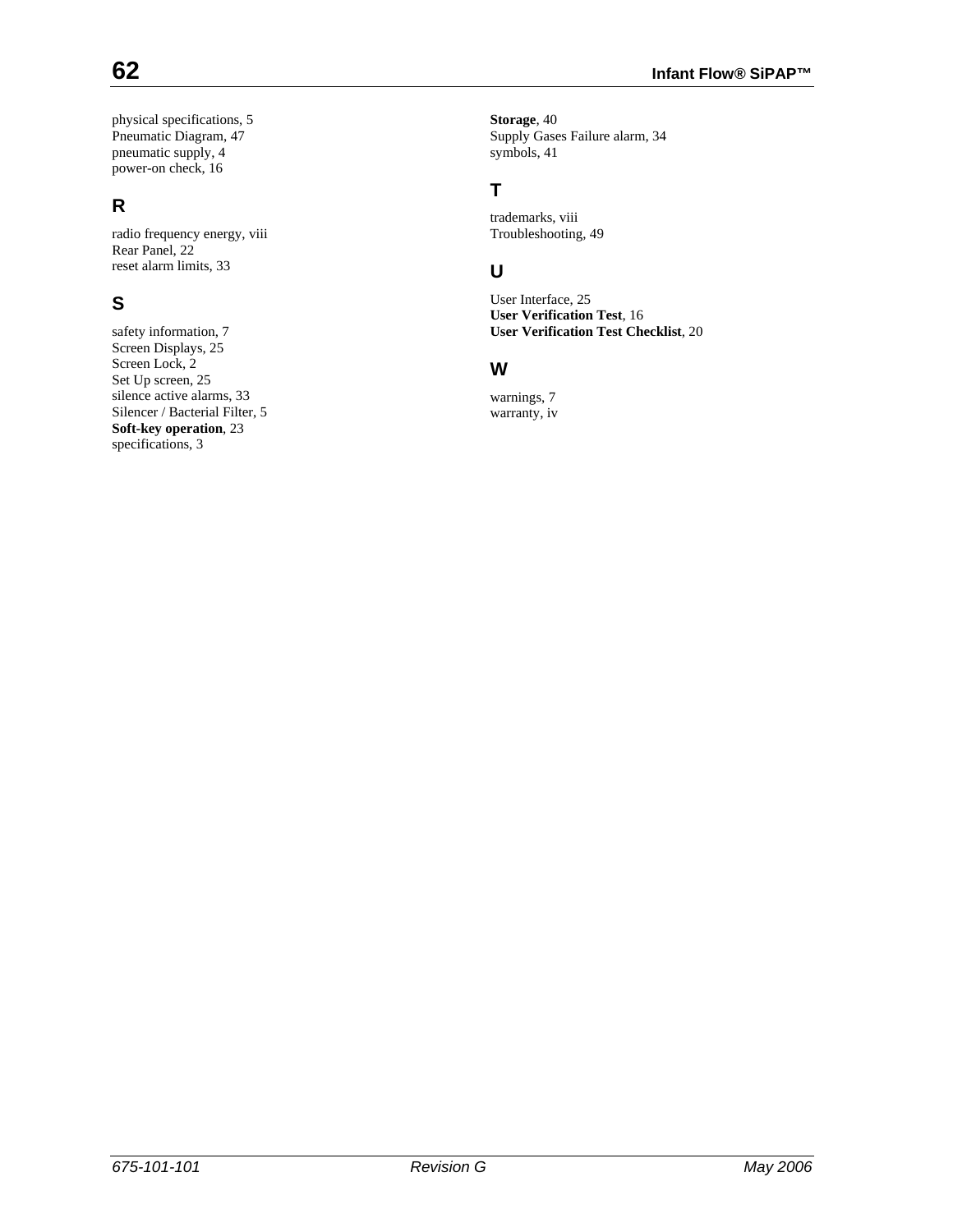physical specifications, 5
Pneumatic Diagram, 47
pneumatic supply, 4
power-on check, 16

## R

radio frequency energy, viii
Rear Panel, 22
reset alarm limits, 33

## S

safety information, 7
Screen Displays, 25
Screen Lock, 2
Set Up screen, 25
silence active alarms, 33
Silencer / Bacterial Filter, 5
**Soft-key operation**, 23
specifications, 3
**Storage**, 40
Supply Gases Failure alarm, 34
symbols, 41

## T

trademarks, viii
Troubleshooting, 49

## U

User Interface, 25
**User Verification Test**, 16
**User Verification Test Checklist**, 20

## W

warnings, 7
warranty, iv